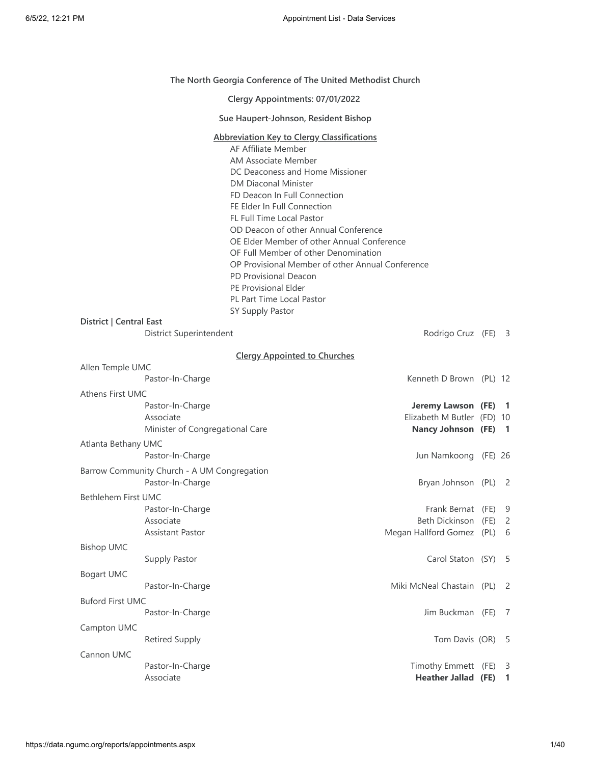**The North Georgia Conference of The United Methodist Church**

**Clergy Appointments: 07/01/2022**

**Sue Haupert-Johnson, Resident Bishop**

**Abbreviation Key to Clergy Classifications**

- AF Affiliate Member
- AM Associate Member
- DC Deaconess and Home Missioner
- DM Diaconal Minister
- FD Deacon In Full Connection
- FE Elder In Full Connection
- FL Full Time Local Pastor
- OD Deacon of other Annual Conference
- OE Elder Member of other Annual Conference
- OF Full Member of other Denomination
- OP Provisional Member of other Annual Conference
- PD Provisional Deacon
- PE Provisional Elder
- PL Part Time Local Pastor
- SY Supply Pastor

**District | Central East**

| | Role | Name | Class | Years |
|---|---|---|---|---|
| | District Superintendent | Rodrigo Cruz | (FE) | 3 |

**Clergy Appointed to Churches**

| Church | Role | Name | Class | Years |
|---|---|---|---|---|
| Allen Temple UMC | | | | |
| | Pastor-In-Charge | Kenneth D Brown | (PL) | 12 |
| Athens First UMC | | | | |
| | Pastor-In-Charge | **Jeremy Lawson** | **(FE)** | **1** |
| | Associate | Elizabeth M Butler | (FD) | 10 |
| | Minister of Congregational Care | **Nancy Johnson** | **(FE)** | **1** |
| Atlanta Bethany UMC | | | | |
| | Pastor-In-Charge | Jun Namkoong | (FE) | 26 |
| Barrow Community Church - A UM Congregation | | | | |
| | Pastor-In-Charge | Bryan Johnson | (PL) | 2 |
| Bethlehem First UMC | | | | |
| | Pastor-In-Charge | Frank Bernat | (FE) | 9 |
| | Associate | Beth Dickinson | (FE) | 2 |
| | Assistant Pastor | Megan Hallford Gomez | (PL) | 6 |
| Bishop UMC | | | | |
| | Supply Pastor | Carol Staton | (SY) | 5 |
| Bogart UMC | | | | |
| | Pastor-In-Charge | Miki McNeal Chastain | (PL) | 2 |
| Buford First UMC | | | | |
| | Pastor-In-Charge | Jim Buckman | (FE) | 7 |
| Campton UMC | | | | |
| | Retired Supply | Tom Davis | (OR) | 5 |
| Cannon UMC | | | | |
| | Pastor-In-Charge | Timothy Emmett | (FE) | 3 |
| | Associate | **Heather Jallad** | **(FE)** | **1** |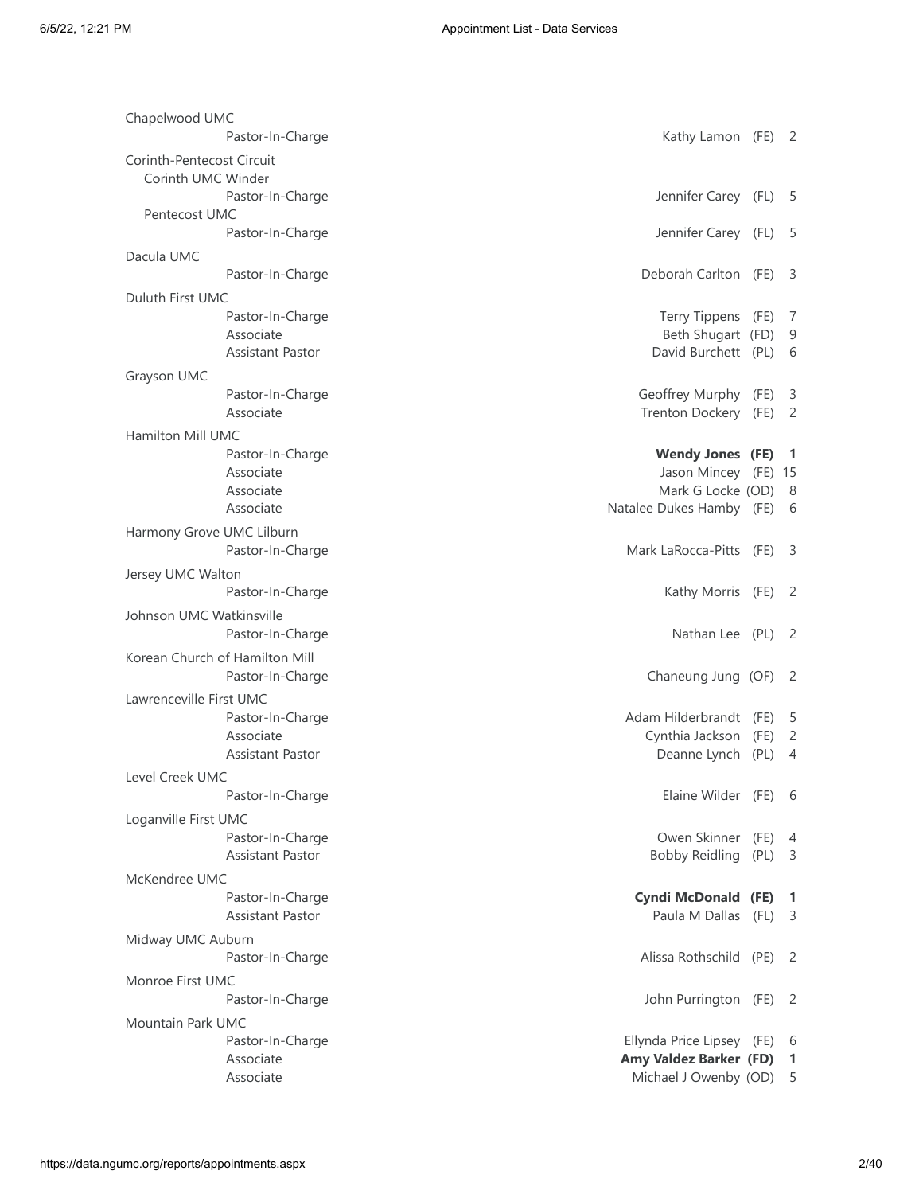| Church / Position | Name | Status | Years |
|---|---|---|---|
| **Chapelwood UMC** | | | |
| Pastor-In-Charge | Kathy Lamon | (FE) | 2 |
| **Corinth-Pentecost Circuit** | | | |
| Corinth UMC Winder | | | |
| Pastor-In-Charge | Jennifer Carey | (FL) | 5 |
| Pentecost UMC | | | |
| Pastor-In-Charge | Jennifer Carey | (FL) | 5 |
| **Dacula UMC** | | | |
| Pastor-In-Charge | Deborah Carlton | (FE) | 3 |
| **Duluth First UMC** | | | |
| Pastor-In-Charge | Terry Tippens | (FE) | 7 |
| Associate | Beth Shugart | (FD) | 9 |
| Assistant Pastor | David Burchett | (PL) | 6 |
| **Grayson UMC** | | | |
| Pastor-In-Charge | Geoffrey Murphy | (FE) | 3 |
| Associate | Trenton Dockery | (FE) | 2 |
| **Hamilton Mill UMC** | | | |
| Pastor-In-Charge | **Wendy Jones** | **(FE)** | **1** |
| Associate | Jason Mincey | (FE) | 15 |
| Associate | Mark G Locke | (OD) | 8 |
| Associate | Natalee Dukes Hamby | (FE) | 6 |
| **Harmony Grove UMC Lilburn** | | | |
| Pastor-In-Charge | Mark LaRocca-Pitts | (FE) | 3 |
| **Jersey UMC Walton** | | | |
| Pastor-In-Charge | Kathy Morris | (FE) | 2 |
| **Johnson UMC Watkinsville** | | | |
| Pastor-In-Charge | Nathan Lee | (PL) | 2 |
| **Korean Church of Hamilton Mill** | | | |
| Pastor-In-Charge | Chaneung Jung | (OF) | 2 |
| **Lawrenceville First UMC** | | | |
| Pastor-In-Charge | Adam Hilderbrandt | (FE) | 5 |
| Associate | Cynthia Jackson | (FE) | 2 |
| Assistant Pastor | Deanne Lynch | (PL) | 4 |
| **Level Creek UMC** | | | |
| Pastor-In-Charge | Elaine Wilder | (FE) | 6 |
| **Loganville First UMC** | | | |
| Pastor-In-Charge | Owen Skinner | (FE) | 4 |
| Assistant Pastor | Bobby Reidling | (PL) | 3 |
| **McKendree UMC** | | | |
| Pastor-In-Charge | **Cyndi McDonald** | **(FE)** | **1** |
| Assistant Pastor | Paula M Dallas | (FL) | 3 |
| **Midway UMC Auburn** | | | |
| Pastor-In-Charge | Alissa Rothschild | (PE) | 2 |
| **Monroe First UMC** | | | |
| Pastor-In-Charge | John Purrington | (FE) | 2 |
| **Mountain Park UMC** | | | |
| Pastor-In-Charge | Ellynda Price Lipsey | (FE) | 6 |
| Associate | **Amy Valdez Barker** | **(FD)** | **1** |
| Associate | Michael J Owenby | (OD) | 5 |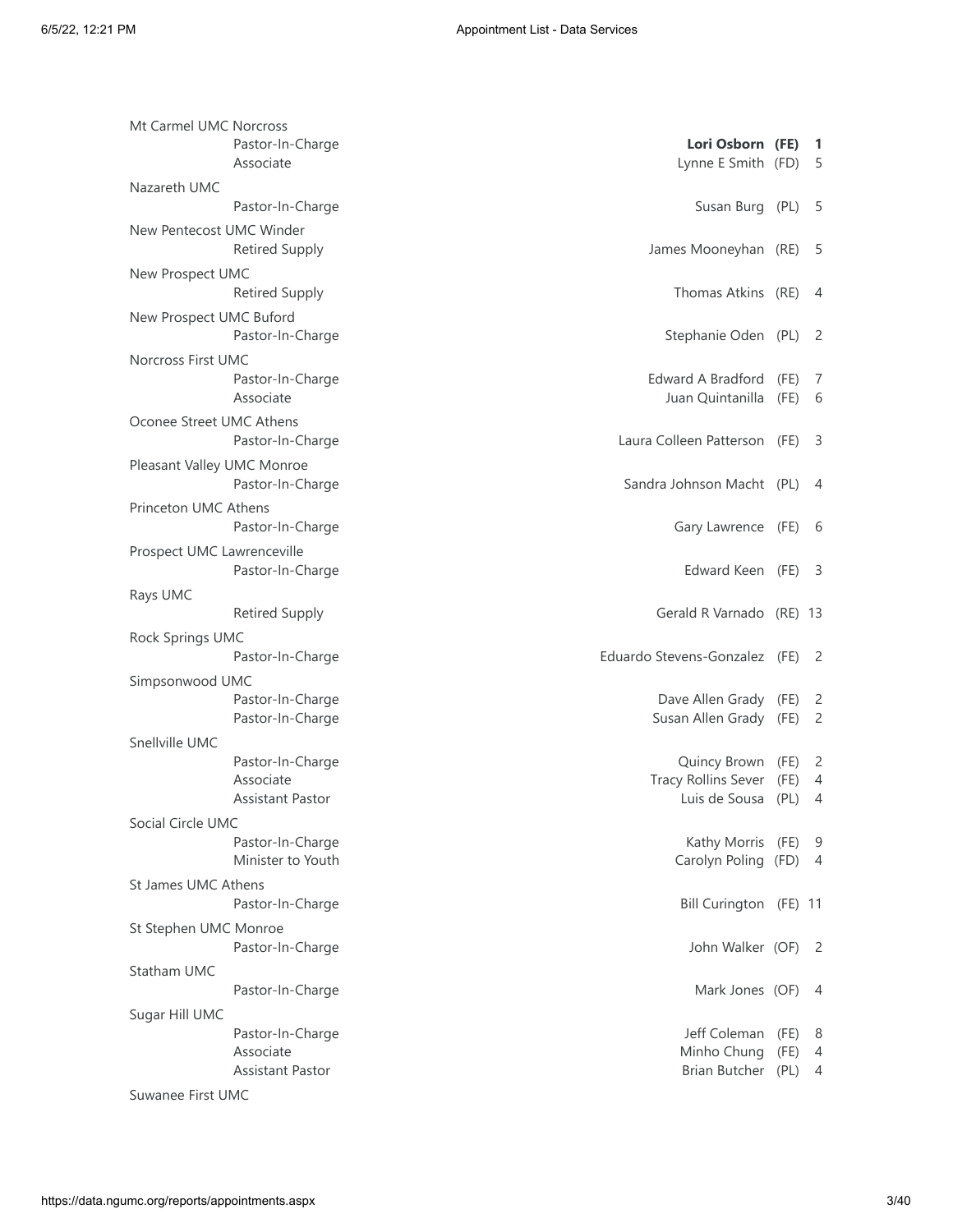| Church / Position | Name | Status | Years |
|---|---|---|---|
| **Mt Carmel UMC Norcross** | | | |
| Pastor-In-Charge | **Lori Osborn** | **(FE)** | **1** |
| Associate | Lynne E Smith | (FD) | 5 |
| **Nazareth UMC** | | | |
| Pastor-In-Charge | Susan Burg | (PL) | 5 |
| **New Pentecost UMC Winder** | | | |
| Retired Supply | James Mooneyhan | (RE) | 5 |
| **New Prospect UMC** | | | |
| Retired Supply | Thomas Atkins | (RE) | 4 |
| **New Prospect UMC Buford** | | | |
| Pastor-In-Charge | Stephanie Oden | (PL) | 2 |
| **Norcross First UMC** | | | |
| Pastor-In-Charge | Edward A Bradford | (FE) | 7 |
| Associate | Juan Quintanilla | (FE) | 6 |
| **Oconee Street UMC Athens** | | | |
| Pastor-In-Charge | Laura Colleen Patterson | (FE) | 3 |
| **Pleasant Valley UMC Monroe** | | | |
| Pastor-In-Charge | Sandra Johnson Macht | (PL) | 4 |
| **Princeton UMC Athens** | | | |
| Pastor-In-Charge | Gary Lawrence | (FE) | 6 |
| **Prospect UMC Lawrenceville** | | | |
| Pastor-In-Charge | Edward Keen | (FE) | 3 |
| **Rays UMC** | | | |
| Retired Supply | Gerald R Varnado | (RE) | 13 |
| **Rock Springs UMC** | | | |
| Pastor-In-Charge | Eduardo Stevens-Gonzalez | (FE) | 2 |
| **Simpsonwood UMC** | | | |
| Pastor-In-Charge | Dave Allen Grady | (FE) | 2 |
| Pastor-In-Charge | Susan Allen Grady | (FE) | 2 |
| **Snellville UMC** | | | |
| Pastor-In-Charge | Quincy Brown | (FE) | 2 |
| Associate | Tracy Rollins Sever | (FE) | 4 |
| Assistant Pastor | Luis de Sousa | (PL) | 4 |
| **Social Circle UMC** | | | |
| Pastor-In-Charge | Kathy Morris | (FE) | 9 |
| Minister to Youth | Carolyn Poling | (FD) | 4 |
| **St James UMC Athens** | | | |
| Pastor-In-Charge | Bill Curington | (FE) | 11 |
| **St Stephen UMC Monroe** | | | |
| Pastor-In-Charge | John Walker | (OF) | 2 |
| **Statham UMC** | | | |
| Pastor-In-Charge | Mark Jones | (OF) | 4 |
| **Sugar Hill UMC** | | | |
| Pastor-In-Charge | Jeff Coleman | (FE) | 8 |
| Associate | Minho Chung | (FE) | 4 |
| Assistant Pastor | Brian Butcher | (PL) | 4 |
| **Suwanee First UMC** | | | |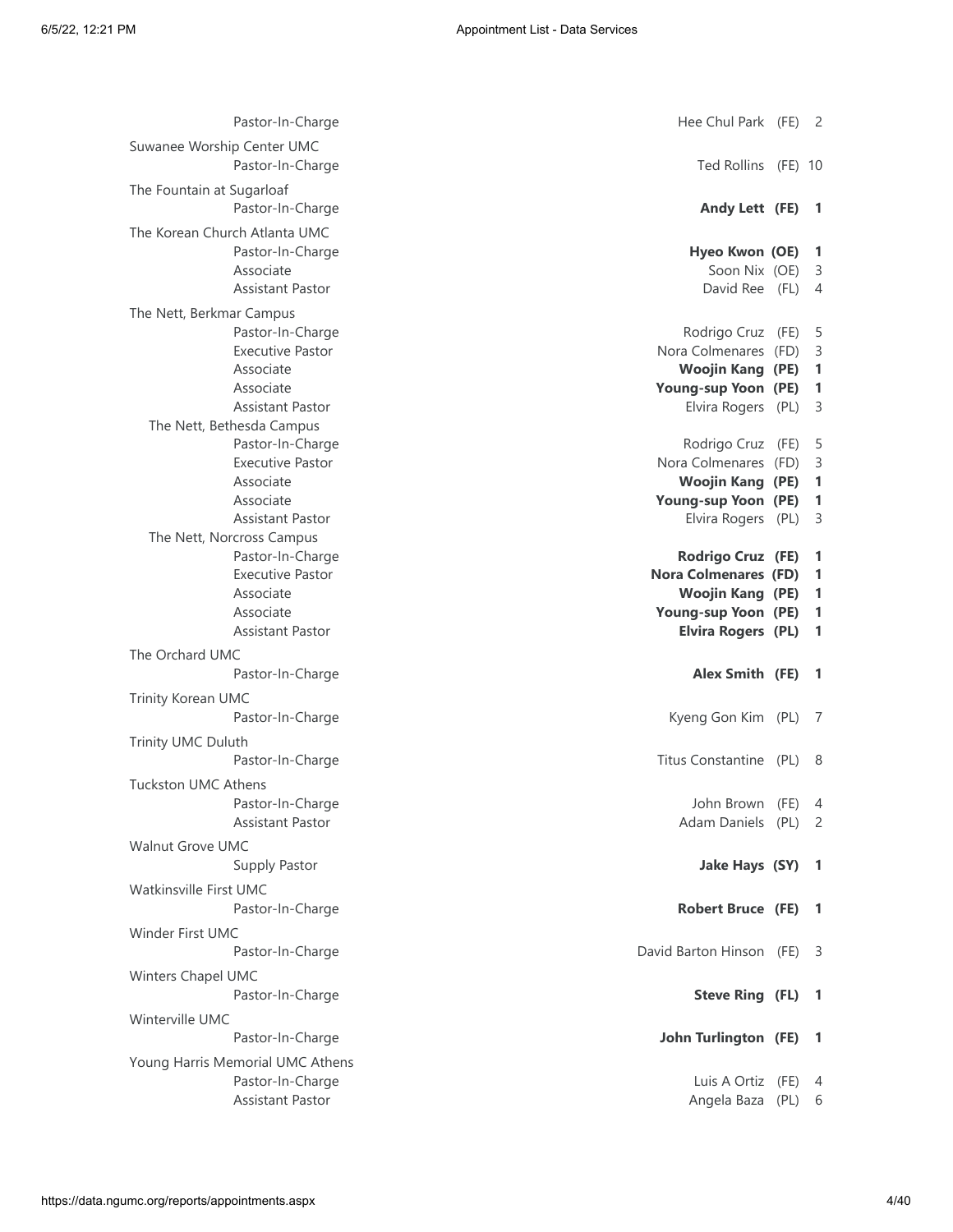| Church / Role | Name | Status | Years |
|---|---|---|---|
| Pastor-In-Charge | Hee Chul Park | (FE) | 2 |
| **Suwanee Worship Center UMC** | | | |
| Pastor-In-Charge | Ted Rollins | (FE) | 10 |
| **The Fountain at Sugarloaf** | | | |
| Pastor-In-Charge | **Andy Lett** | **(FE)** | **1** |
| **The Korean Church Atlanta UMC** | | | |
| Pastor-In-Charge | **Hyeo Kwon** | **(OE)** | **1** |
| Associate | Soon Nix | (OE) | 3 |
| Assistant Pastor | David Ree | (FL) | 4 |
| **The Nett, Berkmar Campus** | | | |
| Pastor-In-Charge | Rodrigo Cruz | (FE) | 5 |
| Executive Pastor | Nora Colmenares | (FD) | 3 |
| Associate | **Woojin Kang** | **(PE)** | **1** |
| Associate | **Young-sup Yoon** | **(PE)** | **1** |
| Assistant Pastor | Elvira Rogers | (PL) | 3 |
| **The Nett, Bethesda Campus** | | | |
| Pastor-In-Charge | Rodrigo Cruz | (FE) | 5 |
| Executive Pastor | Nora Colmenares | (FD) | 3 |
| Associate | **Woojin Kang** | **(PE)** | **1** |
| Associate | **Young-sup Yoon** | **(PE)** | **1** |
| Assistant Pastor | Elvira Rogers | (PL) | 3 |
| **The Nett, Norcross Campus** | | | |
| Pastor-In-Charge | **Rodrigo Cruz** | **(FE)** | **1** |
| Executive Pastor | **Nora Colmenares** | **(FD)** | **1** |
| Associate | **Woojin Kang** | **(PE)** | **1** |
| Associate | **Young-sup Yoon** | **(PE)** | **1** |
| Assistant Pastor | **Elvira Rogers** | **(PL)** | **1** |
| **The Orchard UMC** | | | |
| Pastor-In-Charge | **Alex Smith** | **(FE)** | **1** |
| **Trinity Korean UMC** | | | |
| Pastor-In-Charge | Kyeng Gon Kim | (PL) | 7 |
| **Trinity UMC Duluth** | | | |
| Pastor-In-Charge | Titus Constantine | (PL) | 8 |
| **Tuckston UMC Athens** | | | |
| Pastor-In-Charge | John Brown | (FE) | 4 |
| Assistant Pastor | Adam Daniels | (PL) | 2 |
| **Walnut Grove UMC** | | | |
| Supply Pastor | **Jake Hays** | **(SY)** | **1** |
| **Watkinsville First UMC** | | | |
| Pastor-In-Charge | **Robert Bruce** | **(FE)** | **1** |
| **Winder First UMC** | | | |
| Pastor-In-Charge | David Barton Hinson | (FE) | 3 |
| **Winters Chapel UMC** | | | |
| Pastor-In-Charge | **Steve Ring** | **(FL)** | **1** |
| **Winterville UMC** | | | |
| Pastor-In-Charge | **John Turlington** | **(FE)** | **1** |
| **Young Harris Memorial UMC Athens** | | | |
| Pastor-In-Charge | Luis A Ortiz | (FE) | 4 |
| Assistant Pastor | Angela Baza | (PL) | 6 |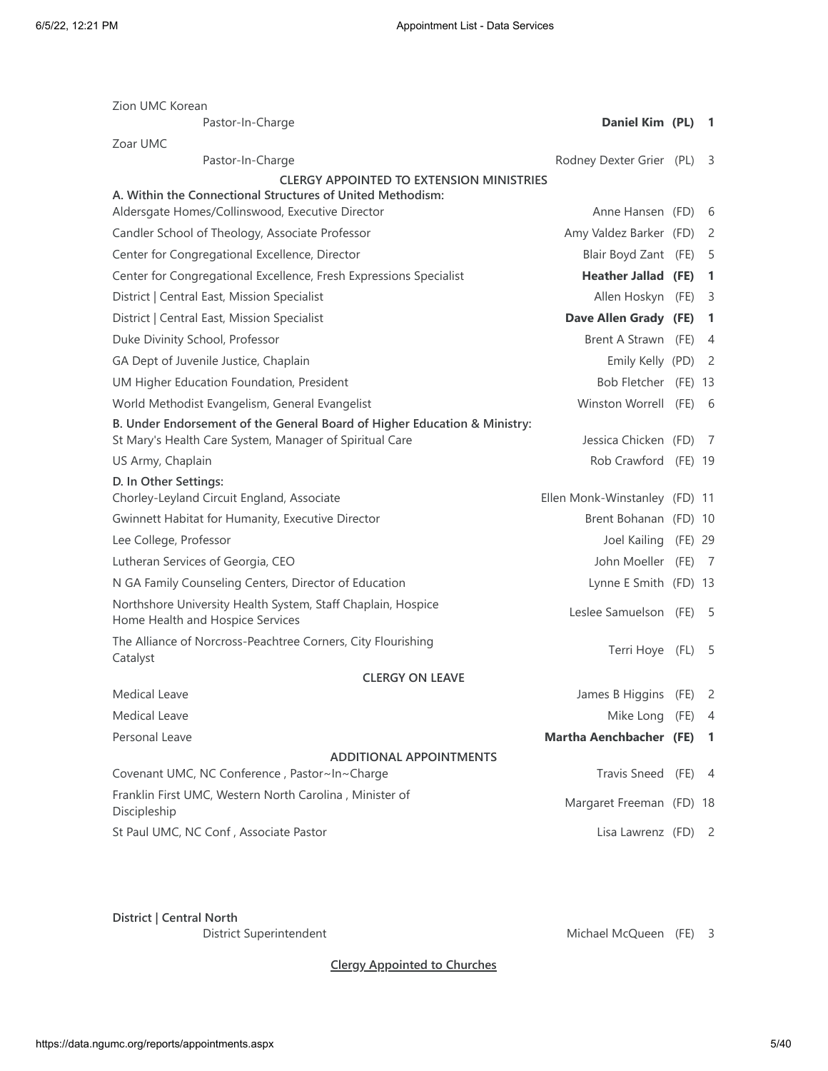Zion UMC Korean

| | | | |
|---|---|---|---|
| Pastor-In-Charge | **Daniel Kim** | **(PL)** | **1** |

Zoar UMC

| | | | |
|---|---|---|---|
| Pastor-In-Charge | Rodney Dexter Grier | (PL) | 3 |

**CLERGY APPOINTED TO EXTENSION MINISTRIES**

**A. Within the Connectional Structures of United Methodism:**

| | | | |
|---|---|---|---|
| Aldersgate Homes/Collinswood, Executive Director | Anne Hansen | (FD) | 6 |
| Candler School of Theology, Associate Professor | Amy Valdez Barker | (FD) | 2 |
| Center for Congregational Excellence, Director | Blair Boyd Zant | (FE) | 5 |
| Center for Congregational Excellence, Fresh Expressions Specialist | **Heather Jallad** | **(FE)** | **1** |
| District \| Central East, Mission Specialist | Allen Hoskyn | (FE) | 3 |
| District \| Central East, Mission Specialist | **Dave Allen Grady** | **(FE)** | **1** |
| Duke Divinity School, Professor | Brent A Strawn | (FE) | 4 |
| GA Dept of Juvenile Justice, Chaplain | Emily Kelly | (PD) | 2 |
| UM Higher Education Foundation, President | Bob Fletcher | (FE) | 13 |
| World Methodist Evangelism, General Evangelist | Winston Worrell | (FE) | 6 |

**B. Under Endorsement of the General Board of Higher Education & Ministry:**

| | | | |
|---|---|---|---|
| St Mary's Health Care System, Manager of Spiritual Care | Jessica Chicken | (FD) | 7 |
| US Army, Chaplain | Rob Crawford | (FE) | 19 |

**D. In Other Settings:**

| | | | |
|---|---|---|---|
| Chorley-Leyland Circuit England, Associate | Ellen Monk-Winstanley | (FD) | 11 |
| Gwinnett Habitat for Humanity, Executive Director | Brent Bohanan | (FD) | 10 |
| Lee College, Professor | Joel Kailing | (FE) | 29 |
| Lutheran Services of Georgia, CEO | John Moeller | (FE) | 7 |
| N GA Family Counseling Centers, Director of Education | Lynne E Smith | (FD) | 13 |
| Northshore University Health System, Staff Chaplain, Hospice Home Health and Hospice Services | Leslee Samuelson | (FE) | 5 |
| The Alliance of Norcross-Peachtree Corners, City Flourishing Catalyst | Terri Hoye | (FL) | 5 |

**CLERGY ON LEAVE**

| | | | |
|---|---|---|---|
| Medical Leave | James B Higgins | (FE) | 2 |
| Medical Leave | Mike Long | (FE) | 4 |
| Personal Leave | **Martha Aenchbacher** | **(FE)** | **1** |

**ADDITIONAL APPOINTMENTS**

| | | | |
|---|---|---|---|
| Covenant UMC, NC Conference , Pastor~In~Charge | Travis Sneed | (FE) | 4 |
| Franklin First UMC, Western North Carolina , Minister of Discipleship | Margaret Freeman | (FD) | 18 |
| St Paul UMC, NC Conf , Associate Pastor | Lisa Lawrenz | (FD) | 2 |

**District | Central North**

| | | | |
|---|---|---|---|
| District Superintendent | Michael McQueen | (FE) | 3 |

**Clergy Appointed to Churches**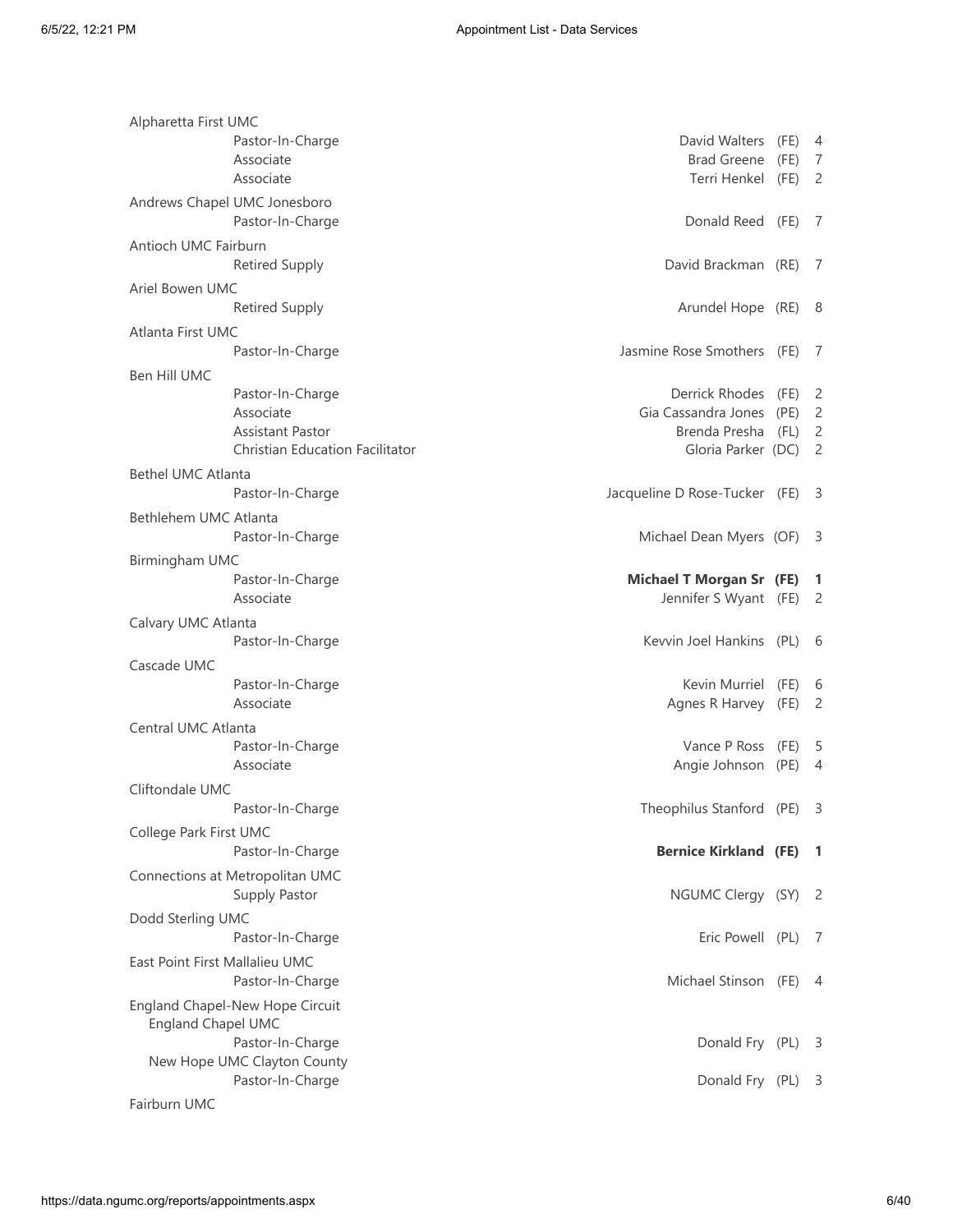| Church / Role | Name | Status | Years |
|---|---|---|---|
| **Alpharetta First UMC** | | | |
| Pastor-In-Charge | David Walters | (FE) | 4 |
| Associate | Brad Greene | (FE) | 7 |
| Associate | Terri Henkel | (FE) | 2 |
| **Andrews Chapel UMC Jonesboro** | | | |
| Pastor-In-Charge | Donald Reed | (FE) | 7 |
| **Antioch UMC Fairburn** | | | |
| Retired Supply | David Brackman | (RE) | 7 |
| **Ariel Bowen UMC** | | | |
| Retired Supply | Arundel Hope | (RE) | 8 |
| **Atlanta First UMC** | | | |
| Pastor-In-Charge | Jasmine Rose Smothers | (FE) | 7 |
| **Ben Hill UMC** | | | |
| Pastor-In-Charge | Derrick Rhodes | (FE) | 2 |
| Associate | Gia Cassandra Jones | (PE) | 2 |
| Assistant Pastor | Brenda Presha | (FL) | 2 |
| Christian Education Facilitator | Gloria Parker | (DC) | 2 |
| **Bethel UMC Atlanta** | | | |
| Pastor-In-Charge | Jacqueline D Rose-Tucker | (FE) | 3 |
| **Bethlehem UMC Atlanta** | | | |
| Pastor-In-Charge | Michael Dean Myers | (OF) | 3 |
| **Birmingham UMC** | | | |
| Pastor-In-Charge | **Michael T Morgan Sr** | **(FE)** | **1** |
| Associate | Jennifer S Wyant | (FE) | 2 |
| **Calvary UMC Atlanta** | | | |
| Pastor-In-Charge | Kevvin Joel Hankins | (PL) | 6 |
| **Cascade UMC** | | | |
| Pastor-In-Charge | Kevin Murriel | (FE) | 6 |
| Associate | Agnes R Harvey | (FE) | 2 |
| **Central UMC Atlanta** | | | |
| Pastor-In-Charge | Vance P Ross | (FE) | 5 |
| Associate | Angie Johnson | (PE) | 4 |
| **Cliftondale UMC** | | | |
| Pastor-In-Charge | Theophilus Stanford | (PE) | 3 |
| **College Park First UMC** | | | |
| Pastor-In-Charge | **Bernice Kirkland** | **(FE)** | **1** |
| **Connections at Metropolitan UMC** | | | |
| Supply Pastor | NGUMC Clergy | (SY) | 2 |
| **Dodd Sterling UMC** | | | |
| Pastor-In-Charge | Eric Powell | (PL) | 7 |
| **East Point First Mallalieu UMC** | | | |
| Pastor-In-Charge | Michael Stinson | (FE) | 4 |
| **England Chapel-New Hope Circuit** | | | |
| England Chapel UMC | | | |
| Pastor-In-Charge | Donald Fry | (PL) | 3 |
| New Hope UMC Clayton County | | | |
| Pastor-In-Charge | Donald Fry | (PL) | 3 |
| **Fairburn UMC** | | | |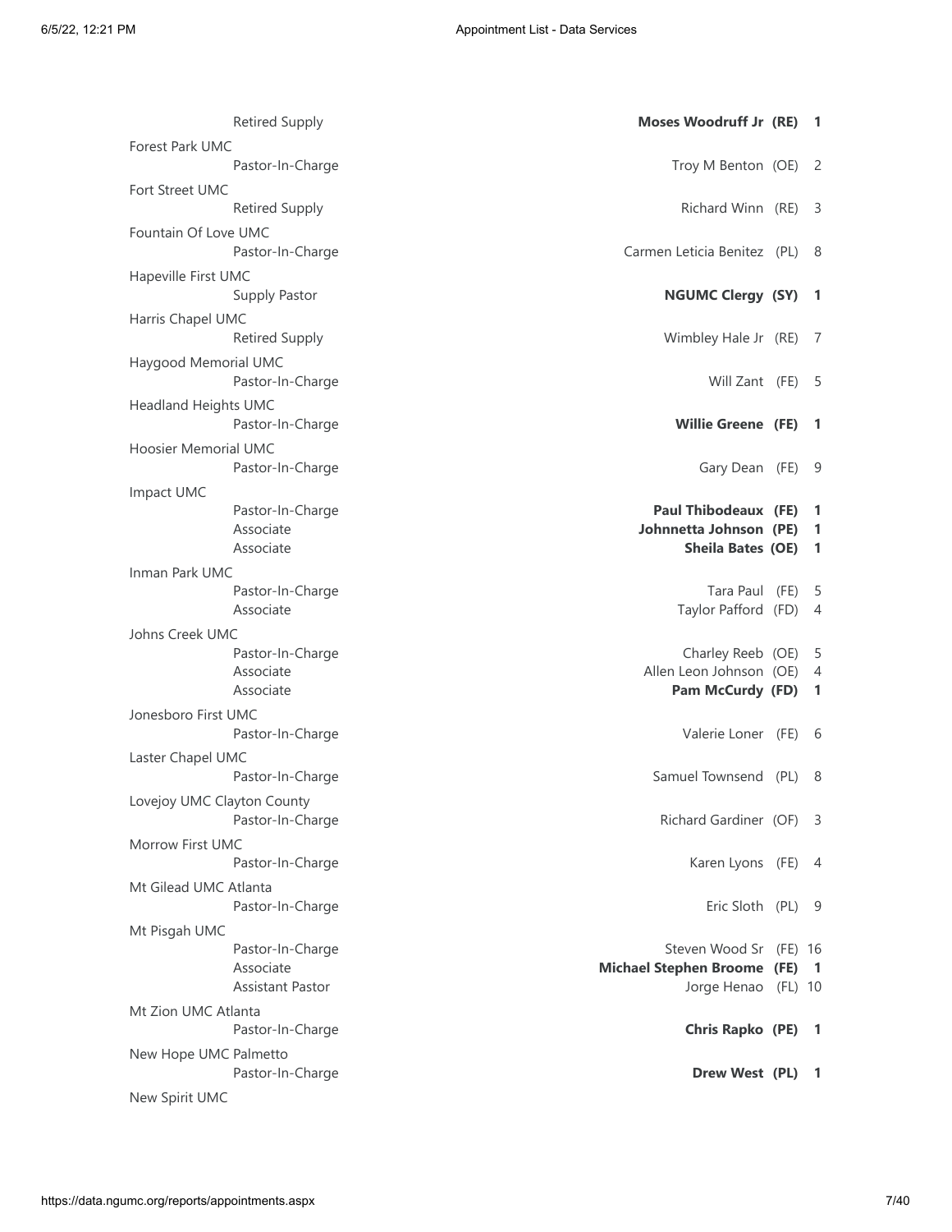| Church / Position | Name | Status | Years |
|---|---|---|---|
| Retired Supply | **Moses Woodruff Jr** | **(RE)** | **1** |
| **Forest Park UMC** | | | |
| Pastor-In-Charge | Troy M Benton | (OE) | 2 |
| **Fort Street UMC** | | | |
| Retired Supply | Richard Winn | (RE) | 3 |
| **Fountain Of Love UMC** | | | |
| Pastor-In-Charge | Carmen Leticia Benitez | (PL) | 8 |
| **Hapeville First UMC** | | | |
| Supply Pastor | **NGUMC Clergy** | **(SY)** | **1** |
| **Harris Chapel UMC** | | | |
| Retired Supply | Wimbley Hale Jr | (RE) | 7 |
| **Haygood Memorial UMC** | | | |
| Pastor-In-Charge | Will Zant | (FE) | 5 |
| **Headland Heights UMC** | | | |
| Pastor-In-Charge | **Willie Greene** | **(FE)** | **1** |
| **Hoosier Memorial UMC** | | | |
| Pastor-In-Charge | Gary Dean | (FE) | 9 |
| **Impact UMC** | | | |
| Pastor-In-Charge | **Paul Thibodeaux** | **(FE)** | **1** |
| Associate | **Johnnetta Johnson** | **(PE)** | **1** |
| Associate | **Sheila Bates** | **(OE)** | **1** |
| **Inman Park UMC** | | | |
| Pastor-In-Charge | Tara Paul | (FE) | 5 |
| Associate | Taylor Pafford | (FD) | 4 |
| **Johns Creek UMC** | | | |
| Pastor-In-Charge | Charley Reeb | (OE) | 5 |
| Associate | Allen Leon Johnson | (OE) | 4 |
| Associate | **Pam McCurdy** | **(FD)** | **1** |
| **Jonesboro First UMC** | | | |
| Pastor-In-Charge | Valerie Loner | (FE) | 6 |
| **Laster Chapel UMC** | | | |
| Pastor-In-Charge | Samuel Townsend | (PL) | 8 |
| **Lovejoy UMC Clayton County** | | | |
| Pastor-In-Charge | Richard Gardiner | (OF) | 3 |
| **Morrow First UMC** | | | |
| Pastor-In-Charge | Karen Lyons | (FE) | 4 |
| **Mt Gilead UMC Atlanta** | | | |
| Pastor-In-Charge | Eric Sloth | (PL) | 9 |
| **Mt Pisgah UMC** | | | |
| Pastor-In-Charge | Steven Wood Sr | (FE) | 16 |
| Associate | **Michael Stephen Broome** | **(FE)** | **1** |
| Assistant Pastor | Jorge Henao | (FL) | 10 |
| **Mt Zion UMC Atlanta** | | | |
| Pastor-In-Charge | **Chris Rapko** | **(PE)** | **1** |
| **New Hope UMC Palmetto** | | | |
| Pastor-In-Charge | **Drew West** | **(PL)** | **1** |
| **New Spirit UMC** | | | |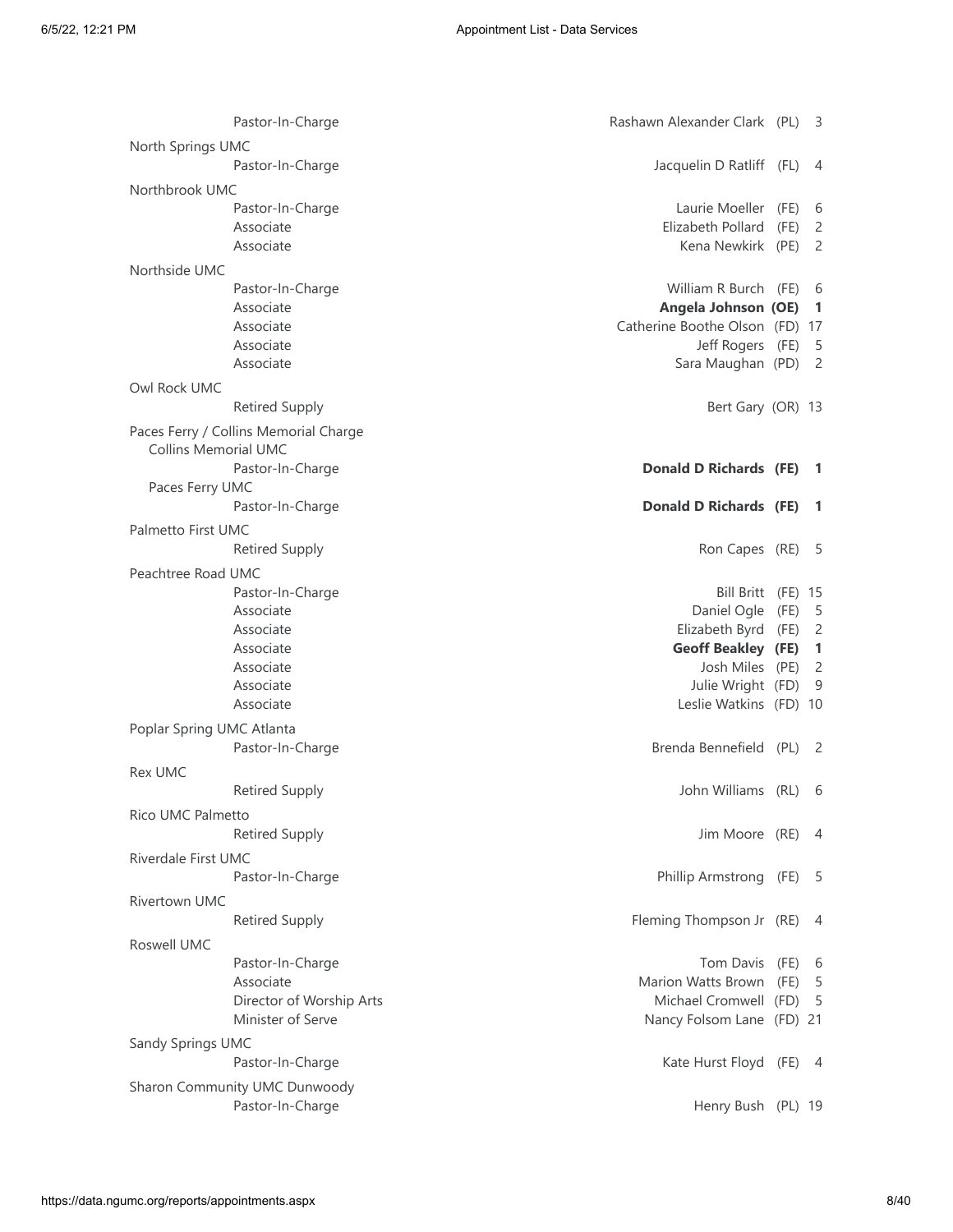| Church | Position | Name | Status | Years |
|---|---|---|---|---|
| | Pastor-In-Charge | Rashawn Alexander Clark | (PL) | 3 |
| North Springs UMC | | | | |
| | Pastor-In-Charge | Jacquelin D Ratliff | (FL) | 4 |
| Northbrook UMC | | | | |
| | Pastor-In-Charge | Laurie Moeller | (FE) | 6 |
| | Associate | Elizabeth Pollard | (FE) | 2 |
| | Associate | Kena Newkirk | (PE) | 2 |
| Northside UMC | | | | |
| | Pastor-In-Charge | William R Burch | (FE) | 6 |
| | Associate | **Angela Johnson** | **(OE)** | **1** |
| | Associate | Catherine Boothe Olson | (FD) | 17 |
| | Associate | Jeff Rogers | (FE) | 5 |
| | Associate | Sara Maughan | (PD) | 2 |
| Owl Rock UMC | | | | |
| | Retired Supply | Bert Gary | (OR) | 13 |
| Paces Ferry / Collins Memorial Charge | | | | |
| Collins Memorial UMC | | | | |
| | Pastor-In-Charge | **Donald D Richards** | **(FE)** | **1** |
| Paces Ferry UMC | | | | |
| | Pastor-In-Charge | **Donald D Richards** | **(FE)** | **1** |
| Palmetto First UMC | | | | |
| | Retired Supply | Ron Capes | (RE) | 5 |
| Peachtree Road UMC | | | | |
| | Pastor-In-Charge | Bill Britt | (FE) | 15 |
| | Associate | Daniel Ogle | (FE) | 5 |
| | Associate | Elizabeth Byrd | (FE) | 2 |
| | Associate | **Geoff Beakley** | **(FE)** | **1** |
| | Associate | Josh Miles | (PE) | 2 |
| | Associate | Julie Wright | (FD) | 9 |
| | Associate | Leslie Watkins | (FD) | 10 |
| Poplar Spring UMC Atlanta | | | | |
| | Pastor-In-Charge | Brenda Bennefield | (PL) | 2 |
| Rex UMC | | | | |
| | Retired Supply | John Williams | (RL) | 6 |
| Rico UMC Palmetto | | | | |
| | Retired Supply | Jim Moore | (RE) | 4 |
| Riverdale First UMC | | | | |
| | Pastor-In-Charge | Phillip Armstrong | (FE) | 5 |
| Rivertown UMC | | | | |
| | Retired Supply | Fleming Thompson Jr | (RE) | 4 |
| Roswell UMC | | | | |
| | Pastor-In-Charge | Tom Davis | (FE) | 6 |
| | Associate | Marion Watts Brown | (FE) | 5 |
| | Director of Worship Arts | Michael Cromwell | (FD) | 5 |
| | Minister of Serve | Nancy Folsom Lane | (FD) | 21 |
| Sandy Springs UMC | | | | |
| | Pastor-In-Charge | Kate Hurst Floyd | (FE) | 4 |
| Sharon Community UMC Dunwoody | | | | |
| | Pastor-In-Charge | Henry Bush | (PL) | 19 |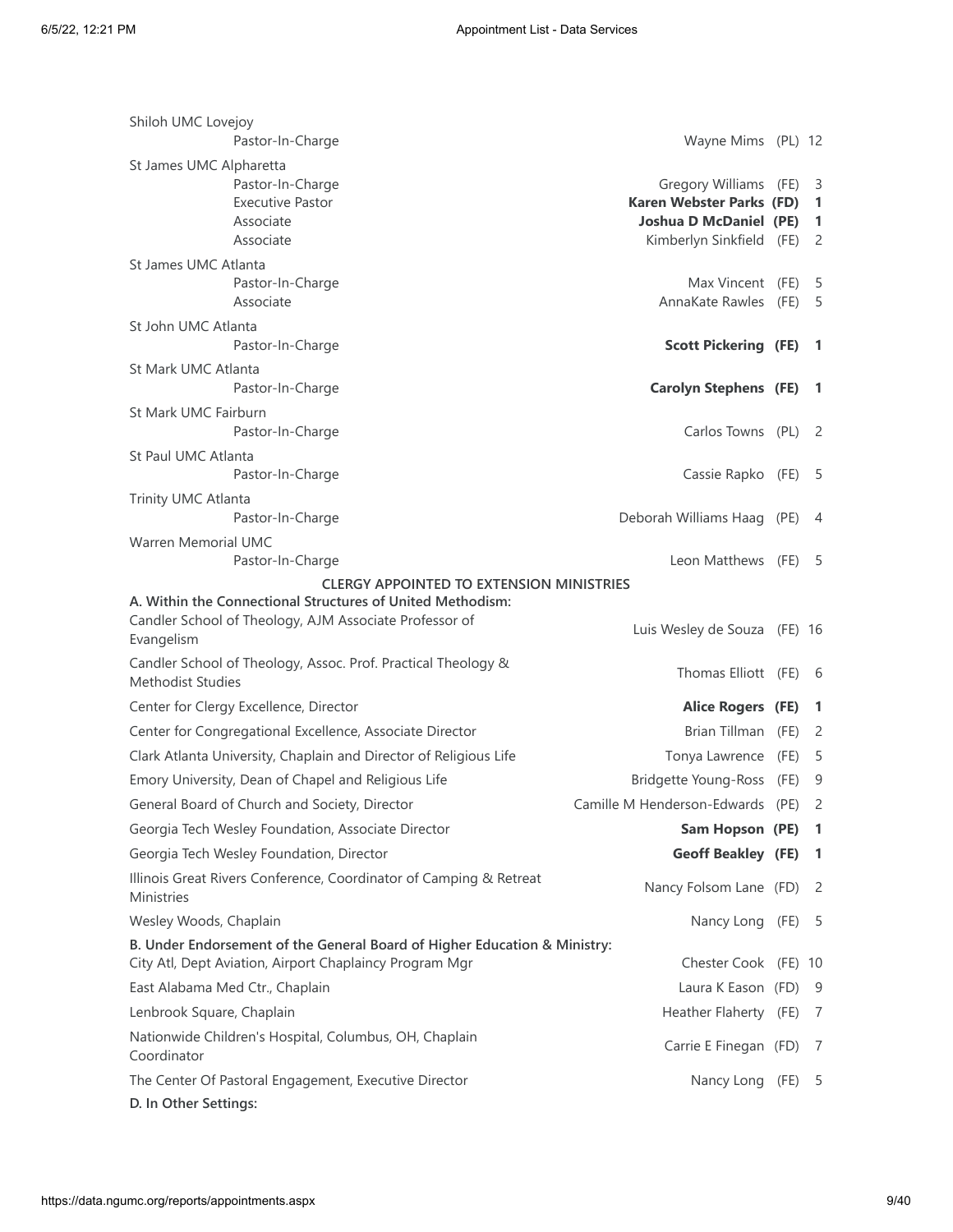Shiloh UMC Lovejoy

| | | | |
|---|---|---|---|
| Pastor-In-Charge | Wayne Mims | (PL) | 12 |

St James UMC Alpharetta

| | | | |
|---|---|---|---|
| Pastor-In-Charge | Gregory Williams | (FE) | 3 |
| Executive Pastor | **Karen Webster Parks** | **(FD)** | **1** |
| Associate | **Joshua D McDaniel** | **(PE)** | **1** |
| Associate | Kimberlyn Sinkfield | (FE) | 2 |

St James UMC Atlanta

| | | | |
|---|---|---|---|
| Pastor-In-Charge | Max Vincent | (FE) | 5 |
| Associate | AnnaKate Rawles | (FE) | 5 |

St John UMC Atlanta

| | | | |
|---|---|---|---|
| Pastor-In-Charge | **Scott Pickering** | **(FE)** | **1** |

St Mark UMC Atlanta

| | | | |
|---|---|---|---|
| Pastor-In-Charge | **Carolyn Stephens** | **(FE)** | **1** |

St Mark UMC Fairburn

| | | | |
|---|---|---|---|
| Pastor-In-Charge | Carlos Towns | (PL) | 2 |

St Paul UMC Atlanta

| | | | |
|---|---|---|---|
| Pastor-In-Charge | Cassie Rapko | (FE) | 5 |

Trinity UMC Atlanta

| | | | |
|---|---|---|---|
| Pastor-In-Charge | Deborah Williams Haag | (PE) | 4 |

Warren Memorial UMC

| | | | |
|---|---|---|---|
| Pastor-In-Charge | Leon Matthews | (FE) | 5 |

## CLERGY APPOINTED TO EXTENSION MINISTRIES

**A. Within the Connectional Structures of United Methodism:**

| | | | |
|---|---|---|---|
| Candler School of Theology, AJM Associate Professor of Evangelism | Luis Wesley de Souza | (FE) | 16 |
| Candler School of Theology, Assoc. Prof. Practical Theology & Methodist Studies | Thomas Elliott | (FE) | 6 |
| Center for Clergy Excellence, Director | **Alice Rogers** | **(FE)** | **1** |
| Center for Congregational Excellence, Associate Director | Brian Tillman | (FE) | 2 |
| Clark Atlanta University, Chaplain and Director of Religious Life | Tonya Lawrence | (FE) | 5 |
| Emory University, Dean of Chapel and Religious Life | Bridgette Young-Ross | (FE) | 9 |
| General Board of Church and Society, Director | Camille M Henderson-Edwards | (PE) | 2 |
| Georgia Tech Wesley Foundation, Associate Director | **Sam Hopson** | **(PE)** | **1** |
| Georgia Tech Wesley Foundation, Director | **Geoff Beakley** | **(FE)** | **1** |
| Illinois Great Rivers Conference, Coordinator of Camping & Retreat Ministries | Nancy Folsom Lane | (FD) | 2 |
| Wesley Woods, Chaplain | Nancy Long | (FE) | 5 |

**B. Under Endorsement of the General Board of Higher Education & Ministry:**

| | | | |
|---|---|---|---|
| City Atl, Dept Aviation, Airport Chaplaincy Program Mgr | Chester Cook | (FE) | 10 |
| East Alabama Med Ctr., Chaplain | Laura K Eason | (FD) | 9 |
| Lenbrook Square, Chaplain | Heather Flaherty | (FE) | 7 |
| Nationwide Children's Hospital, Columbus, OH, Chaplain Coordinator | Carrie E Finegan | (FD) | 7 |
| The Center Of Pastoral Engagement, Executive Director | Nancy Long | (FE) | 5 |

**D. In Other Settings:**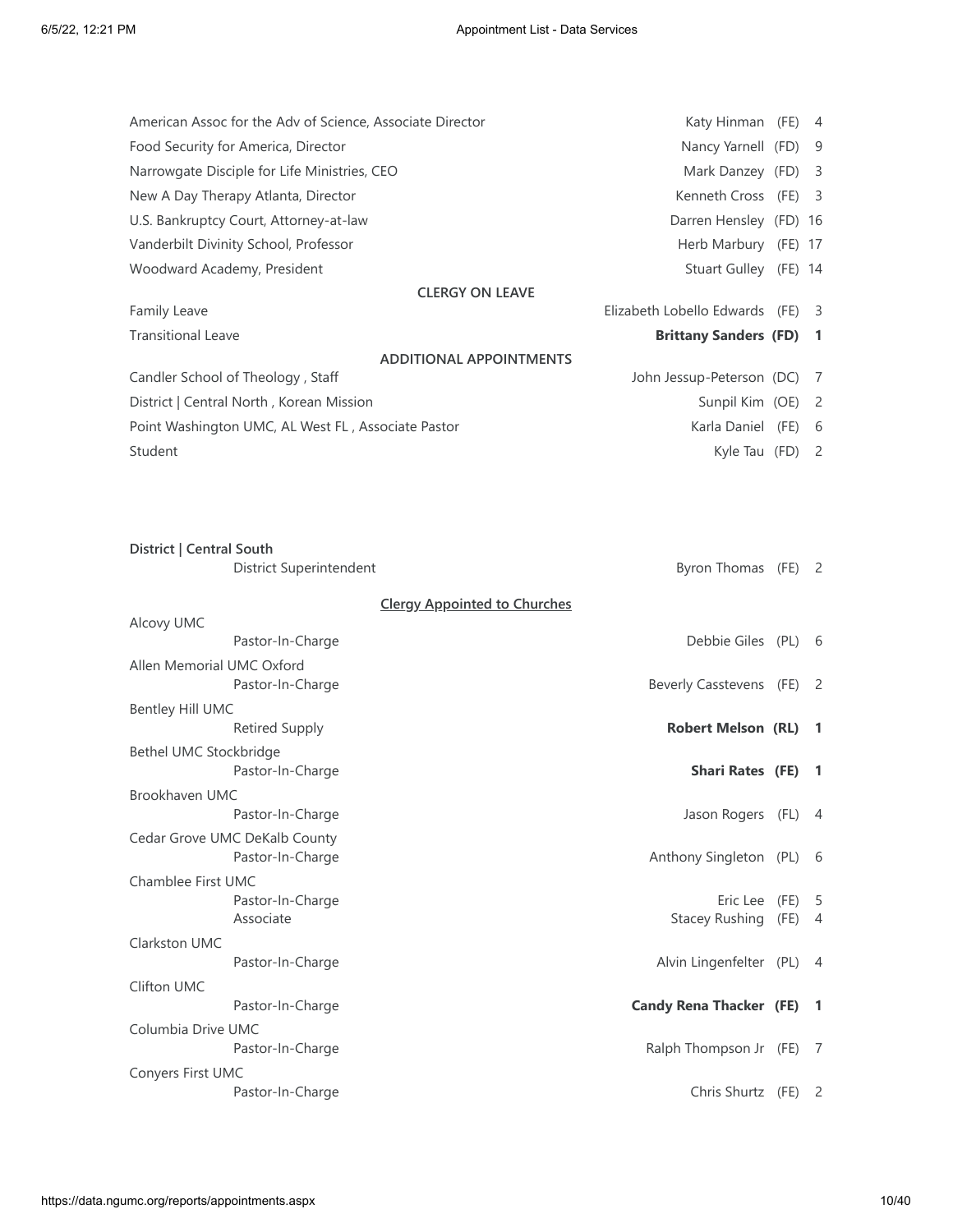| Appointment | Name | Status | Years |
|---|---|---|---|
| American Assoc for the Adv of Science, Associate Director | Katy Hinman | (FE) | 4 |
| Food Security for America, Director | Nancy Yarnell | (FD) | 9 |
| Narrowgate Disciple for Life Ministries, CEO | Mark Danzey | (FD) | 3 |
| New A Day Therapy Atlanta, Director | Kenneth Cross | (FE) | 3 |
| U.S. Bankruptcy Court, Attorney-at-law | Darren Hensley | (FD) | 16 |
| Vanderbilt Divinity School, Professor | Herb Marbury | (FE) | 17 |
| Woodward Academy, President | Stuart Gulley | (FE) | 14 |

**CLERGY ON LEAVE**

| Appointment | Name | Status | Years |
|---|---|---|---|
| Family Leave | Elizabeth Lobello Edwards | (FE) | 3 |
| Transitional Leave | **Brittany Sanders** | **(FD)** | **1** |

**ADDITIONAL APPOINTMENTS**

| Appointment | Name | Status | Years |
|---|---|---|---|
| Candler School of Theology , Staff | John Jessup-Peterson | (DC) | 7 |
| District \| Central North , Korean Mission | Sunpil Kim | (OE) | 2 |
| Point Washington UMC, AL West FL , Associate Pastor | Karla Daniel | (FE) | 6 |
| Student | Kyle Tau | (FD) | 2 |

**District | Central South**

| Appointment | Name | Status | Years |
|---|---|---|---|
| District Superintendent | Byron Thomas | (FE) | 2 |

**Clergy Appointed to Churches**

| Church / Role | Name | Status | Years |
|---|---|---|---|
| **Alcovy UMC** | | | |
| Pastor-In-Charge | Debbie Giles | (PL) | 6 |
| **Allen Memorial UMC Oxford** | | | |
| Pastor-In-Charge | Beverly Casstevens | (FE) | 2 |
| **Bentley Hill UMC** | | | |
| Retired Supply | **Robert Melson** | **(RL)** | **1** |
| **Bethel UMC Stockbridge** | | | |
| Pastor-In-Charge | **Shari Rates** | **(FE)** | **1** |
| **Brookhaven UMC** | | | |
| Pastor-In-Charge | Jason Rogers | (FL) | 4 |
| **Cedar Grove UMC DeKalb County** | | | |
| Pastor-In-Charge | Anthony Singleton | (PL) | 6 |
| **Chamblee First UMC** | | | |
| Pastor-In-Charge | Eric Lee | (FE) | 5 |
| Associate | Stacey Rushing | (FE) | 4 |
| **Clarkston UMC** | | | |
| Pastor-In-Charge | Alvin Lingenfelter | (PL) | 4 |
| **Clifton UMC** | | | |
| Pastor-In-Charge | **Candy Rena Thacker** | **(FE)** | **1** |
| **Columbia Drive UMC** | | | |
| Pastor-In-Charge | Ralph Thompson Jr | (FE) | 7 |
| **Conyers First UMC** | | | |
| Pastor-In-Charge | Chris Shurtz | (FE) | 2 |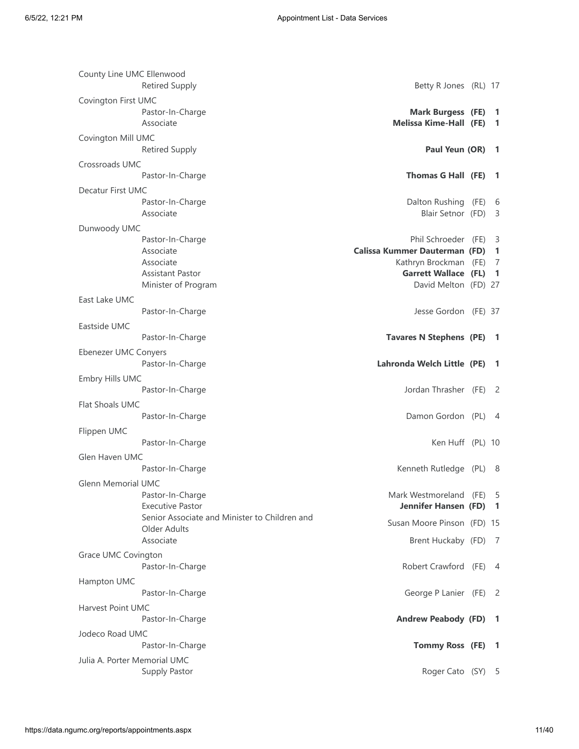| Church / Position | Appointee | Status | Years |
|---|---|---|---|
| **County Line UMC Ellenwood** | | | |
| Retired Supply | Betty R Jones | (RL) | 17 |
| **Covington First UMC** | | | |
| Pastor-In-Charge | **Mark Burgess** | **(FE)** | **1** |
| Associate | **Melissa Kime-Hall** | **(FE)** | **1** |
| **Covington Mill UMC** | | | |
| Retired Supply | **Paul Yeun** | **(OR)** | **1** |
| **Crossroads UMC** | | | |
| Pastor-In-Charge | **Thomas G Hall** | **(FE)** | **1** |
| **Decatur First UMC** | | | |
| Pastor-In-Charge | Dalton Rushing | (FE) | 6 |
| Associate | Blair Setnor | (FD) | 3 |
| **Dunwoody UMC** | | | |
| Pastor-In-Charge | Phil Schroeder | (FE) | 3 |
| Associate | **Calissa Kummer Dauterman** | **(FD)** | **1** |
| Associate | Kathryn Brockman | (FE) | 7 |
| Assistant Pastor | **Garrett Wallace** | **(FL)** | **1** |
| Minister of Program | David Melton | (FD) | 27 |
| **East Lake UMC** | | | |
| Pastor-In-Charge | Jesse Gordon | (FE) | 37 |
| **Eastside UMC** | | | |
| Pastor-In-Charge | **Tavares N Stephens** | **(PE)** | **1** |
| **Ebenezer UMC Conyers** | | | |
| Pastor-In-Charge | **Lahronda Welch Little** | **(PE)** | **1** |
| **Embry Hills UMC** | | | |
| Pastor-In-Charge | Jordan Thrasher | (FE) | 2 |
| **Flat Shoals UMC** | | | |
| Pastor-In-Charge | Damon Gordon | (PL) | 4 |
| **Flippen UMC** | | | |
| Pastor-In-Charge | Ken Huff | (PL) | 10 |
| **Glen Haven UMC** | | | |
| Pastor-In-Charge | Kenneth Rutledge | (PL) | 8 |
| **Glenn Memorial UMC** | | | |
| Pastor-In-Charge | Mark Westmoreland | (FE) | 5 |
| Executive Pastor | **Jennifer Hansen** | **(FD)** | **1** |
| Senior Associate and Minister to Children and Older Adults | Susan Moore Pinson | (FD) | 15 |
| Associate | Brent Huckaby | (FD) | 7 |
| **Grace UMC Covington** | | | |
| Pastor-In-Charge | Robert Crawford | (FE) | 4 |
| **Hampton UMC** | | | |
| Pastor-In-Charge | George P Lanier | (FE) | 2 |
| **Harvest Point UMC** | | | |
| Pastor-In-Charge | **Andrew Peabody** | **(FD)** | **1** |
| **Jodeco Road UMC** | | | |
| Pastor-In-Charge | **Tommy Ross** | **(FE)** | **1** |
| **Julia A. Porter Memorial UMC** | | | |
| Supply Pastor | Roger Cato | (SY) | 5 |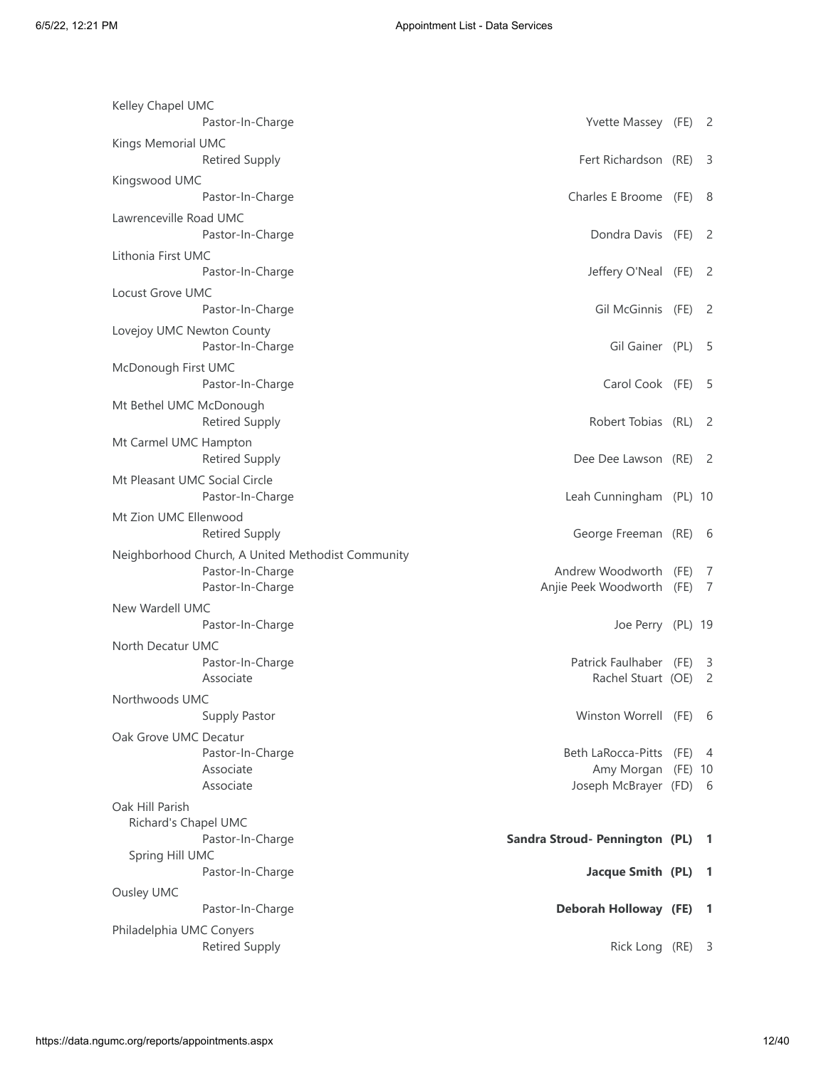| Church / Position | Name | Status | Years |
|---|---|---|---|
| **Kelley Chapel UMC** | | | |
| Pastor-In-Charge | Yvette Massey | (FE) | 2 |
| **Kings Memorial UMC** | | | |
| Retired Supply | Fert Richardson | (RE) | 3 |
| **Kingswood UMC** | | | |
| Pastor-In-Charge | Charles E Broome | (FE) | 8 |
| **Lawrenceville Road UMC** | | | |
| Pastor-In-Charge | Dondra Davis | (FE) | 2 |
| **Lithonia First UMC** | | | |
| Pastor-In-Charge | Jeffery O'Neal | (FE) | 2 |
| **Locust Grove UMC** | | | |
| Pastor-In-Charge | Gil McGinnis | (FE) | 2 |
| **Lovejoy UMC Newton County** | | | |
| Pastor-In-Charge | Gil Gainer | (PL) | 5 |
| **McDonough First UMC** | | | |
| Pastor-In-Charge | Carol Cook | (FE) | 5 |
| **Mt Bethel UMC McDonough** | | | |
| Retired Supply | Robert Tobias | (RL) | 2 |
| **Mt Carmel UMC Hampton** | | | |
| Retired Supply | Dee Dee Lawson | (RE) | 2 |
| **Mt Pleasant UMC Social Circle** | | | |
| Pastor-In-Charge | Leah Cunningham | (PL) | 10 |
| **Mt Zion UMC Ellenwood** | | | |
| Retired Supply | George Freeman | (RE) | 6 |
| **Neighborhood Church, A United Methodist Community** | | | |
| Pastor-In-Charge | Andrew Woodworth | (FE) | 7 |
| Pastor-In-Charge | Anjie Peek Woodworth | (FE) | 7 |
| **New Wardell UMC** | | | |
| Pastor-In-Charge | Joe Perry | (PL) | 19 |
| **North Decatur UMC** | | | |
| Pastor-In-Charge | Patrick Faulhaber | (FE) | 3 |
| Associate | Rachel Stuart | (OE) | 2 |
| **Northwoods UMC** | | | |
| Supply Pastor | Winston Worrell | (FE) | 6 |
| **Oak Grove UMC Decatur** | | | |
| Pastor-In-Charge | Beth LaRocca-Pitts | (FE) | 4 |
| Associate | Amy Morgan | (FE) | 10 |
| Associate | Joseph McBrayer | (FD) | 6 |
| **Oak Hill Parish** | | | |
| Richard's Chapel UMC | | | |
| Pastor-In-Charge | **Sandra Stroud- Pennington** | **(PL)** | **1** |
| Spring Hill UMC | | | |
| Pastor-In-Charge | **Jacque Smith** | **(PL)** | **1** |
| **Ousley UMC** | | | |
| Pastor-In-Charge | **Deborah Holloway** | **(FE)** | **1** |
| **Philadelphia UMC Conyers** | | | |
| Retired Supply | Rick Long | (RE) | 3 |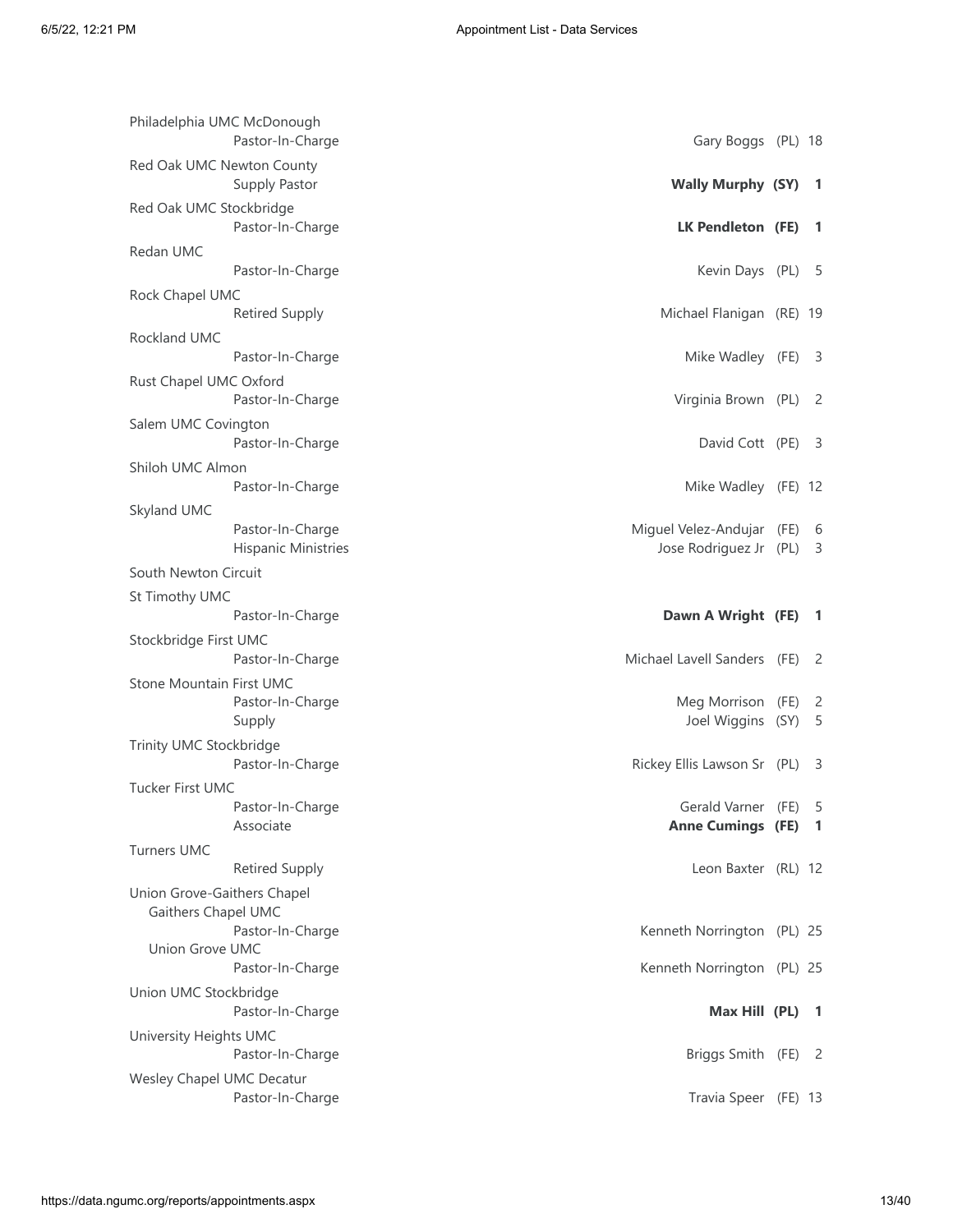| Church / Role | Name | Status | Years |
|---|---|---|---|
| Philadelphia UMC McDonough | | | |
| Pastor-In-Charge | Gary Boggs | (PL) | 18 |
| Red Oak UMC Newton County | | | |
| Supply Pastor | **Wally Murphy** | **(SY)** | **1** |
| Red Oak UMC Stockbridge | | | |
| Pastor-In-Charge | **LK Pendleton** | **(FE)** | **1** |
| Redan UMC | | | |
| Pastor-In-Charge | Kevin Days | (PL) | 5 |
| Rock Chapel UMC | | | |
| Retired Supply | Michael Flanigan | (RE) | 19 |
| Rockland UMC | | | |
| Pastor-In-Charge | Mike Wadley | (FE) | 3 |
| Rust Chapel UMC Oxford | | | |
| Pastor-In-Charge | Virginia Brown | (PL) | 2 |
| Salem UMC Covington | | | |
| Pastor-In-Charge | David Cott | (PE) | 3 |
| Shiloh UMC Almon | | | |
| Pastor-In-Charge | Mike Wadley | (FE) | 12 |
| Skyland UMC | | | |
| Pastor-In-Charge | Miguel Velez-Andujar | (FE) | 6 |
| Hispanic Ministries | Jose Rodriguez Jr | (PL) | 3 |
| South Newton Circuit | | | |
| St Timothy UMC | | | |
| Pastor-In-Charge | **Dawn A Wright** | **(FE)** | **1** |
| Stockbridge First UMC | | | |
| Pastor-In-Charge | Michael Lavell Sanders | (FE) | 2 |
| Stone Mountain First UMC | | | |
| Pastor-In-Charge | Meg Morrison | (FE) | 2 |
| Supply | Joel Wiggins | (SY) | 5 |
| Trinity UMC Stockbridge | | | |
| Pastor-In-Charge | Rickey Ellis Lawson Sr | (PL) | 3 |
| Tucker First UMC | | | |
| Pastor-In-Charge | Gerald Varner | (FE) | 5 |
| Associate | **Anne Cumings** | **(FE)** | **1** |
| Turners UMC | | | |
| Retired Supply | Leon Baxter | (RL) | 12 |
| Union Grove-Gaithers Chapel | | | |
| Gaithers Chapel UMC | | | |
| Pastor-In-Charge | Kenneth Norrington | (PL) | 25 |
| Union Grove UMC | | | |
| Pastor-In-Charge | Kenneth Norrington | (PL) | 25 |
| Union UMC Stockbridge | | | |
| Pastor-In-Charge | **Max Hill** | **(PL)** | **1** |
| University Heights UMC | | | |
| Pastor-In-Charge | Briggs Smith | (FE) | 2 |
| Wesley Chapel UMC Decatur | | | |
| Pastor-In-Charge | Travia Speer | (FE) | 13 |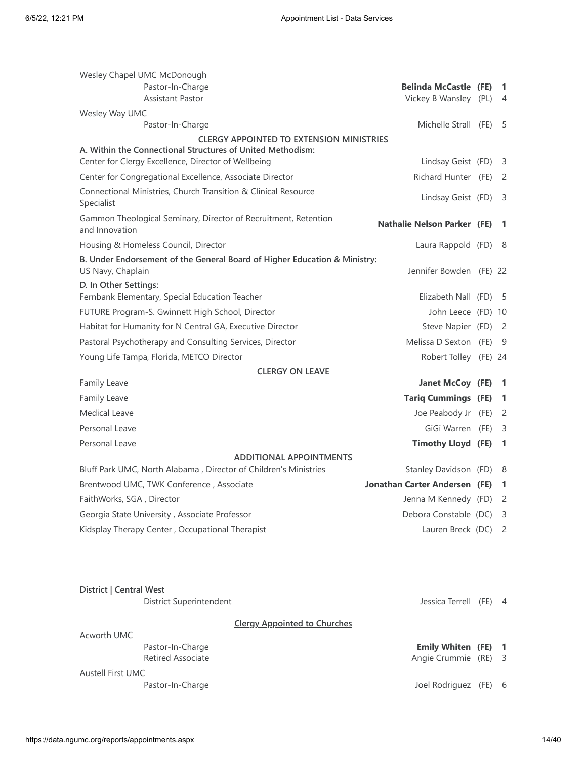Wesley Chapel UMC McDonough

| | | | |
|---|---|---|---|
| Pastor-In-Charge | **Belinda McCastle** | **(FE)** | **1** |
| Assistant Pastor | Vickey B Wansley | (PL) | 4 |

Wesley Way UMC

| | | | |
|---|---|---|---|
| Pastor-In-Charge | Michelle Strall | (FE) | 5 |

**CLERGY APPOINTED TO EXTENSION MINISTRIES**

**A. Within the Connectional Structures of United Methodism:**

| | | | |
|---|---|---|---|
| Center for Clergy Excellence, Director of Wellbeing | Lindsay Geist | (FD) | 3 |
| Center for Congregational Excellence, Associate Director | Richard Hunter | (FE) | 2 |
| Connectional Ministries, Church Transition & Clinical Resource Specialist | Lindsay Geist | (FD) | 3 |
| Gammon Theological Seminary, Director of Recruitment, Retention and Innovation | **Nathalie Nelson Parker** | **(FE)** | **1** |
| Housing & Homeless Council, Director | Laura Rappold | (FD) | 8 |

**B. Under Endorsement of the General Board of Higher Education & Ministry:**

| | | | |
|---|---|---|---|
| US Navy, Chaplain | Jennifer Bowden | (FE) | 22 |

**D. In Other Settings:**

| | | | |
|---|---|---|---|
| Fernbank Elementary, Special Education Teacher | Elizabeth Nall | (FD) | 5 |
| FUTURE Program-S. Gwinnett High School, Director | John Leece | (FD) | 10 |
| Habitat for Humanity for N Central GA, Executive Director | Steve Napier | (FD) | 2 |
| Pastoral Psychotherapy and Consulting Services, Director | Melissa D Sexton | (FE) | 9 |
| Young Life Tampa, Florida, METCO Director | Robert Tolley | (FE) | 24 |

**CLERGY ON LEAVE**

| | | | |
|---|---|---|---|
| Family Leave | **Janet McCoy** | **(FE)** | **1** |
| Family Leave | **Tariq Cummings** | **(FE)** | **1** |
| Medical Leave | Joe Peabody Jr | (FE) | 2 |
| Personal Leave | GiGi Warren | (FE) | 3 |
| Personal Leave | **Timothy Lloyd** | **(FE)** | **1** |

**ADDITIONAL APPOINTMENTS**

| | | | |
|---|---|---|---|
| Bluff Park UMC, North Alabama , Director of Children's Ministries | Stanley Davidson | (FD) | 8 |
| Brentwood UMC, TWK Conference , Associate | **Jonathan Carter Andersen** | **(FE)** | **1** |
| FaithWorks, SGA , Director | Jenna M Kennedy | (FD) | 2 |
| Georgia State University , Associate Professor | Debora Constable | (DC) | 3 |
| Kidsplay Therapy Center , Occupational Therapist | Lauren Breck | (DC) | 2 |

**District | Central West**

| | | | |
|---|---|---|---|
| District Superintendent | Jessica Terrell | (FE) | 4 |

**Clergy Appointed to Churches**

Acworth UMC

| | | | |
|---|---|---|---|
| Pastor-In-Charge | **Emily Whiten** | **(FE)** | **1** |
| Retired Associate | Angie Crummie | (RE) | 3 |

Austell First UMC

| | | | |
|---|---|---|---|
| Pastor-In-Charge | Joel Rodriguez | (FE) | 6 |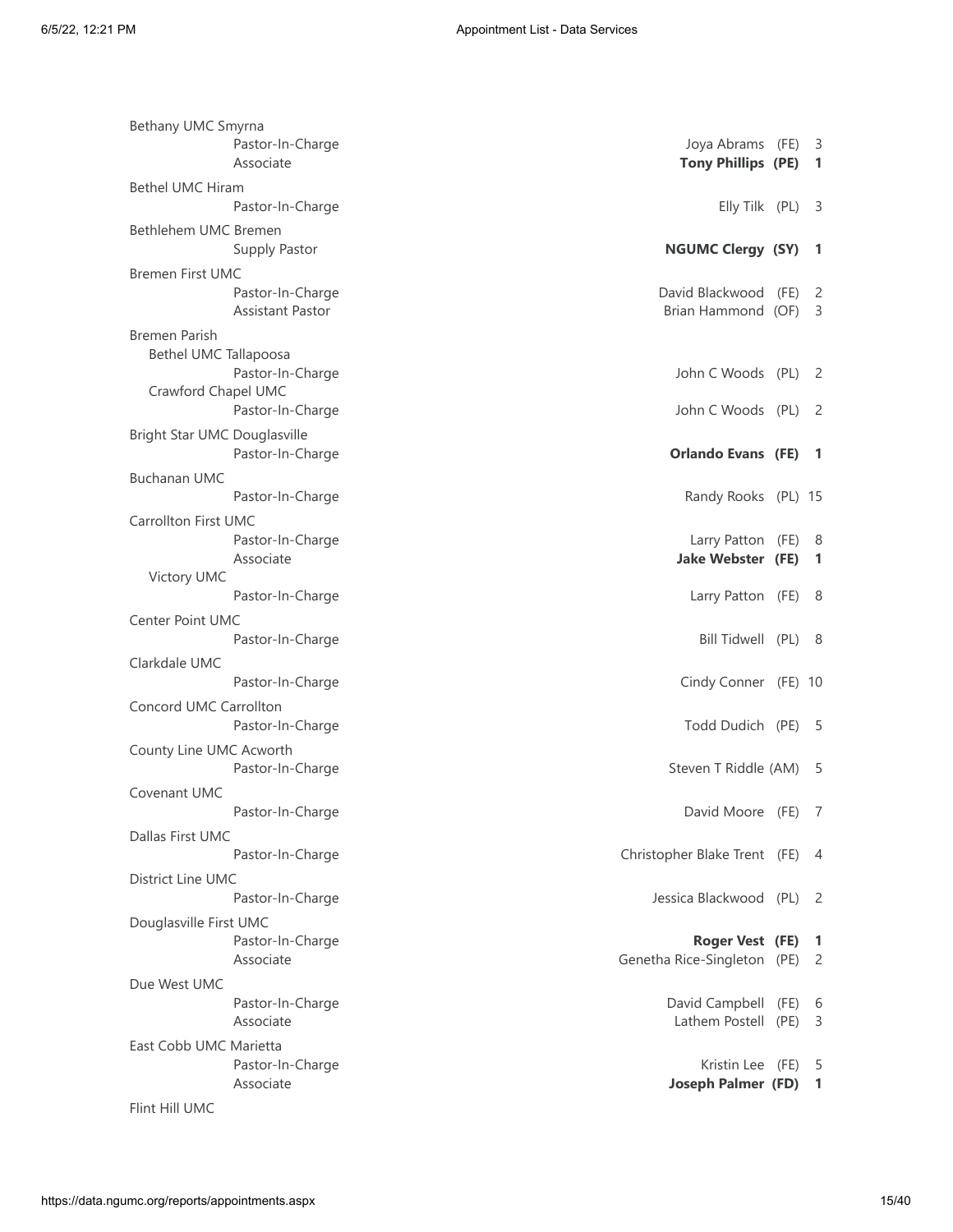| Church / Position | Appointee | Status | Years |
| --- | --- | --- | --- |
| Bethany UMC Smyrna | | | |
| Pastor-In-Charge | Joya Abrams | (FE) | 3 |
| Associate | **Tony Phillips** | **(PE)** | **1** |
| Bethel UMC Hiram | | | |
| Pastor-In-Charge | Elly Tilk | (PL) | 3 |
| Bethlehem UMC Bremen | | | |
| Supply Pastor | **NGUMC Clergy** | **(SY)** | **1** |
| Bremen First UMC | | | |
| Pastor-In-Charge | David Blackwood | (FE) | 2 |
| Assistant Pastor | Brian Hammond | (OF) | 3 |
| Bremen Parish | | | |
| Bethel UMC Tallapoosa | | | |
| Pastor-In-Charge | John C Woods | (PL) | 2 |
| Crawford Chapel UMC | | | |
| Pastor-In-Charge | John C Woods | (PL) | 2 |
| Bright Star UMC Douglasville | | | |
| Pastor-In-Charge | **Orlando Evans** | **(FE)** | **1** |
| Buchanan UMC | | | |
| Pastor-In-Charge | Randy Rooks | (PL) | 15 |
| Carrollton First UMC | | | |
| Pastor-In-Charge | Larry Patton | (FE) | 8 |
| Associate | **Jake Webster** | **(FE)** | **1** |
| Victory UMC | | | |
| Pastor-In-Charge | Larry Patton | (FE) | 8 |
| Center Point UMC | | | |
| Pastor-In-Charge | Bill Tidwell | (PL) | 8 |
| Clarkdale UMC | | | |
| Pastor-In-Charge | Cindy Conner | (FE) | 10 |
| Concord UMC Carrollton | | | |
| Pastor-In-Charge | Todd Dudich | (PE) | 5 |
| County Line UMC Acworth | | | |
| Pastor-In-Charge | Steven T Riddle | (AM) | 5 |
| Covenant UMC | | | |
| Pastor-In-Charge | David Moore | (FE) | 7 |
| Dallas First UMC | | | |
| Pastor-In-Charge | Christopher Blake Trent | (FE) | 4 |
| District Line UMC | | | |
| Pastor-In-Charge | Jessica Blackwood | (PL) | 2 |
| Douglasville First UMC | | | |
| Pastor-In-Charge | **Roger Vest** | **(FE)** | **1** |
| Associate | Genetha Rice-Singleton | (PE) | 2 |
| Due West UMC | | | |
| Pastor-In-Charge | David Campbell | (FE) | 6 |
| Associate | Lathem Postell | (PE) | 3 |
| East Cobb UMC Marietta | | | |
| Pastor-In-Charge | Kristin Lee | (FE) | 5 |
| Associate | **Joseph Palmer** | **(FD)** | **1** |
| Flint Hill UMC | | | |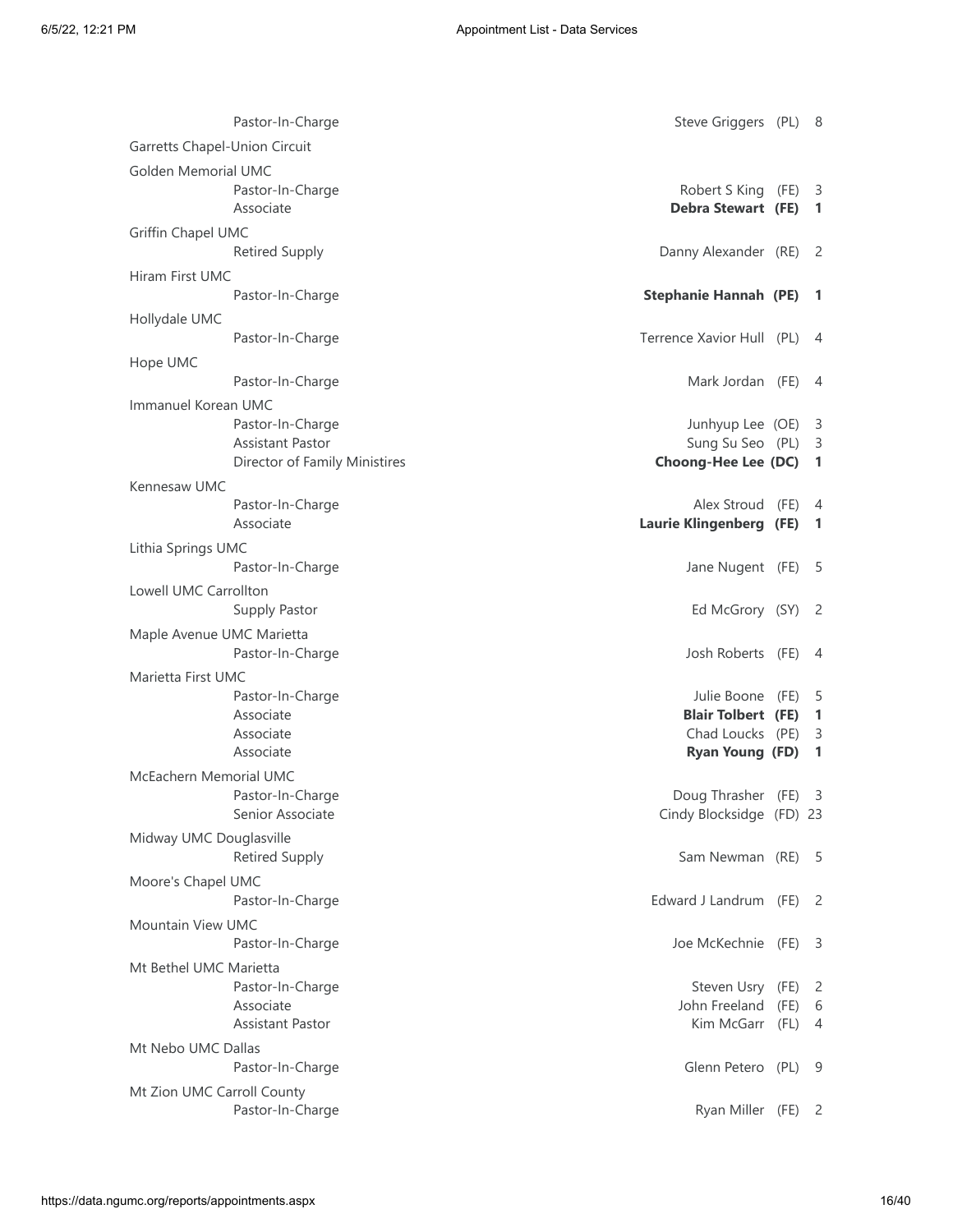| Church / Position | Name | Status | Years |
|---|---|---|---|
| Pastor-In-Charge | Steve Griggers | (PL) | 8 |
| **Garretts Chapel-Union Circuit** | | | |
| **Golden Memorial UMC** | | | |
| Pastor-In-Charge | Robert S King | (FE) | 3 |
| Associate | **Debra Stewart** | **(FE)** | **1** |
| **Griffin Chapel UMC** | | | |
| Retired Supply | Danny Alexander | (RE) | 2 |
| **Hiram First UMC** | | | |
| Pastor-In-Charge | **Stephanie Hannah** | **(PE)** | **1** |
| **Hollydale UMC** | | | |
| Pastor-In-Charge | Terrence Xavior Hull | (PL) | 4 |
| **Hope UMC** | | | |
| Pastor-In-Charge | Mark Jordan | (FE) | 4 |
| **Immanuel Korean UMC** | | | |
| Pastor-In-Charge | Junhyup Lee | (OE) | 3 |
| Assistant Pastor | Sung Su Seo | (PL) | 3 |
| Director of Family Ministires | **Choong-Hee Lee** | **(DC)** | **1** |
| **Kennesaw UMC** | | | |
| Pastor-In-Charge | Alex Stroud | (FE) | 4 |
| Associate | **Laurie Klingenberg** | **(FE)** | **1** |
| **Lithia Springs UMC** | | | |
| Pastor-In-Charge | Jane Nugent | (FE) | 5 |
| **Lowell UMC Carrollton** | | | |
| Supply Pastor | Ed McGrory | (SY) | 2 |
| **Maple Avenue UMC Marietta** | | | |
| Pastor-In-Charge | Josh Roberts | (FE) | 4 |
| **Marietta First UMC** | | | |
| Pastor-In-Charge | Julie Boone | (FE) | 5 |
| Associate | **Blair Tolbert** | **(FE)** | **1** |
| Associate | Chad Loucks | (PE) | 3 |
| Associate | **Ryan Young** | **(FD)** | **1** |
| **McEachern Memorial UMC** | | | |
| Pastor-In-Charge | Doug Thrasher | (FE) | 3 |
| Senior Associate | Cindy Blocksidge | (FD) | 23 |
| **Midway UMC Douglasville** | | | |
| Retired Supply | Sam Newman | (RE) | 5 |
| **Moore's Chapel UMC** | | | |
| Pastor-In-Charge | Edward J Landrum | (FE) | 2 |
| **Mountain View UMC** | | | |
| Pastor-In-Charge | Joe McKechnie | (FE) | 3 |
| **Mt Bethel UMC Marietta** | | | |
| Pastor-In-Charge | Steven Usry | (FE) | 2 |
| Associate | John Freeland | (FE) | 6 |
| Assistant Pastor | Kim McGarr | (FL) | 4 |
| **Mt Nebo UMC Dallas** | | | |
| Pastor-In-Charge | Glenn Petero | (PL) | 9 |
| **Mt Zion UMC Carroll County** | | | |
| Pastor-In-Charge | Ryan Miller | (FE) | 2 |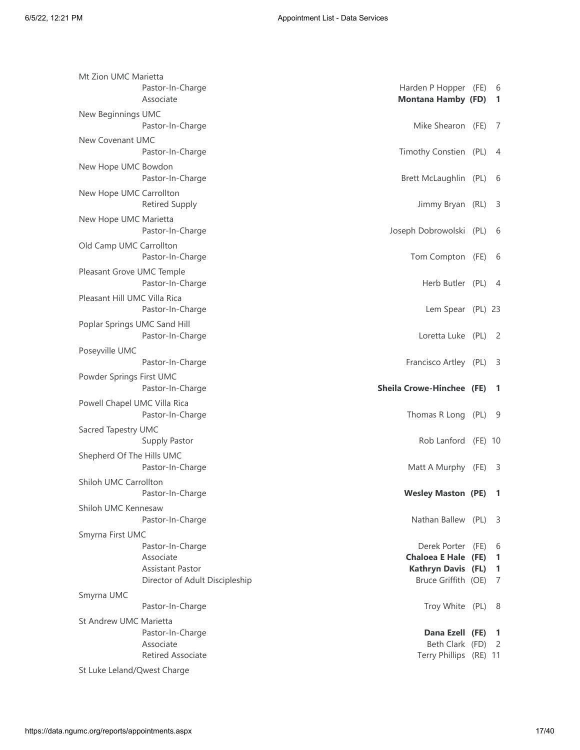| Church / Role | Pastor | Status | Years |
|---|---|---|---|
| **Mt Zion UMC Marietta** | | | |
| Pastor-In-Charge | Harden P Hopper | (FE) | 6 |
| Associate | **Montana Hamby** | **(FD)** | **1** |
| **New Beginnings UMC** | | | |
| Pastor-In-Charge | Mike Shearon | (FE) | 7 |
| **New Covenant UMC** | | | |
| Pastor-In-Charge | Timothy Constien | (PL) | 4 |
| **New Hope UMC Bowdon** | | | |
| Pastor-In-Charge | Brett McLaughlin | (PL) | 6 |
| **New Hope UMC Carrollton** | | | |
| Retired Supply | Jimmy Bryan | (RL) | 3 |
| **New Hope UMC Marietta** | | | |
| Pastor-In-Charge | Joseph Dobrowolski | (PL) | 6 |
| **Old Camp UMC Carrollton** | | | |
| Pastor-In-Charge | Tom Compton | (FE) | 6 |
| **Pleasant Grove UMC Temple** | | | |
| Pastor-In-Charge | Herb Butler | (PL) | 4 |
| **Pleasant Hill UMC Villa Rica** | | | |
| Pastor-In-Charge | Lem Spear | (PL) | 23 |
| **Poplar Springs UMC Sand Hill** | | | |
| Pastor-In-Charge | Loretta Luke | (PL) | 2 |
| **Poseyville UMC** | | | |
| Pastor-In-Charge | Francisco Artley | (PL) | 3 |
| **Powder Springs First UMC** | | | |
| Pastor-In-Charge | **Sheila Crowe-Hinchee** | **(FE)** | **1** |
| **Powell Chapel UMC Villa Rica** | | | |
| Pastor-In-Charge | Thomas R Long | (PL) | 9 |
| **Sacred Tapestry UMC** | | | |
| Supply Pastor | Rob Lanford | (FE) | 10 |
| **Shepherd Of The Hills UMC** | | | |
| Pastor-In-Charge | Matt A Murphy | (FE) | 3 |
| **Shiloh UMC Carrollton** | | | |
| Pastor-In-Charge | **Wesley Maston** | **(PE)** | **1** |
| **Shiloh UMC Kennesaw** | | | |
| Pastor-In-Charge | Nathan Ballew | (PL) | 3 |
| **Smyrna First UMC** | | | |
| Pastor-In-Charge | Derek Porter | (FE) | 6 |
| Associate | **Chaloea E Hale** | **(FE)** | **1** |
| Assistant Pastor | **Kathryn Davis** | **(FL)** | **1** |
| Director of Adult Discipleship | Bruce Griffith | (OE) | 7 |
| **Smyrna UMC** | | | |
| Pastor-In-Charge | Troy White | (PL) | 8 |
| **St Andrew UMC Marietta** | | | |
| Pastor-In-Charge | **Dana Ezell** | **(FE)** | **1** |
| Associate | Beth Clark | (FD) | 2 |
| Retired Associate | Terry Phillips | (RE) | 11 |
| **St Luke Leland/Qwest Charge** | | | |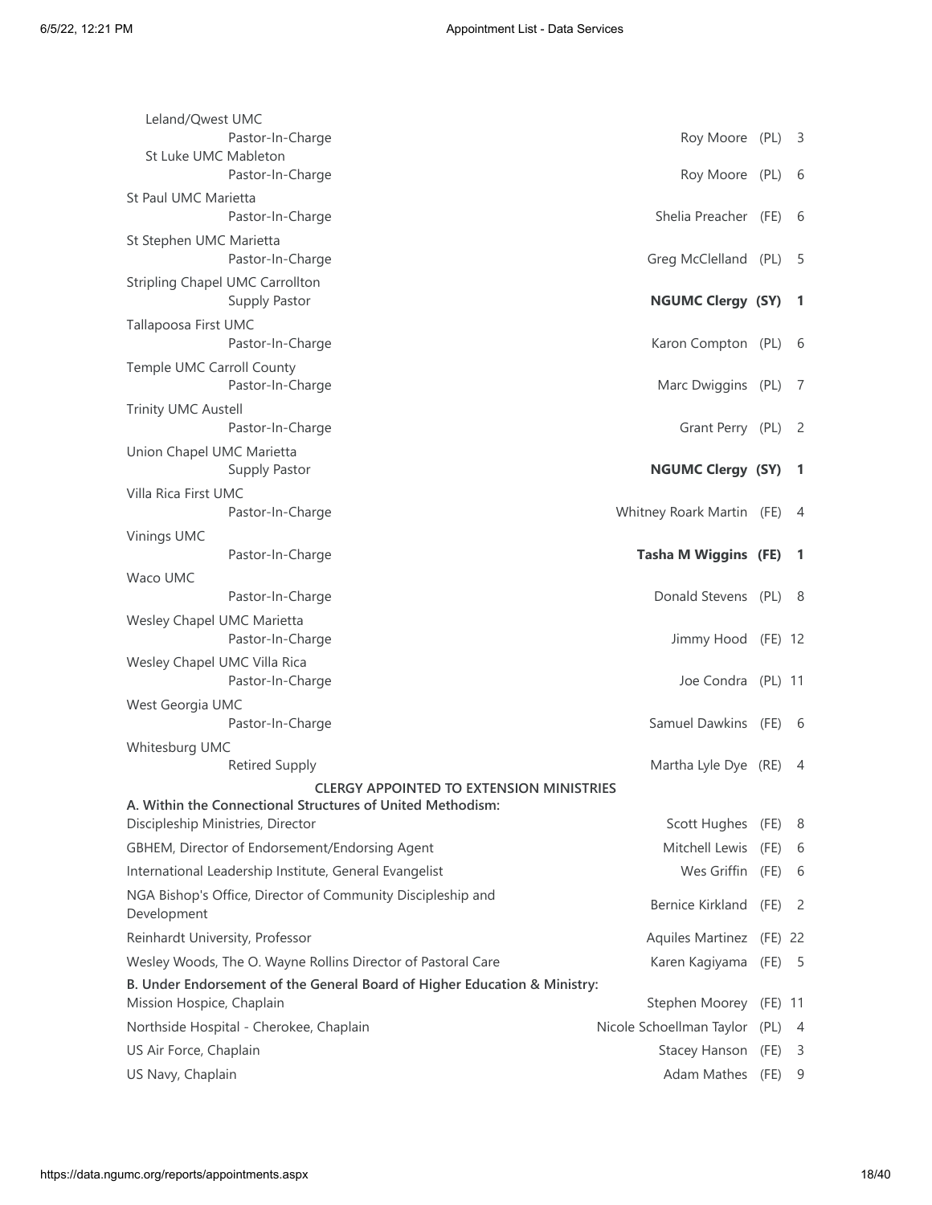| Church / Appointment | Clergy | Status | Years |
|---|---|---|---|
| Leland/Qwest UMC | | | |
| Pastor-In-Charge | Roy Moore | (PL) | 3 |
| St Luke UMC Mableton | | | |
| Pastor-In-Charge | Roy Moore | (PL) | 6 |
| St Paul UMC Marietta | | | |
| Pastor-In-Charge | Shelia Preacher | (FE) | 6 |
| St Stephen UMC Marietta | | | |
| Pastor-In-Charge | Greg McClelland | (PL) | 5 |
| Stripling Chapel UMC Carrollton | | | |
| Supply Pastor | **NGUMC Clergy** | **(SY)** | **1** |
| Tallapoosa First UMC | | | |
| Pastor-In-Charge | Karon Compton | (PL) | 6 |
| Temple UMC Carroll County | | | |
| Pastor-In-Charge | Marc Dwiggins | (PL) | 7 |
| Trinity UMC Austell | | | |
| Pastor-In-Charge | Grant Perry | (PL) | 2 |
| Union Chapel UMC Marietta | | | |
| Supply Pastor | **NGUMC Clergy** | **(SY)** | **1** |
| Villa Rica First UMC | | | |
| Pastor-In-Charge | Whitney Roark Martin | (FE) | 4 |
| Vinings UMC | | | |
| Pastor-In-Charge | **Tasha M Wiggins** | **(FE)** | **1** |
| Waco UMC | | | |
| Pastor-In-Charge | Donald Stevens | (PL) | 8 |
| Wesley Chapel UMC Marietta | | | |
| Pastor-In-Charge | Jimmy Hood | (FE) | 12 |
| Wesley Chapel UMC Villa Rica | | | |
| Pastor-In-Charge | Joe Condra | (PL) | 11 |
| West Georgia UMC | | | |
| Pastor-In-Charge | Samuel Dawkins | (FE) | 6 |
| Whitesburg UMC | | | |
| Retired Supply | Martha Lyle Dye | (RE) | 4 |

**CLERGY APPOINTED TO EXTENSION MINISTRIES**

**A. Within the Connectional Structures of United Methodism:**

| Appointment | Clergy | Status | Years |
|---|---|---|---|
| Discipleship Ministries, Director | Scott Hughes | (FE) | 8 |
| GBHEM, Director of Endorsement/Endorsing Agent | Mitchell Lewis | (FE) | 6 |
| International Leadership Institute, General Evangelist | Wes Griffin | (FE) | 6 |
| NGA Bishop's Office, Director of Community Discipleship and Development | Bernice Kirkland | (FE) | 2 |
| Reinhardt University, Professor | Aquiles Martinez | (FE) | 22 |
| Wesley Woods, The O. Wayne Rollins Director of Pastoral Care | Karen Kagiyama | (FE) | 5 |

**B. Under Endorsement of the General Board of Higher Education & Ministry:**

| Appointment | Clergy | Status | Years |
|---|---|---|---|
| Mission Hospice, Chaplain | Stephen Moorey | (FE) | 11 |
| Northside Hospital - Cherokee, Chaplain | Nicole Schoellman Taylor | (PL) | 4 |
| US Air Force, Chaplain | Stacey Hanson | (FE) | 3 |
| US Navy, Chaplain | Adam Mathes | (FE) | 9 |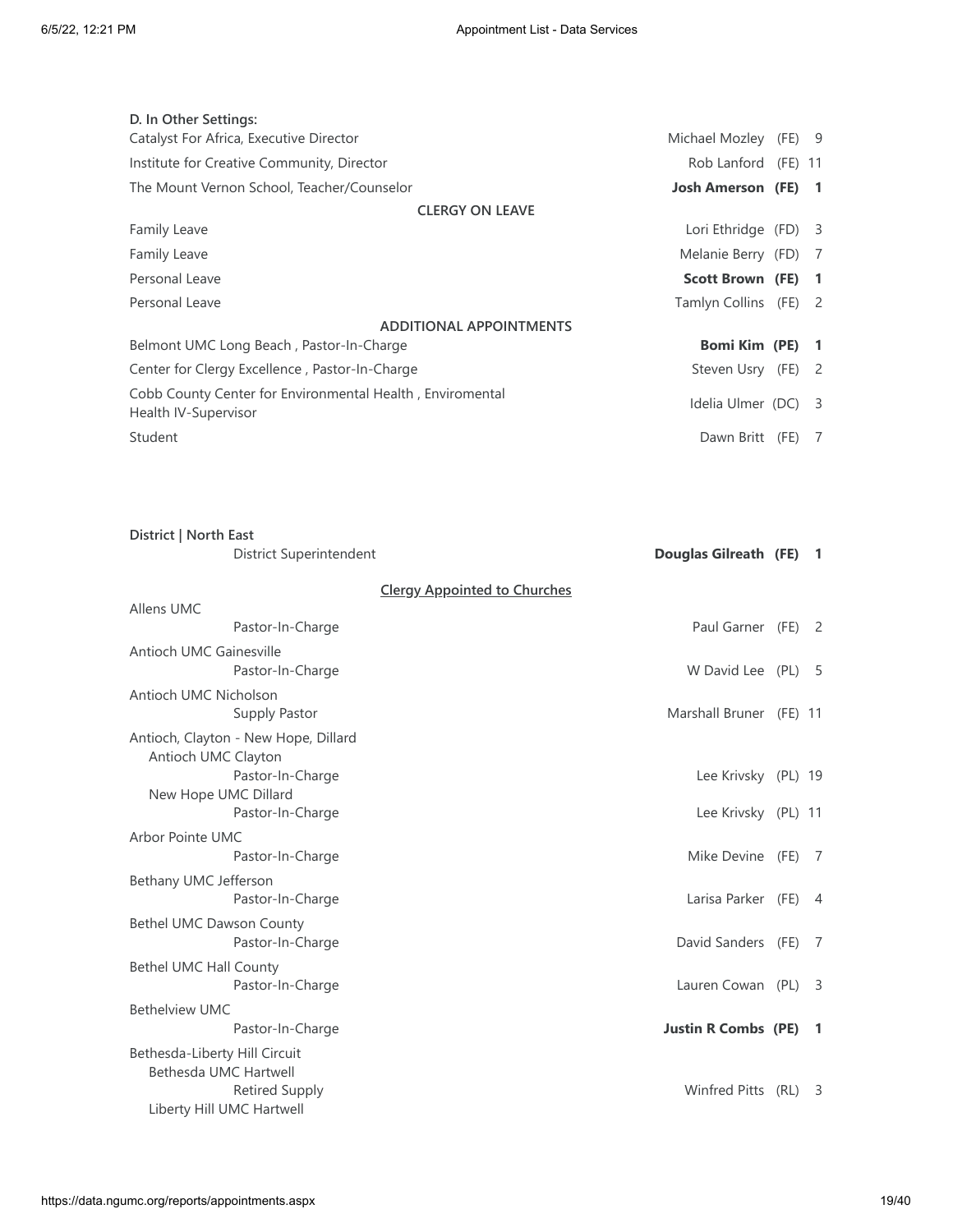**D. In Other Settings:**

| Appointment | Clergy | Status | Years |
|---|---|---|---|
| Catalyst For Africa, Executive Director | Michael Mozley | (FE) | 9 |
| Institute for Creative Community, Director | Rob Lanford | (FE) | 11 |
| The Mount Vernon School, Teacher/Counselor | **Josh Amerson** | **(FE)** | **1** |

**CLERGY ON LEAVE**

| Appointment | Clergy | Status | Years |
|---|---|---|---|
| Family Leave | Lori Ethridge | (FD) | 3 |
| Family Leave | Melanie Berry | (FD) | 7 |
| Personal Leave | **Scott Brown** | **(FE)** | **1** |
| Personal Leave | Tamlyn Collins | (FE) | 2 |

**ADDITIONAL APPOINTMENTS**

| Appointment | Clergy | Status | Years |
|---|---|---|---|
| Belmont UMC Long Beach , Pastor-In-Charge | **Bomi Kim** | **(PE)** | **1** |
| Center for Clergy Excellence , Pastor-In-Charge | Steven Usry | (FE) | 2 |
| Cobb County Center for Environmental Health , Enviromental Health IV-Supervisor | Idelia Ulmer | (DC) | 3 |
| Student | Dawn Britt | (FE) | 7 |

## District | North East

| Appointment | Clergy | Status | Years |
|---|---|---|---|
| District Superintendent | **Douglas Gilreath** | **(FE)** | **1** |

**Clergy Appointed to Churches**

| Church / Appointment | Clergy | Status | Years |
|---|---|---|---|
| **Allens UMC** | | | |
| Pastor-In-Charge | Paul Garner | (FE) | 2 |
| **Antioch UMC Gainesville** | | | |
| Pastor-In-Charge | W David Lee | (PL) | 5 |
| **Antioch UMC Nicholson** | | | |
| Supply Pastor | Marshall Bruner | (FE) | 11 |
| **Antioch, Clayton - New Hope, Dillard** | | | |
| Antioch UMC Clayton | | | |
| Pastor-In-Charge | Lee Krivsky | (PL) | 19 |
| New Hope UMC Dillard | | | |
| Pastor-In-Charge | Lee Krivsky | (PL) | 11 |
| **Arbor Pointe UMC** | | | |
| Pastor-In-Charge | Mike Devine | (FE) | 7 |
| **Bethany UMC Jefferson** | | | |
| Pastor-In-Charge | Larisa Parker | (FE) | 4 |
| **Bethel UMC Dawson County** | | | |
| Pastor-In-Charge | David Sanders | (FE) | 7 |
| **Bethel UMC Hall County** | | | |
| Pastor-In-Charge | Lauren Cowan | (PL) | 3 |
| **Bethelview UMC** | | | |
| Pastor-In-Charge | **Justin R Combs** | **(PE)** | **1** |
| **Bethesda-Liberty Hill Circuit** | | | |
| Bethesda UMC Hartwell | | | |
| Retired Supply | Winfred Pitts | (RL) | 3 |
| Liberty Hill UMC Hartwell | | | |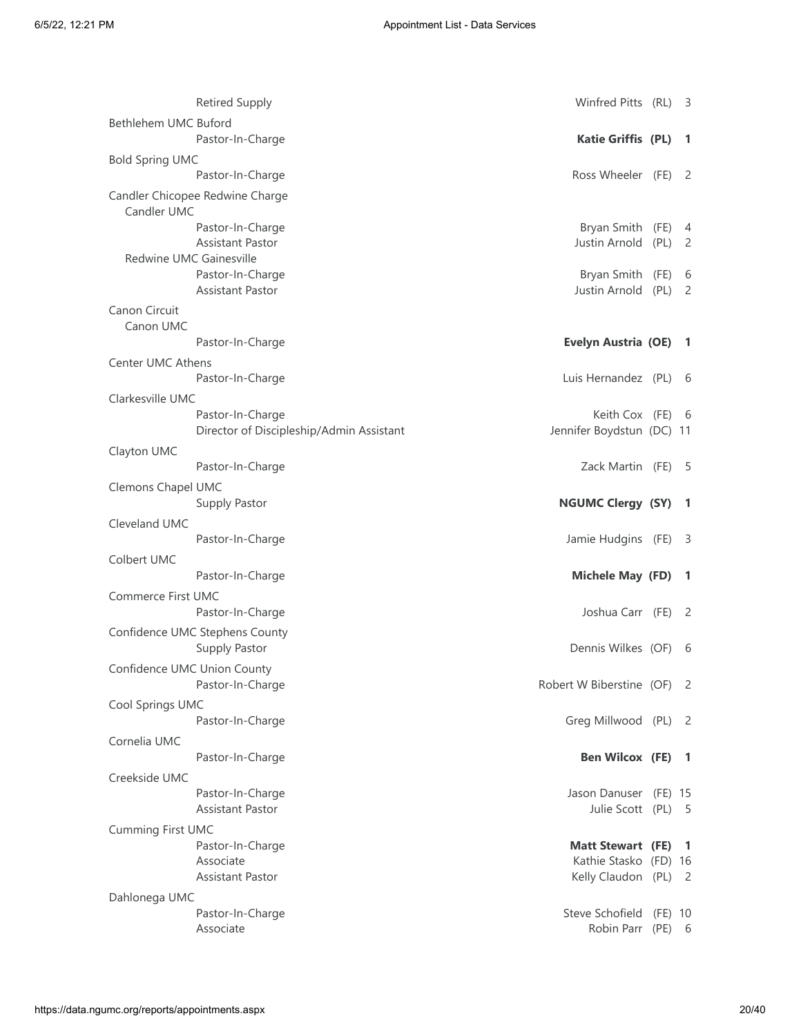| Church / Position | Name | Status | Years |
|---|---|---|---|
| Retired Supply | Winfred Pitts | (RL) | 3 |
| **Bethlehem UMC Buford** | | | |
| Pastor-In-Charge | **Katie Griffis** | **(PL)** | **1** |
| **Bold Spring UMC** | | | |
| Pastor-In-Charge | Ross Wheeler | (FE) | 2 |
| **Candler Chicopee Redwine Charge** | | | |
| Candler UMC | | | |
| Pastor-In-Charge | Bryan Smith | (FE) | 4 |
| Assistant Pastor | Justin Arnold | (PL) | 2 |
| Redwine UMC Gainesville | | | |
| Pastor-In-Charge | Bryan Smith | (FE) | 6 |
| Assistant Pastor | Justin Arnold | (PL) | 2 |
| **Canon Circuit** | | | |
| Canon UMC | | | |
| Pastor-In-Charge | **Evelyn Austria** | **(OE)** | **1** |
| **Center UMC Athens** | | | |
| Pastor-In-Charge | Luis Hernandez | (PL) | 6 |
| **Clarkesville UMC** | | | |
| Pastor-In-Charge | Keith Cox | (FE) | 6 |
| Director of Discipleship/Admin Assistant | Jennifer Boydstun | (DC) | 11 |
| **Clayton UMC** | | | |
| Pastor-In-Charge | Zack Martin | (FE) | 5 |
| **Clemons Chapel UMC** | | | |
| Supply Pastor | **NGUMC Clergy** | **(SY)** | **1** |
| **Cleveland UMC** | | | |
| Pastor-In-Charge | Jamie Hudgins | (FE) | 3 |
| **Colbert UMC** | | | |
| Pastor-In-Charge | **Michele May** | **(FD)** | **1** |
| **Commerce First UMC** | | | |
| Pastor-In-Charge | Joshua Carr | (FE) | 2 |
| **Confidence UMC Stephens County** | | | |
| Supply Pastor | Dennis Wilkes | (OF) | 6 |
| **Confidence UMC Union County** | | | |
| Pastor-In-Charge | Robert W Biberstine | (OF) | 2 |
| **Cool Springs UMC** | | | |
| Pastor-In-Charge | Greg Millwood | (PL) | 2 |
| **Cornelia UMC** | | | |
| Pastor-In-Charge | **Ben Wilcox** | **(FE)** | **1** |
| **Creekside UMC** | | | |
| Pastor-In-Charge | Jason Danuser | (FE) | 15 |
| Assistant Pastor | Julie Scott | (PL) | 5 |
| **Cumming First UMC** | | | |
| Pastor-In-Charge | **Matt Stewart** | **(FE)** | **1** |
| Associate | Kathie Stasko | (FD) | 16 |
| Assistant Pastor | Kelly Claudon | (PL) | 2 |
| **Dahlonega UMC** | | | |
| Pastor-In-Charge | Steve Schofield | (FE) | 10 |
| Associate | Robin Parr | (PE) | 6 |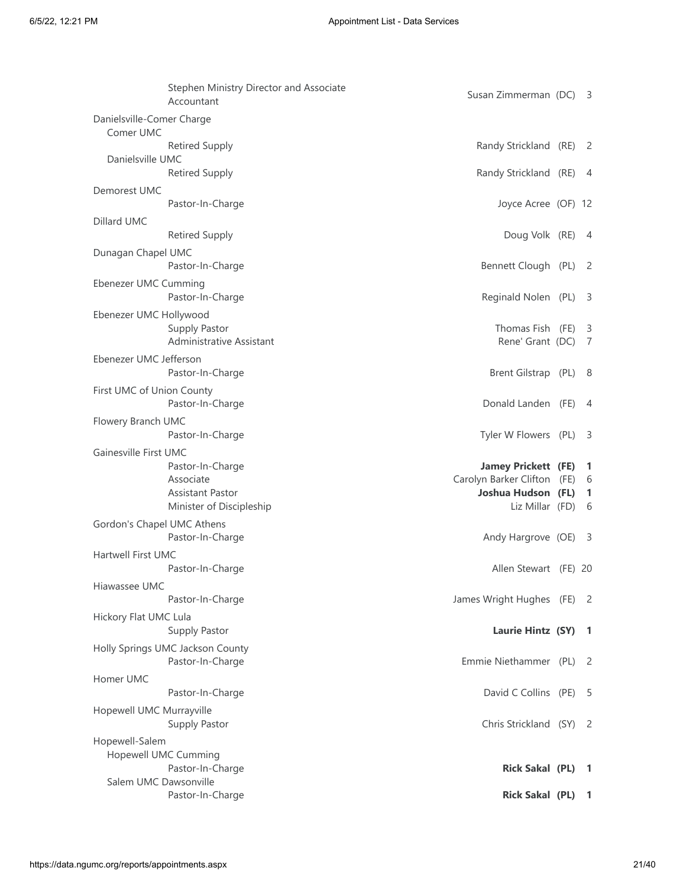| Church / Position | Name | Status | Years |
|---|---|---|---|
| Stephen Ministry Director and Associate Accountant | Susan Zimmerman | (DC) | 3 |
| **Danielsville-Comer Charge** | | | |
| Comer UMC | | | |
| Retired Supply | Randy Strickland | (RE) | 2 |
| Danielsville UMC | | | |
| Retired Supply | Randy Strickland | (RE) | 4 |
| **Demorest UMC** | | | |
| Pastor-In-Charge | Joyce Acree | (OF) | 12 |
| **Dillard UMC** | | | |
| Retired Supply | Doug Volk | (RE) | 4 |
| **Dunagan Chapel UMC** | | | |
| Pastor-In-Charge | Bennett Clough | (PL) | 2 |
| **Ebenezer UMC Cumming** | | | |
| Pastor-In-Charge | Reginald Nolen | (PL) | 3 |
| **Ebenezer UMC Hollywood** | | | |
| Supply Pastor | Thomas Fish | (FE) | 3 |
| Administrative Assistant | Rene' Grant | (DC) | 7 |
| **Ebenezer UMC Jefferson** | | | |
| Pastor-In-Charge | Brent Gilstrap | (PL) | 8 |
| **First UMC of Union County** | | | |
| Pastor-In-Charge | Donald Landen | (FE) | 4 |
| **Flowery Branch UMC** | | | |
| Pastor-In-Charge | Tyler W Flowers | (PL) | 3 |
| **Gainesville First UMC** | | | |
| Pastor-In-Charge | **Jamey Prickett** | **(FE)** | **1** |
| Associate | Carolyn Barker Clifton | (FE) | 6 |
| Assistant Pastor | **Joshua Hudson** | **(FL)** | **1** |
| Minister of Discipleship | Liz Millar | (FD) | 6 |
| **Gordon's Chapel UMC Athens** | | | |
| Pastor-In-Charge | Andy Hargrove | (OE) | 3 |
| **Hartwell First UMC** | | | |
| Pastor-In-Charge | Allen Stewart | (FE) | 20 |
| **Hiawassee UMC** | | | |
| Pastor-In-Charge | James Wright Hughes | (FE) | 2 |
| **Hickory Flat UMC Lula** | | | |
| Supply Pastor | **Laurie Hintz** | **(SY)** | **1** |
| **Holly Springs UMC Jackson County** | | | |
| Pastor-In-Charge | Emmie Niethammer | (PL) | 2 |
| **Homer UMC** | | | |
| Pastor-In-Charge | David C Collins | (PE) | 5 |
| **Hopewell UMC Murrayville** | | | |
| Supply Pastor | Chris Strickland | (SY) | 2 |
| **Hopewell-Salem** | | | |
| Hopewell UMC Cumming | | | |
| Pastor-In-Charge | **Rick Sakal** | **(PL)** | **1** |
| Salem UMC Dawsonville | | | |
| Pastor-In-Charge | **Rick Sakal** | **(PL)** | **1** |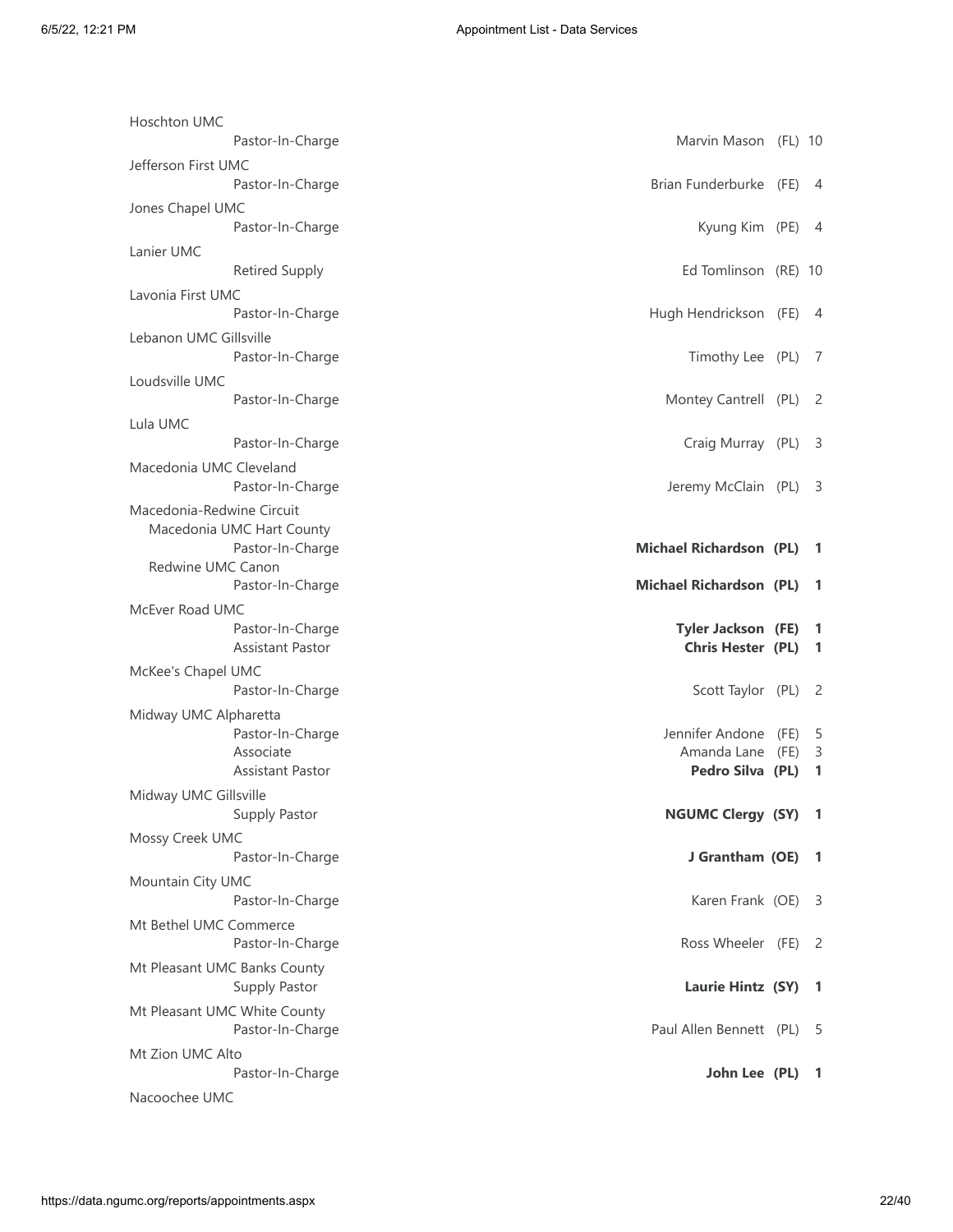| Church / Position | Name | Status | Years |
|---|---|---|---|
| **Hoschton UMC** | | | |
| Pastor-In-Charge | Marvin Mason | (FL) | 10 |
| **Jefferson First UMC** | | | |
| Pastor-In-Charge | Brian Funderburke | (FE) | 4 |
| **Jones Chapel UMC** | | | |
| Pastor-In-Charge | Kyung Kim | (PE) | 4 |
| **Lanier UMC** | | | |
| Retired Supply | Ed Tomlinson | (RE) | 10 |
| **Lavonia First UMC** | | | |
| Pastor-In-Charge | Hugh Hendrickson | (FE) | 4 |
| **Lebanon UMC Gillsville** | | | |
| Pastor-In-Charge | Timothy Lee | (PL) | 7 |
| **Loudsville UMC** | | | |
| Pastor-In-Charge | Montey Cantrell | (PL) | 2 |
| **Lula UMC** | | | |
| Pastor-In-Charge | Craig Murray | (PL) | 3 |
| **Macedonia UMC Cleveland** | | | |
| Pastor-In-Charge | Jeremy McClain | (PL) | 3 |
| **Macedonia-Redwine Circuit** | | | |
| Macedonia UMC Hart County | | | |
| Pastor-In-Charge | **Michael Richardson** | **(PL)** | **1** |
| Redwine UMC Canon | | | |
| Pastor-In-Charge | **Michael Richardson** | **(PL)** | **1** |
| **McEver Road UMC** | | | |
| Pastor-In-Charge | **Tyler Jackson** | **(FE)** | **1** |
| Assistant Pastor | **Chris Hester** | **(PL)** | **1** |
| **McKee's Chapel UMC** | | | |
| Pastor-In-Charge | Scott Taylor | (PL) | 2 |
| **Midway UMC Alpharetta** | | | |
| Pastor-In-Charge | Jennifer Andone | (FE) | 5 |
| Associate | Amanda Lane | (FE) | 3 |
| Assistant Pastor | **Pedro Silva** | **(PL)** | **1** |
| **Midway UMC Gillsville** | | | |
| Supply Pastor | **NGUMC Clergy** | **(SY)** | **1** |
| **Mossy Creek UMC** | | | |
| Pastor-In-Charge | **J Grantham** | **(OE)** | **1** |
| **Mountain City UMC** | | | |
| Pastor-In-Charge | Karen Frank | (OE) | 3 |
| **Mt Bethel UMC Commerce** | | | |
| Pastor-In-Charge | Ross Wheeler | (FE) | 2 |
| **Mt Pleasant UMC Banks County** | | | |
| Supply Pastor | **Laurie Hintz** | **(SY)** | **1** |
| **Mt Pleasant UMC White County** | | | |
| Pastor-In-Charge | Paul Allen Bennett | (PL) | 5 |
| **Mt Zion UMC Alto** | | | |
| Pastor-In-Charge | **John Lee** | **(PL)** | **1** |
| **Nacoochee UMC** | | | |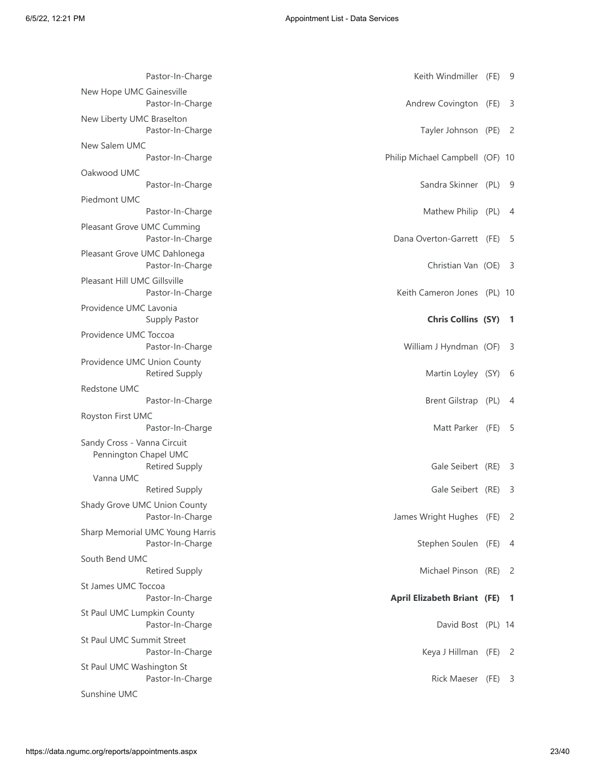| Church / Role | Appointee | Status | Years |
|---|---|---|---|
| Pastor-In-Charge | Keith Windmiller | (FE) | 9 |
| **New Hope UMC Gainesville** | | | |
| Pastor-In-Charge | Andrew Covington | (FE) | 3 |
| **New Liberty UMC Braselton** | | | |
| Pastor-In-Charge | Tayler Johnson | (PE) | 2 |
| **New Salem UMC** | | | |
| Pastor-In-Charge | Philip Michael Campbell | (OF) | 10 |
| **Oakwood UMC** | | | |
| Pastor-In-Charge | Sandra Skinner | (PL) | 9 |
| **Piedmont UMC** | | | |
| Pastor-In-Charge | Mathew Philip | (PL) | 4 |
| **Pleasant Grove UMC Cumming** | | | |
| Pastor-In-Charge | Dana Overton-Garrett | (FE) | 5 |
| **Pleasant Grove UMC Dahlonega** | | | |
| Pastor-In-Charge | Christian Van | (OE) | 3 |
| **Pleasant Hill UMC Gillsville** | | | |
| Pastor-In-Charge | Keith Cameron Jones | (PL) | 10 |
| **Providence UMC Lavonia** | | | |
| Supply Pastor | **Chris Collins** | **(SY)** | **1** |
| **Providence UMC Toccoa** | | | |
| Pastor-In-Charge | William J Hyndman | (OF) | 3 |
| **Providence UMC Union County** | | | |
| Retired Supply | Martin Loyley | (SY) | 6 |
| **Redstone UMC** | | | |
| Pastor-In-Charge | Brent Gilstrap | (PL) | 4 |
| **Royston First UMC** | | | |
| Pastor-In-Charge | Matt Parker | (FE) | 5 |
| **Sandy Cross - Vanna Circuit** | | | |
| Pennington Chapel UMC | | | |
| Retired Supply | Gale Seibert | (RE) | 3 |
| Vanna UMC | | | |
| Retired Supply | Gale Seibert | (RE) | 3 |
| **Shady Grove UMC Union County** | | | |
| Pastor-In-Charge | James Wright Hughes | (FE) | 2 |
| **Sharp Memorial UMC Young Harris** | | | |
| Pastor-In-Charge | Stephen Soulen | (FE) | 4 |
| **South Bend UMC** | | | |
| Retired Supply | Michael Pinson | (RE) | 2 |
| **St James UMC Toccoa** | | | |
| Pastor-In-Charge | **April Elizabeth Briant** | **(FE)** | **1** |
| **St Paul UMC Lumpkin County** | | | |
| Pastor-In-Charge | David Bost | (PL) | 14 |
| **St Paul UMC Summit Street** | | | |
| Pastor-In-Charge | Keya J Hillman | (FE) | 2 |
| **St Paul UMC Washington St** | | | |
| Pastor-In-Charge | Rick Maeser | (FE) | 3 |
| **Sunshine UMC** | | | |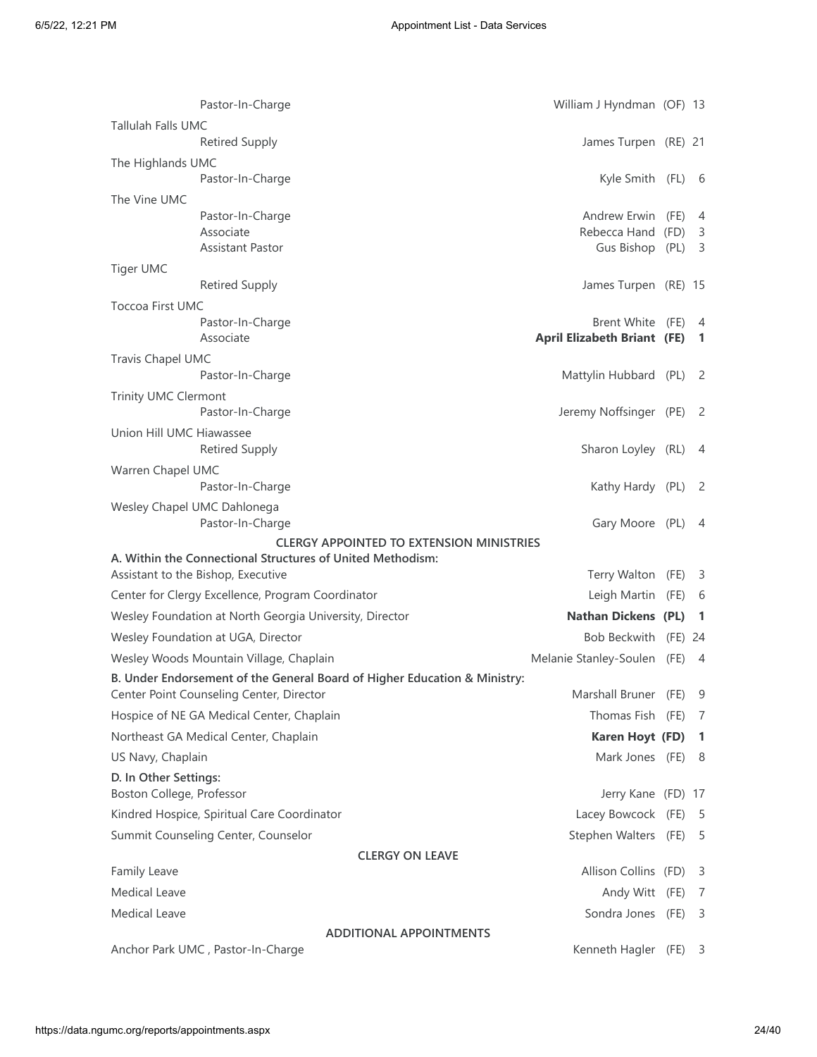| Church / Appointment | Role | Name | Status | Years |
|---|---|---|---|---|
| | Pastor-In-Charge | William J Hyndman | (OF) | 13 |
| Tallulah Falls UMC | | | | |
| | Retired Supply | James Turpen | (RE) | 21 |
| The Highlands UMC | | | | |
| | Pastor-In-Charge | Kyle Smith | (FL) | 6 |
| The Vine UMC | | | | |
| | Pastor-In-Charge | Andrew Erwin | (FE) | 4 |
| | Associate | Rebecca Hand | (FD) | 3 |
| | Assistant Pastor | Gus Bishop | (PL) | 3 |
| Tiger UMC | | | | |
| | Retired Supply | James Turpen | (RE) | 15 |
| Toccoa First UMC | | | | |
| | Pastor-In-Charge | Brent White | (FE) | 4 |
| | Associate | **April Elizabeth Briant** | **(FE)** | **1** |
| Travis Chapel UMC | | | | |
| | Pastor-In-Charge | Mattylin Hubbard | (PL) | 2 |
| Trinity UMC Clermont | | | | |
| | Pastor-In-Charge | Jeremy Noffsinger | (PE) | 2 |
| Union Hill UMC Hiawassee | | | | |
| | Retired Supply | Sharon Loyley | (RL) | 4 |
| Warren Chapel UMC | | | | |
| | Pastor-In-Charge | Kathy Hardy | (PL) | 2 |
| Wesley Chapel UMC Dahlonega | | | | |
| | Pastor-In-Charge | Gary Moore | (PL) | 4 |

## CLERGY APPOINTED TO EXTENSION MINISTRIES

**A. Within the Connectional Structures of United Methodism:**

| Appointment | Name | Status | Years |
|---|---|---|---|
| Assistant to the Bishop, Executive | Terry Walton | (FE) | 3 |
| Center for Clergy Excellence, Program Coordinator | Leigh Martin | (FE) | 6 |
| Wesley Foundation at North Georgia University, Director | **Nathan Dickens** | **(PL)** | **1** |
| Wesley Foundation at UGA, Director | Bob Beckwith | (FE) | 24 |
| Wesley Woods Mountain Village, Chaplain | Melanie Stanley-Soulen | (FE) | 4 |

**B. Under Endorsement of the General Board of Higher Education & Ministry:**

| Appointment | Name | Status | Years |
|---|---|---|---|
| Center Point Counseling Center, Director | Marshall Bruner | (FE) | 9 |
| Hospice of NE GA Medical Center, Chaplain | Thomas Fish | (FE) | 7 |
| Northeast GA Medical Center, Chaplain | **Karen Hoyt** | **(FD)** | **1** |
| US Navy, Chaplain | Mark Jones | (FE) | 8 |

**D. In Other Settings:**

| Appointment | Name | Status | Years |
|---|---|---|---|
| Boston College, Professor | Jerry Kane | (FD) | 17 |
| Kindred Hospice, Spiritual Care Coordinator | Lacey Bowcock | (FE) | 5 |
| Summit Counseling Center, Counselor | Stephen Walters | (FE) | 5 |

## CLERGY ON LEAVE

| Leave | Name | Status | Years |
|---|---|---|---|
| Family Leave | Allison Collins | (FD) | 3 |
| Medical Leave | Andy Witt | (FE) | 7 |
| Medical Leave | Sondra Jones | (FE) | 3 |

## ADDITIONAL APPOINTMENTS

| Appointment | Name | Status | Years |
|---|---|---|---|
| Anchor Park UMC , Pastor-In-Charge | Kenneth Hagler | (FE) | 3 |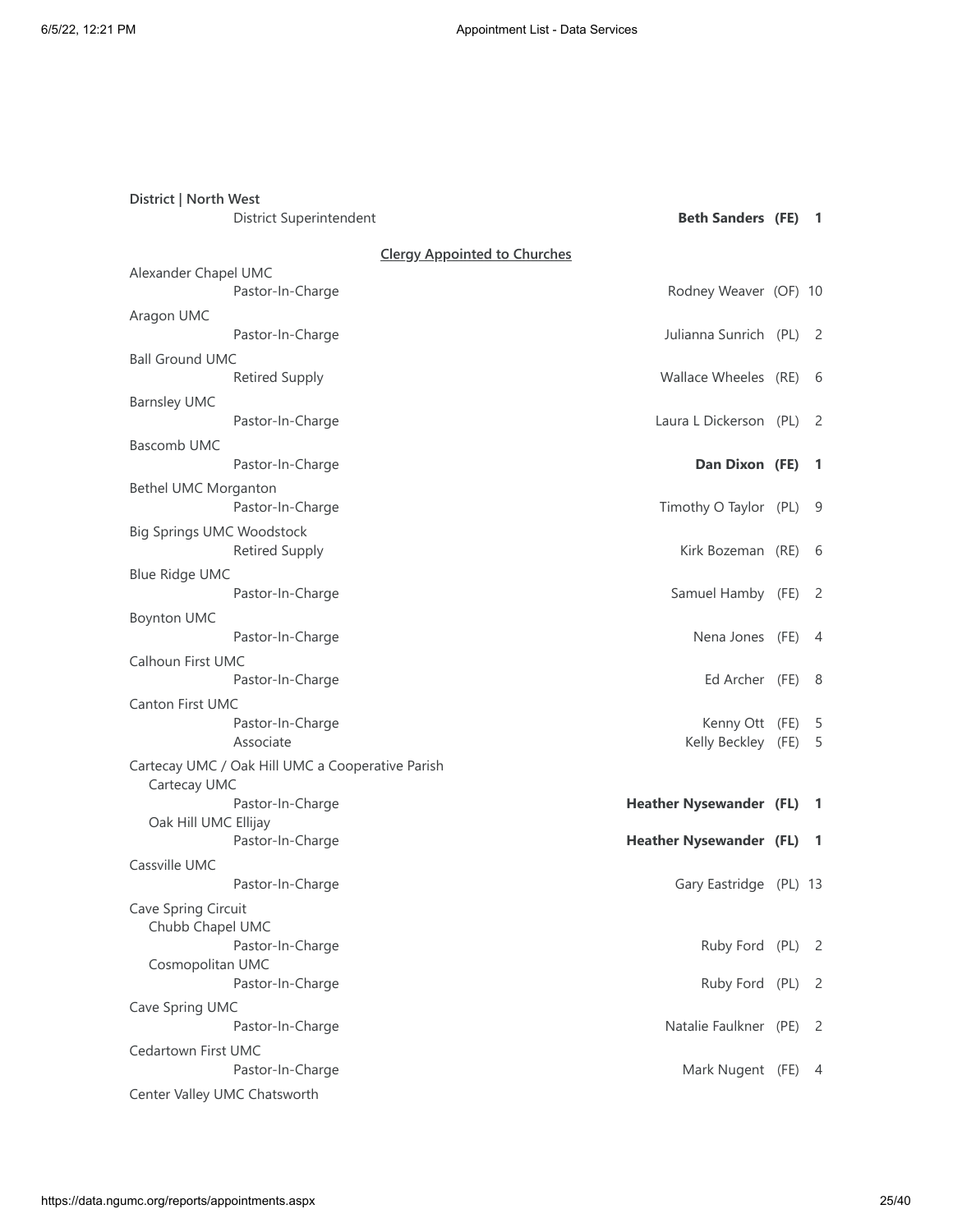**District | North West**

| | | | |
|---|---|---|---|
| District Superintendent | **Beth Sanders** | **(FE)** | **1** |

**Clergy Appointed to Churches**

| Church / Role | Name | Status | Years |
|---|---|---|---|
| Alexander Chapel UMC | | | |
| Pastor-In-Charge | Rodney Weaver | (OF) | 10 |
| Aragon UMC | | | |
| Pastor-In-Charge | Julianna Sunrich | (PL) | 2 |
| Ball Ground UMC | | | |
| Retired Supply | Wallace Wheeles | (RE) | 6 |
| Barnsley UMC | | | |
| Pastor-In-Charge | Laura L Dickerson | (PL) | 2 |
| Bascomb UMC | | | |
| Pastor-In-Charge | **Dan Dixon** | **(FE)** | **1** |
| Bethel UMC Morganton | | | |
| Pastor-In-Charge | Timothy O Taylor | (PL) | 9 |
| Big Springs UMC Woodstock | | | |
| Retired Supply | Kirk Bozeman | (RE) | 6 |
| Blue Ridge UMC | | | |
| Pastor-In-Charge | Samuel Hamby | (FE) | 2 |
| Boynton UMC | | | |
| Pastor-In-Charge | Nena Jones | (FE) | 4 |
| Calhoun First UMC | | | |
| Pastor-In-Charge | Ed Archer | (FE) | 8 |
| Canton First UMC | | | |
| Pastor-In-Charge | Kenny Ott | (FE) | 5 |
| Associate | Kelly Beckley | (FE) | 5 |
| Cartecay UMC / Oak Hill UMC a Cooperative Parish | | | |
| Cartecay UMC | | | |
| Pastor-In-Charge | **Heather Nysewander** | **(FL)** | **1** |
| Oak Hill UMC Ellijay | | | |
| Pastor-In-Charge | **Heather Nysewander** | **(FL)** | **1** |
| Cassville UMC | | | |
| Pastor-In-Charge | Gary Eastridge | (PL) | 13 |
| Cave Spring Circuit | | | |
| Chubb Chapel UMC | | | |
| Pastor-In-Charge | Ruby Ford | (PL) | 2 |
| Cosmopolitan UMC | | | |
| Pastor-In-Charge | Ruby Ford | (PL) | 2 |
| Cave Spring UMC | | | |
| Pastor-In-Charge | Natalie Faulkner | (PE) | 2 |
| Cedartown First UMC | | | |
| Pastor-In-Charge | Mark Nugent | (FE) | 4 |
| Center Valley UMC Chatsworth | | | |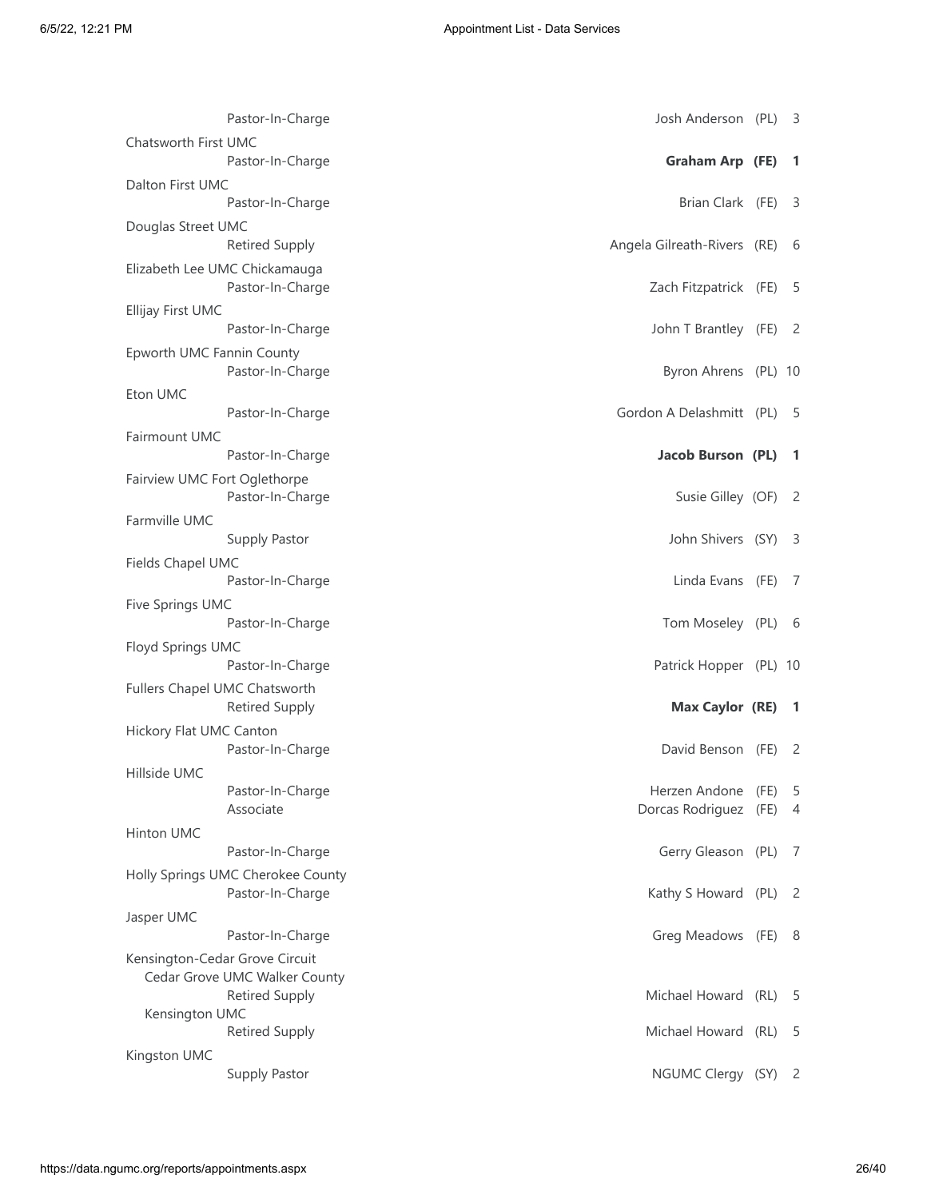| Church / Role | Name | Status | Years |
|---|---|---|---|
| Pastor-In-Charge | Josh Anderson | (PL) | 3 |
| **Chatsworth First UMC** | | | |
| Pastor-In-Charge | **Graham Arp** | **(FE)** | **1** |
| **Dalton First UMC** | | | |
| Pastor-In-Charge | Brian Clark | (FE) | 3 |
| **Douglas Street UMC** | | | |
| Retired Supply | Angela Gilreath-Rivers | (RE) | 6 |
| **Elizabeth Lee UMC Chickamauga** | | | |
| Pastor-In-Charge | Zach Fitzpatrick | (FE) | 5 |
| **Ellijay First UMC** | | | |
| Pastor-In-Charge | John T Brantley | (FE) | 2 |
| **Epworth UMC Fannin County** | | | |
| Pastor-In-Charge | Byron Ahrens | (PL) | 10 |
| **Eton UMC** | | | |
| Pastor-In-Charge | Gordon A Delashmitt | (PL) | 5 |
| **Fairmount UMC** | | | |
| Pastor-In-Charge | **Jacob Burson** | **(PL)** | **1** |
| **Fairview UMC Fort Oglethorpe** | | | |
| Pastor-In-Charge | Susie Gilley | (OF) | 2 |
| **Farmville UMC** | | | |
| Supply Pastor | John Shivers | (SY) | 3 |
| **Fields Chapel UMC** | | | |
| Pastor-In-Charge | Linda Evans | (FE) | 7 |
| **Five Springs UMC** | | | |
| Pastor-In-Charge | Tom Moseley | (PL) | 6 |
| **Floyd Springs UMC** | | | |
| Pastor-In-Charge | Patrick Hopper | (PL) | 10 |
| **Fullers Chapel UMC Chatsworth** | | | |
| Retired Supply | **Max Caylor** | **(RE)** | **1** |
| **Hickory Flat UMC Canton** | | | |
| Pastor-In-Charge | David Benson | (FE) | 2 |
| **Hillside UMC** | | | |
| Pastor-In-Charge | Herzen Andone | (FE) | 5 |
| Associate | Dorcas Rodriguez | (FE) | 4 |
| **Hinton UMC** | | | |
| Pastor-In-Charge | Gerry Gleason | (PL) | 7 |
| **Holly Springs UMC Cherokee County** | | | |
| Pastor-In-Charge | Kathy S Howard | (PL) | 2 |
| **Jasper UMC** | | | |
| Pastor-In-Charge | Greg Meadows | (FE) | 8 |
| **Kensington-Cedar Grove Circuit** | | | |
| Cedar Grove UMC Walker County | | | |
| Retired Supply | Michael Howard | (RL) | 5 |
| Kensington UMC | | | |
| Retired Supply | Michael Howard | (RL) | 5 |
| **Kingston UMC** | | | |
| Supply Pastor | NGUMC Clergy | (SY) | 2 |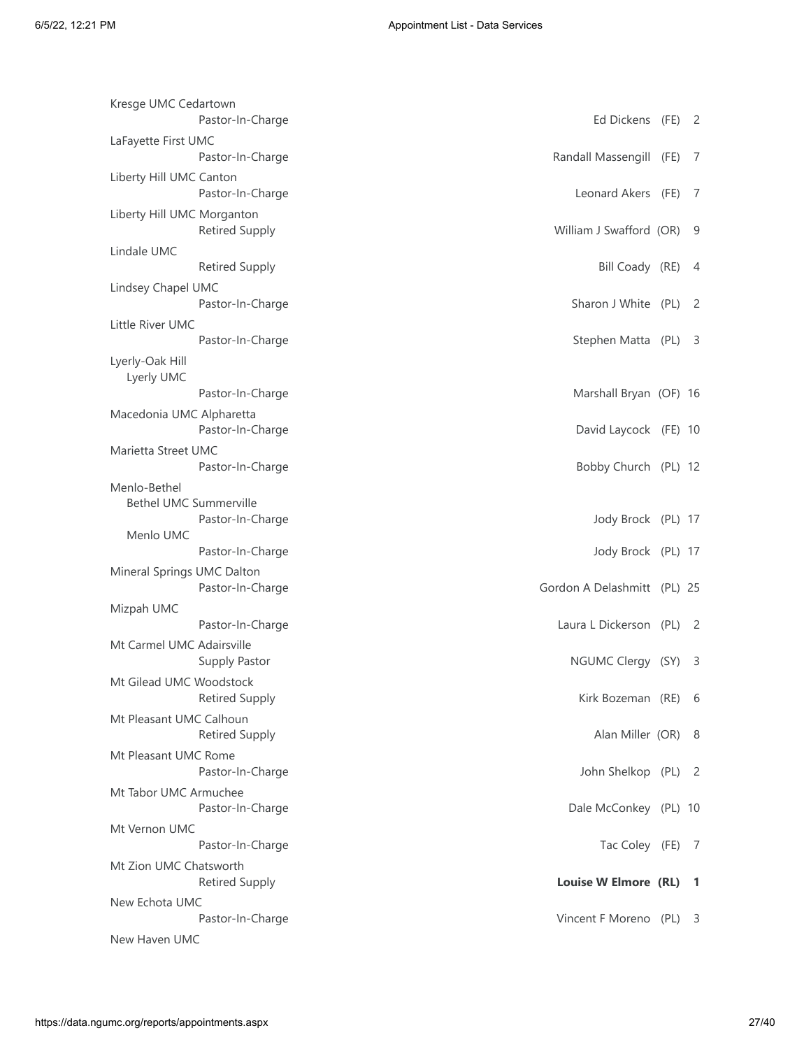| Church / Position | Appointee | Status | Years |
| --- | --- | --- | --- |
| Kresge UMC Cedartown | | | |
| Pastor-In-Charge | Ed Dickens | (FE) | 2 |
| LaFayette First UMC | | | |
| Pastor-In-Charge | Randall Massengill | (FE) | 7 |
| Liberty Hill UMC Canton | | | |
| Pastor-In-Charge | Leonard Akers | (FE) | 7 |
| Liberty Hill UMC Morganton | | | |
| Retired Supply | William J Swafford | (OR) | 9 |
| Lindale UMC | | | |
| Retired Supply | Bill Coady | (RE) | 4 |
| Lindsey Chapel UMC | | | |
| Pastor-In-Charge | Sharon J White | (PL) | 2 |
| Little River UMC | | | |
| Pastor-In-Charge | Stephen Matta | (PL) | 3 |
| Lyerly-Oak Hill | | | |
| Lyerly UMC | | | |
| Pastor-In-Charge | Marshall Bryan | (OF) | 16 |
| Macedonia UMC Alpharetta | | | |
| Pastor-In-Charge | David Laycock | (FE) | 10 |
| Marietta Street UMC | | | |
| Pastor-In-Charge | Bobby Church | (PL) | 12 |
| Menlo-Bethel | | | |
| Bethel UMC Summerville | | | |
| Pastor-In-Charge | Jody Brock | (PL) | 17 |
| Menlo UMC | | | |
| Pastor-In-Charge | Jody Brock | (PL) | 17 |
| Mineral Springs UMC Dalton | | | |
| Pastor-In-Charge | Gordon A Delashmitt | (PL) | 25 |
| Mizpah UMC | | | |
| Pastor-In-Charge | Laura L Dickerson | (PL) | 2 |
| Mt Carmel UMC Adairsville | | | |
| Supply Pastor | NGUMC Clergy | (SY) | 3 |
| Mt Gilead UMC Woodstock | | | |
| Retired Supply | Kirk Bozeman | (RE) | 6 |
| Mt Pleasant UMC Calhoun | | | |
| Retired Supply | Alan Miller | (OR) | 8 |
| Mt Pleasant UMC Rome | | | |
| Pastor-In-Charge | John Shelkop | (PL) | 2 |
| Mt Tabor UMC Armuchee | | | |
| Pastor-In-Charge | Dale McConkey | (PL) | 10 |
| Mt Vernon UMC | | | |
| Pastor-In-Charge | Tac Coley | (FE) | 7 |
| Mt Zion UMC Chatsworth | | | |
| Retired Supply | **Louise W Elmore** | **(RL)** | **1** |
| New Echota UMC | | | |
| Pastor-In-Charge | Vincent F Moreno | (PL) | 3 |
| New Haven UMC | | | |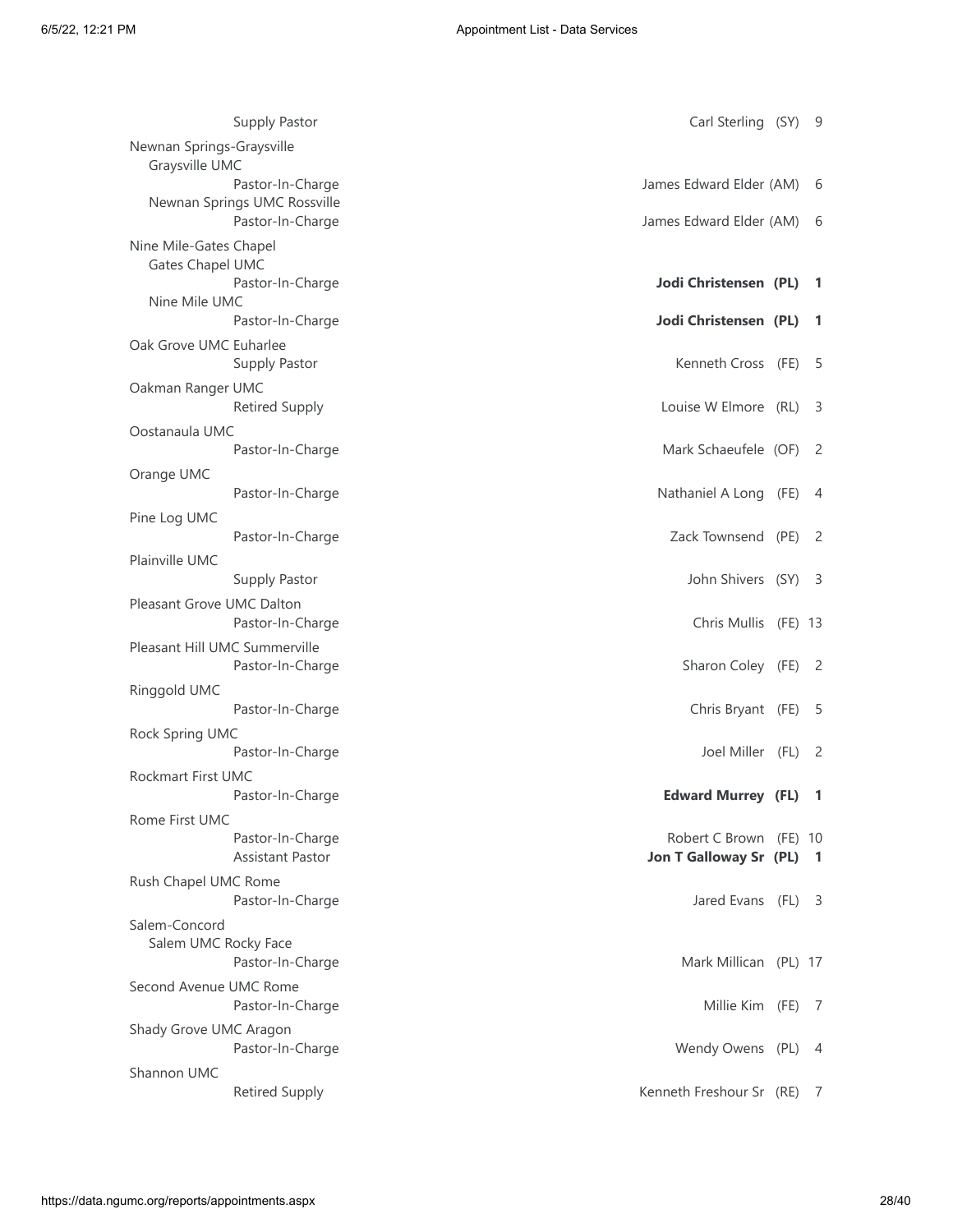| Church / Position | Name | Status | Years |
| --- | --- | --- | --- |
| Supply Pastor | Carl Sterling | (SY) | 9 |
| **Newnan Springs-Graysville** | | | |
| Graysville UMC | | | |
| Pastor-In-Charge | James Edward Elder | (AM) | 6 |
| Newnan Springs UMC Rossville | | | |
| Pastor-In-Charge | James Edward Elder | (AM) | 6 |
| **Nine Mile-Gates Chapel** | | | |
| Gates Chapel UMC | | | |
| Pastor-In-Charge | **Jodi Christensen** | **(PL)** | **1** |
| Nine Mile UMC | | | |
| Pastor-In-Charge | **Jodi Christensen** | **(PL)** | **1** |
| **Oak Grove UMC Euharlee** | | | |
| Supply Pastor | Kenneth Cross | (FE) | 5 |
| **Oakman Ranger UMC** | | | |
| Retired Supply | Louise W Elmore | (RL) | 3 |
| **Oostanaula UMC** | | | |
| Pastor-In-Charge | Mark Schaeufele | (OF) | 2 |
| **Orange UMC** | | | |
| Pastor-In-Charge | Nathaniel A Long | (FE) | 4 |
| **Pine Log UMC** | | | |
| Pastor-In-Charge | Zack Townsend | (PE) | 2 |
| **Plainville UMC** | | | |
| Supply Pastor | John Shivers | (SY) | 3 |
| **Pleasant Grove UMC Dalton** | | | |
| Pastor-In-Charge | Chris Mullis | (FE) | 13 |
| **Pleasant Hill UMC Summerville** | | | |
| Pastor-In-Charge | Sharon Coley | (FE) | 2 |
| **Ringgold UMC** | | | |
| Pastor-In-Charge | Chris Bryant | (FE) | 5 |
| **Rock Spring UMC** | | | |
| Pastor-In-Charge | Joel Miller | (FL) | 2 |
| **Rockmart First UMC** | | | |
| Pastor-In-Charge | **Edward Murrey** | **(FL)** | **1** |
| **Rome First UMC** | | | |
| Pastor-In-Charge | Robert C Brown | (FE) | 10 |
| Assistant Pastor | **Jon T Galloway Sr** | **(PL)** | **1** |
| **Rush Chapel UMC Rome** | | | |
| Pastor-In-Charge | Jared Evans | (FL) | 3 |
| **Salem-Concord** | | | |
| Salem UMC Rocky Face | | | |
| Pastor-In-Charge | Mark Millican | (PL) | 17 |
| **Second Avenue UMC Rome** | | | |
| Pastor-In-Charge | Millie Kim | (FE) | 7 |
| **Shady Grove UMC Aragon** | | | |
| Pastor-In-Charge | Wendy Owens | (PL) | 4 |
| **Shannon UMC** | | | |
| Retired Supply | Kenneth Freshour Sr | (RE) | 7 |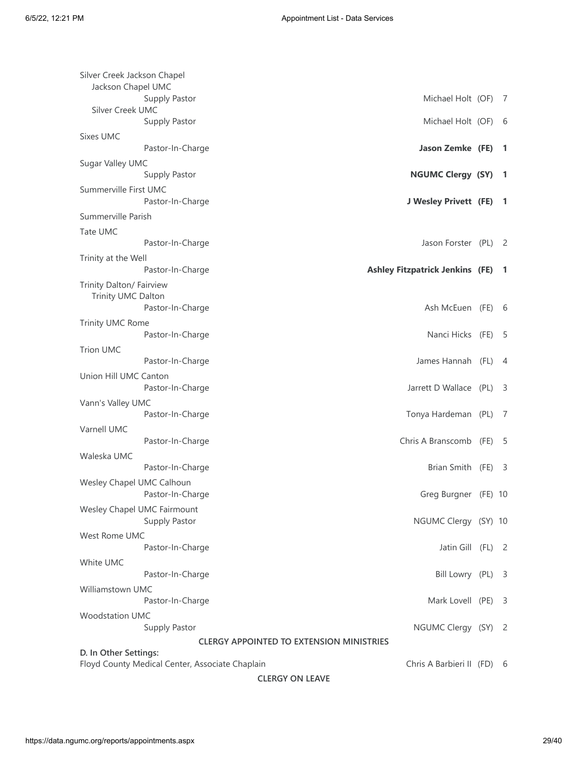Silver Creek Jackson Chapel

Jackson Chapel UMC

| | | | |
|---|---|---|---|
| Supply Pastor | Michael Holt | (OF) | 7 |

Silver Creek UMC

| | | | |
|---|---|---|---|
| Supply Pastor | Michael Holt | (OF) | 6 |

Sixes UMC

| | | | |
|---|---|---|---|
| Pastor-In-Charge | **Jason Zemke** | **(FE)** | **1** |

Sugar Valley UMC

| | | | |
|---|---|---|---|
| Supply Pastor | **NGUMC Clergy** | **(SY)** | **1** |

Summerville First UMC

| | | | |
|---|---|---|---|
| Pastor-In-Charge | **J Wesley Privett** | **(FE)** | **1** |

Summerville Parish

Tate UMC

| | | | |
|---|---|---|---|
| Pastor-In-Charge | Jason Forster | (PL) | 2 |

Trinity at the Well

| | | | |
|---|---|---|---|
| Pastor-In-Charge | **Ashley Fitzpatrick Jenkins** | **(FE)** | **1** |

Trinity Dalton/ Fairview

Trinity UMC Dalton

| | | | |
|---|---|---|---|
| Pastor-In-Charge | Ash McEuen | (FE) | 6 |

Trinity UMC Rome

| | | | |
|---|---|---|---|
| Pastor-In-Charge | Nanci Hicks | (FE) | 5 |

Trion UMC

| | | | |
|---|---|---|---|
| Pastor-In-Charge | James Hannah | (FL) | 4 |

Union Hill UMC Canton

| | | | |
|---|---|---|---|
| Pastor-In-Charge | Jarrett D Wallace | (PL) | 3 |

Vann's Valley UMC

| | | | |
|---|---|---|---|
| Pastor-In-Charge | Tonya Hardeman | (PL) | 7 |

Varnell UMC

| | | | |
|---|---|---|---|
| Pastor-In-Charge | Chris A Branscomb | (FE) | 5 |

Waleska UMC

| | | | |
|---|---|---|---|
| Pastor-In-Charge | Brian Smith | (FE) | 3 |

Wesley Chapel UMC Calhoun

| | | | |
|---|---|---|---|
| Pastor-In-Charge | Greg Burgner | (FE) | 10 |

Wesley Chapel UMC Fairmount

| | | | |
|---|---|---|---|
| Supply Pastor | NGUMC Clergy | (SY) | 10 |

West Rome UMC

| | | | |
|---|---|---|---|
| Pastor-In-Charge | Jatin Gill | (FL) | 2 |

White UMC

| | | | |
|---|---|---|---|
| Pastor-In-Charge | Bill Lowry | (PL) | 3 |

Williamstown UMC

| | | | |
|---|---|---|---|
| Pastor-In-Charge | Mark Lovell | (PE) | 3 |

Woodstation UMC

| | | | |
|---|---|---|---|
| Supply Pastor | NGUMC Clergy | (SY) | 2 |

**CLERGY APPOINTED TO EXTENSION MINISTRIES**

**D. In Other Settings:**

| | | | |
|---|---|---|---|
| Floyd County Medical Center, Associate Chaplain | Chris A Barbieri II | (FD) | 6 |

**CLERGY ON LEAVE**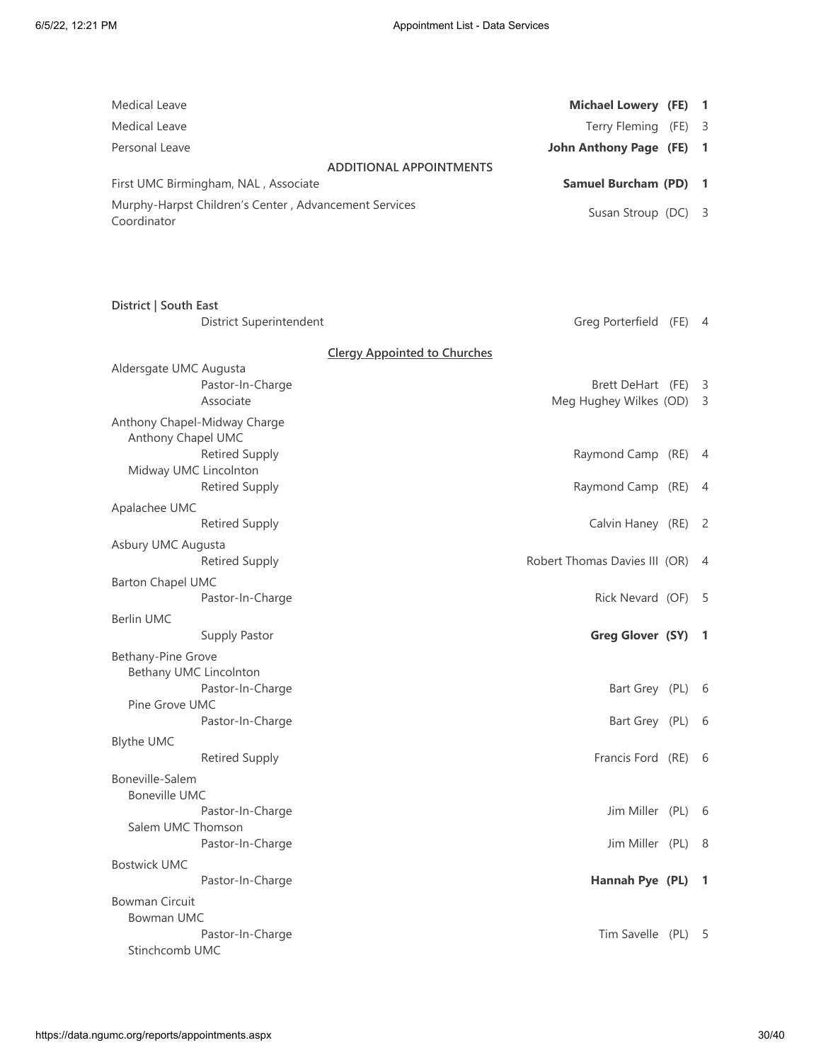| | | |
|---|---|---|
| Medical Leave | **Michael Lowery (FE)** | **1** |
| Medical Leave | Terry Fleming (FE) | 3 |
| Personal Leave | **John Anthony Page (FE)** | **1** |

ADDITIONAL APPOINTMENTS

| | | |
|---|---|---|
| First UMC Birmingham, NAL , Associate | **Samuel Burcham (PD)** | **1** |
| Murphy-Harpst Children's Center , Advancement Services Coordinator | Susan Stroup (DC) | 3 |

**District | South East**

| | | |
|---|---|---|
| District Superintendent | Greg Porterfield (FE) | 4 |

Clergy Appointed to Churches

| | | |
|---|---|---|
| Aldersgate UMC Augusta | | |
| Pastor-In-Charge | Brett DeHart (FE) | 3 |
| Associate | Meg Hughey Wilkes (OD) | 3 |
| Anthony Chapel-Midway Charge | | |
| Anthony Chapel UMC | | |
| Retired Supply | Raymond Camp (RE) | 4 |
| Midway UMC Lincolnton | | |
| Retired Supply | Raymond Camp (RE) | 4 |
| Apalachee UMC | | |
| Retired Supply | Calvin Haney (RE) | 2 |
| Asbury UMC Augusta | | |
| Retired Supply | Robert Thomas Davies III (OR) | 4 |
| Barton Chapel UMC | | |
| Pastor-In-Charge | Rick Nevard (OF) | 5 |
| Berlin UMC | | |
| Supply Pastor | **Greg Glover (SY)** | **1** |
| Bethany-Pine Grove | | |
| Bethany UMC Lincolnton | | |
| Pastor-In-Charge | Bart Grey (PL) | 6 |
| Pine Grove UMC | | |
| Pastor-In-Charge | Bart Grey (PL) | 6 |
| Blythe UMC | | |
| Retired Supply | Francis Ford (RE) | 6 |
| Boneville-Salem | | |
| Boneville UMC | | |
| Pastor-In-Charge | Jim Miller (PL) | 6 |
| Salem UMC Thomson | | |
| Pastor-In-Charge | Jim Miller (PL) | 8 |
| Bostwick UMC | | |
| Pastor-In-Charge | **Hannah Pye (PL)** | **1** |
| Bowman Circuit | | |
| Bowman UMC | | |
| Pastor-In-Charge | Tim Savelle (PL) | 5 |
| Stinchcomb UMC | | |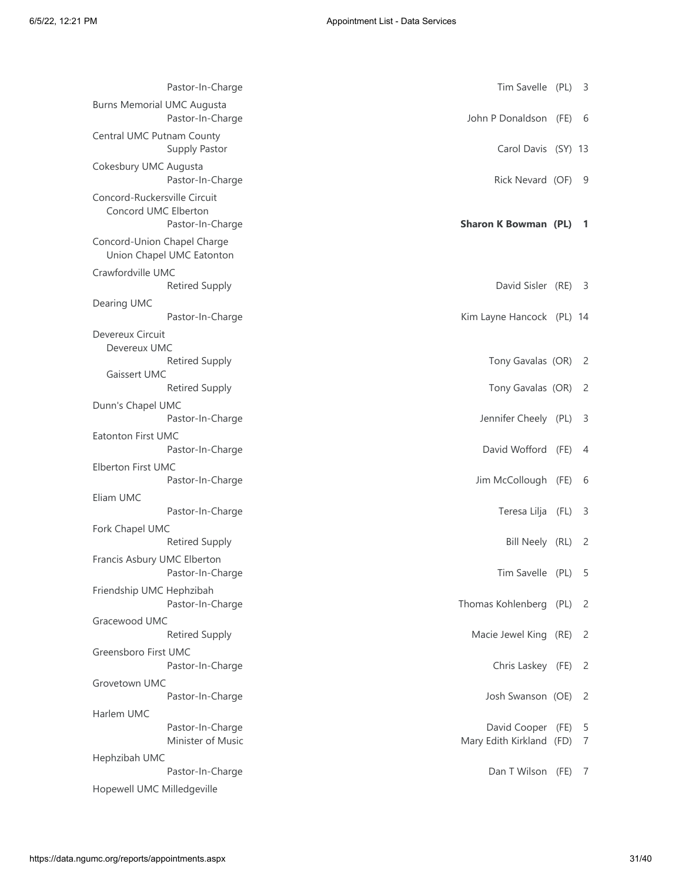| Church / Position | Appointee | Status | Years |
|---|---|---|---|
| Pastor-In-Charge | Tim Savelle | (PL) | 3 |
| **Burns Memorial UMC Augusta** | | | |
| Pastor-In-Charge | John P Donaldson | (FE) | 6 |
| **Central UMC Putnam County** | | | |
| Supply Pastor | Carol Davis | (SY) | 13 |
| **Cokesbury UMC Augusta** | | | |
| Pastor-In-Charge | Rick Nevard | (OF) | 9 |
| **Concord-Ruckersville Circuit** | | | |
| Concord UMC Elberton | | | |
| Pastor-In-Charge | **Sharon K Bowman** | **(PL)** | **1** |
| **Concord-Union Chapel Charge** | | | |
| Union Chapel UMC Eatonton | | | |
| **Crawfordville UMC** | | | |
| Retired Supply | David Sisler | (RE) | 3 |
| **Dearing UMC** | | | |
| Pastor-In-Charge | Kim Layne Hancock | (PL) | 14 |
| **Devereux Circuit** | | | |
| Devereux UMC | | | |
| Retired Supply | Tony Gavalas | (OR) | 2 |
| Gaissert UMC | | | |
| Retired Supply | Tony Gavalas | (OR) | 2 |
| **Dunn's Chapel UMC** | | | |
| Pastor-In-Charge | Jennifer Cheely | (PL) | 3 |
| **Eatonton First UMC** | | | |
| Pastor-In-Charge | David Wofford | (FE) | 4 |
| **Elberton First UMC** | | | |
| Pastor-In-Charge | Jim McCollough | (FE) | 6 |
| **Eliam UMC** | | | |
| Pastor-In-Charge | Teresa Lilja | (FL) | 3 |
| **Fork Chapel UMC** | | | |
| Retired Supply | Bill Neely | (RL) | 2 |
| **Francis Asbury UMC Elberton** | | | |
| Pastor-In-Charge | Tim Savelle | (PL) | 5 |
| **Friendship UMC Hephzibah** | | | |
| Pastor-In-Charge | Thomas Kohlenberg | (PL) | 2 |
| **Gracewood UMC** | | | |
| Retired Supply | Macie Jewel King | (RE) | 2 |
| **Greensboro First UMC** | | | |
| Pastor-In-Charge | Chris Laskey | (FE) | 2 |
| **Grovetown UMC** | | | |
| Pastor-In-Charge | Josh Swanson | (OE) | 2 |
| **Harlem UMC** | | | |
| Pastor-In-Charge | David Cooper | (FE) | 5 |
| Minister of Music | Mary Edith Kirkland | (FD) | 7 |
| **Hephzibah UMC** | | | |
| Pastor-In-Charge | Dan T Wilson | (FE) | 7 |
| **Hopewell UMC Milledgeville** | | | |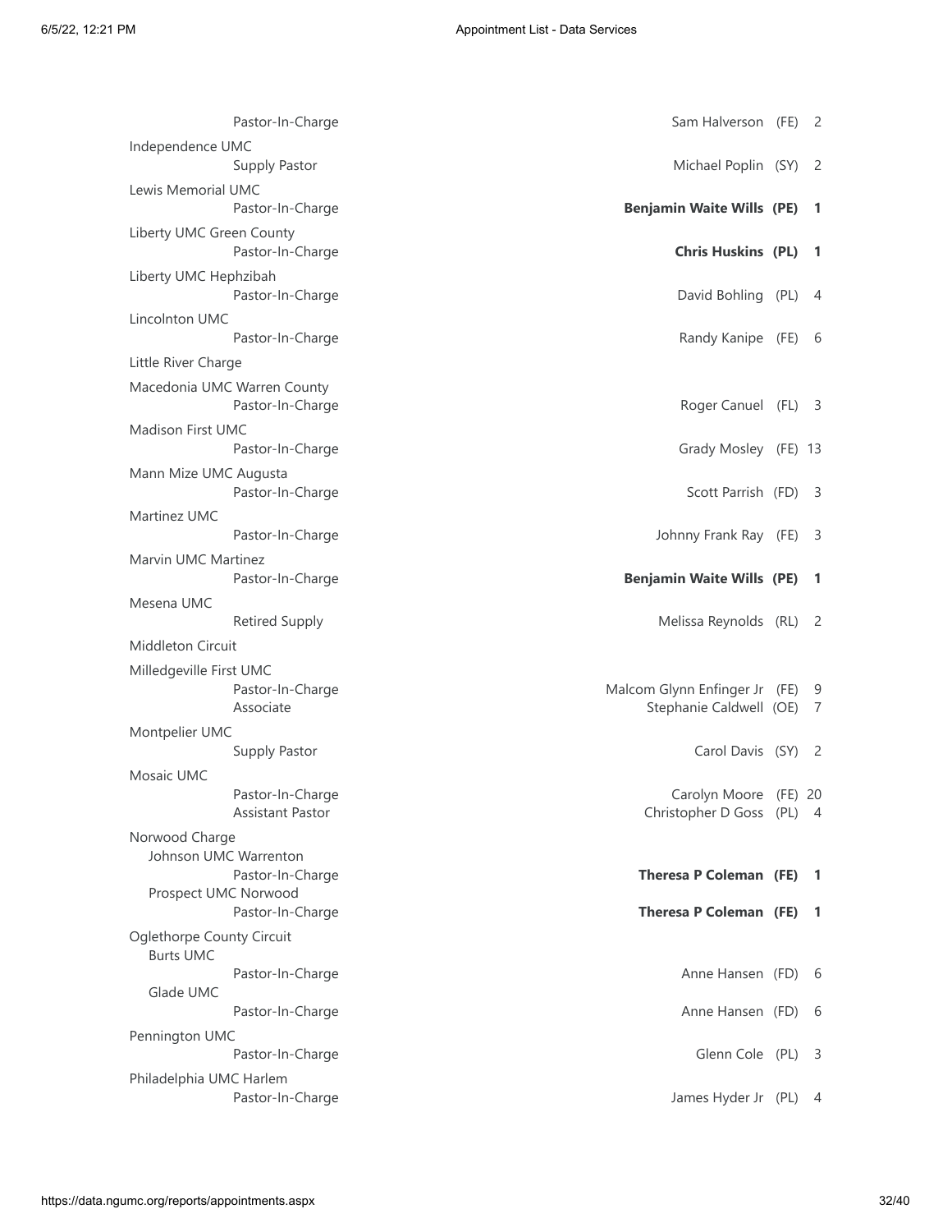| Church / Position | Appointee | Status | Years |
| --- | --- | --- | --- |
| Pastor-In-Charge | Sam Halverson | (FE) | 2 |
| **Independence UMC** | | | |
| Supply Pastor | Michael Poplin | (SY) | 2 |
| **Lewis Memorial UMC** | | | |
| Pastor-In-Charge | **Benjamin Waite Wills** | **(PE)** | **1** |
| **Liberty UMC Green County** | | | |
| Pastor-In-Charge | **Chris Huskins** | **(PL)** | **1** |
| **Liberty UMC Hephzibah** | | | |
| Pastor-In-Charge | David Bohling | (PL) | 4 |
| **Lincolnton UMC** | | | |
| Pastor-In-Charge | Randy Kanipe | (FE) | 6 |
| **Little River Charge** | | | |
| **Macedonia UMC Warren County** | | | |
| Pastor-In-Charge | Roger Canuel | (FL) | 3 |
| **Madison First UMC** | | | |
| Pastor-In-Charge | Grady Mosley | (FE) | 13 |
| **Mann Mize UMC Augusta** | | | |
| Pastor-In-Charge | Scott Parrish | (FD) | 3 |
| **Martinez UMC** | | | |
| Pastor-In-Charge | Johnny Frank Ray | (FE) | 3 |
| **Marvin UMC Martinez** | | | |
| Pastor-In-Charge | **Benjamin Waite Wills** | **(PE)** | **1** |
| **Mesena UMC** | | | |
| Retired Supply | Melissa Reynolds | (RL) | 2 |
| **Middleton Circuit** | | | |
| **Milledgeville First UMC** | | | |
| Pastor-In-Charge | Malcom Glynn Enfinger Jr | (FE) | 9 |
| Associate | Stephanie Caldwell | (OE) | 7 |
| **Montpelier UMC** | | | |
| Supply Pastor | Carol Davis | (SY) | 2 |
| **Mosaic UMC** | | | |
| Pastor-In-Charge | Carolyn Moore | (FE) | 20 |
| Assistant Pastor | Christopher D Goss | (PL) | 4 |
| **Norwood Charge** | | | |
| Johnson UMC Warrenton | | | |
| Pastor-In-Charge | **Theresa P Coleman** | **(FE)** | **1** |
| Prospect UMC Norwood | | | |
| Pastor-In-Charge | **Theresa P Coleman** | **(FE)** | **1** |
| **Oglethorpe County Circuit** | | | |
| Burts UMC | | | |
| Pastor-In-Charge | Anne Hansen | (FD) | 6 |
| Glade UMC | | | |
| Pastor-In-Charge | Anne Hansen | (FD) | 6 |
| **Pennington UMC** | | | |
| Pastor-In-Charge | Glenn Cole | (PL) | 3 |
| **Philadelphia UMC Harlem** | | | |
| Pastor-In-Charge | James Hyder Jr | (PL) | 4 |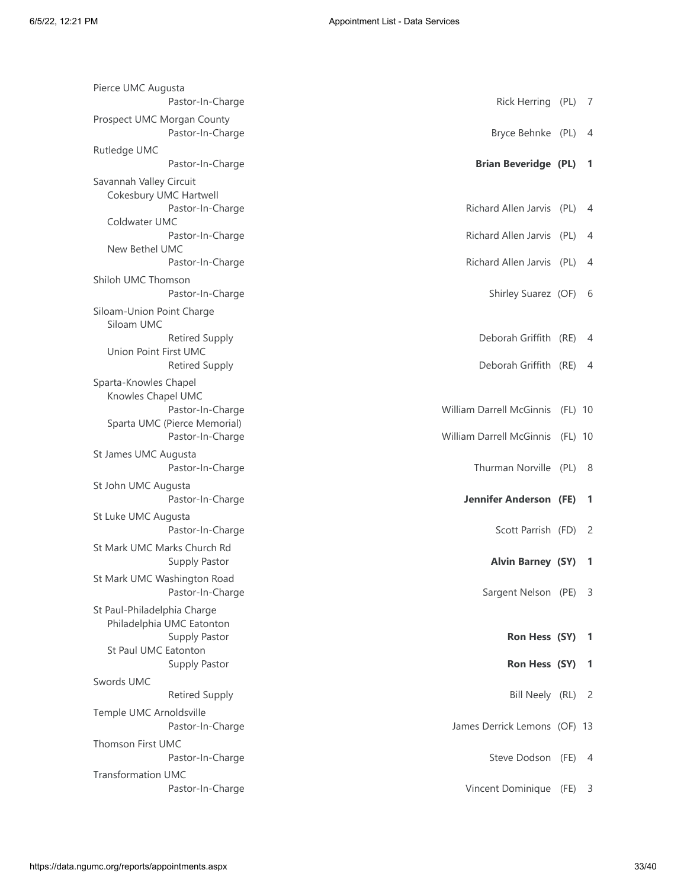| Church / Role | Appointee | Status | Years |
|---|---|---|---|
| Pierce UMC Augusta | | | |
| Pastor-In-Charge | Rick Herring | (PL) | 7 |
| Prospect UMC Morgan County | | | |
| Pastor-In-Charge | Bryce Behnke | (PL) | 4 |
| Rutledge UMC | | | |
| Pastor-In-Charge | **Brian Beveridge** | **(PL)** | **1** |
| Savannah Valley Circuit | | | |
| Cokesbury UMC Hartwell | | | |
| Pastor-In-Charge | Richard Allen Jarvis | (PL) | 4 |
| Coldwater UMC | | | |
| Pastor-In-Charge | Richard Allen Jarvis | (PL) | 4 |
| New Bethel UMC | | | |
| Pastor-In-Charge | Richard Allen Jarvis | (PL) | 4 |
| Shiloh UMC Thomson | | | |
| Pastor-In-Charge | Shirley Suarez | (OF) | 6 |
| Siloam-Union Point Charge | | | |
| Siloam UMC | | | |
| Retired Supply | Deborah Griffith | (RE) | 4 |
| Union Point First UMC | | | |
| Retired Supply | Deborah Griffith | (RE) | 4 |
| Sparta-Knowles Chapel | | | |
| Knowles Chapel UMC | | | |
| Pastor-In-Charge | William Darrell McGinnis | (FL) | 10 |
| Sparta UMC (Pierce Memorial) | | | |
| Pastor-In-Charge | William Darrell McGinnis | (FL) | 10 |
| St James UMC Augusta | | | |
| Pastor-In-Charge | Thurman Norville | (PL) | 8 |
| St John UMC Augusta | | | |
| Pastor-In-Charge | **Jennifer Anderson** | **(FE)** | **1** |
| St Luke UMC Augusta | | | |
| Pastor-In-Charge | Scott Parrish | (FD) | 2 |
| St Mark UMC Marks Church Rd | | | |
| Supply Pastor | **Alvin Barney** | **(SY)** | **1** |
| St Mark UMC Washington Road | | | |
| Pastor-In-Charge | Sargent Nelson | (PE) | 3 |
| St Paul-Philadelphia Charge | | | |
| Philadelphia UMC Eatonton | | | |
| Supply Pastor | **Ron Hess** | **(SY)** | **1** |
| St Paul UMC Eatonton | | | |
| Supply Pastor | **Ron Hess** | **(SY)** | **1** |
| Swords UMC | | | |
| Retired Supply | Bill Neely | (RL) | 2 |
| Temple UMC Arnoldsville | | | |
| Pastor-In-Charge | James Derrick Lemons | (OF) | 13 |
| Thomson First UMC | | | |
| Pastor-In-Charge | Steve Dodson | (FE) | 4 |
| Transformation UMC | | | |
| Pastor-In-Charge | Vincent Dominique | (FE) | 3 |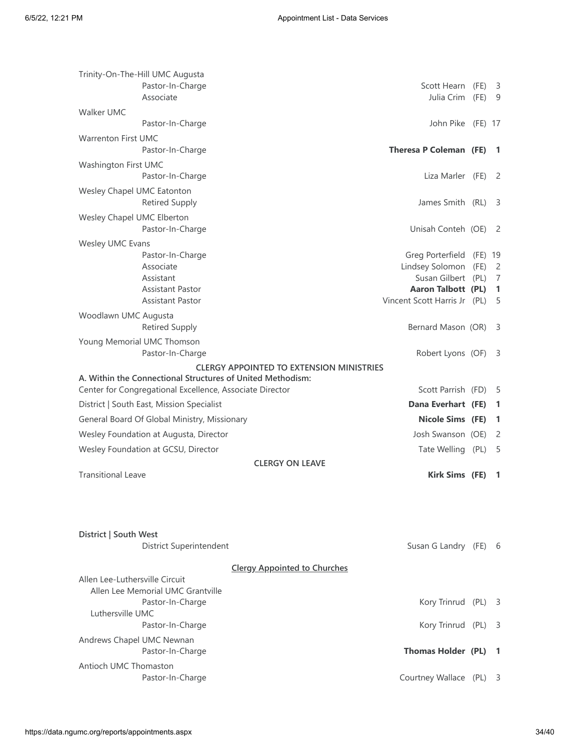| Church / Appointment | Clergy | Status | Years |
|---|---|---|---|
| Trinity-On-The-Hill UMC Augusta | | | |
| Pastor-In-Charge | Scott Hearn | (FE) | 3 |
| Associate | Julia Crim | (FE) | 9 |
| Walker UMC | | | |
| Pastor-In-Charge | John Pike | (FE) | 17 |
| Warrenton First UMC | | | |
| Pastor-In-Charge | **Theresa P Coleman** | **(FE)** | **1** |
| Washington First UMC | | | |
| Pastor-In-Charge | Liza Marler | (FE) | 2 |
| Wesley Chapel UMC Eatonton | | | |
| Retired Supply | James Smith | (RL) | 3 |
| Wesley Chapel UMC Elberton | | | |
| Pastor-In-Charge | Unisah Conteh | (OE) | 2 |
| Wesley UMC Evans | | | |
| Pastor-In-Charge | Greg Porterfield | (FE) | 19 |
| Associate | Lindsey Solomon | (FE) | 2 |
| Assistant | Susan Gilbert | (PL) | 7 |
| Assistant Pastor | **Aaron Talbott** | **(PL)** | **1** |
| Assistant Pastor | Vincent Scott Harris Jr | (PL) | 5 |
| Woodlawn UMC Augusta | | | |
| Retired Supply | Bernard Mason | (OR) | 3 |
| Young Memorial UMC Thomson | | | |
| Pastor-In-Charge | Robert Lyons | (OF) | 3 |

### CLERGY APPOINTED TO EXTENSION MINISTRIES

**A. Within the Connectional Structures of United Methodism:**

| Appointment | Clergy | Status | Years |
|---|---|---|---|
| Center for Congregational Excellence, Associate Director | Scott Parrish | (FD) | 5 |
| District \| South East, Mission Specialist | **Dana Everhart** | **(FE)** | **1** |
| General Board Of Global Ministry, Missionary | **Nicole Sims** | **(FE)** | **1** |
| Wesley Foundation at Augusta, Director | Josh Swanson | (OE) | 2 |
| Wesley Foundation at GCSU, Director | Tate Welling | (PL) | 5 |

### CLERGY ON LEAVE

| Leave | Clergy | Status | Years |
|---|---|---|---|
| Transitional Leave | **Kirk Sims** | **(FE)** | **1** |

## District | South West

| Appointment | Clergy | Status | Years |
|---|---|---|---|
| District Superintendent | Susan G Landry | (FE) | 6 |

### Clergy Appointed to Churches

| Church / Appointment | Clergy | Status | Years |
|---|---|---|---|
| Allen Lee-Luthersville Circuit | | | |
| Allen Lee Memorial UMC Grantville | | | |
| Pastor-In-Charge | Kory Trinrud | (PL) | 3 |
| Luthersville UMC | | | |
| Pastor-In-Charge | Kory Trinrud | (PL) | 3 |
| Andrews Chapel UMC Newnan | | | |
| Pastor-In-Charge | **Thomas Holder** | **(PL)** | **1** |
| Antioch UMC Thomaston | | | |
| Pastor-In-Charge | Courtney Wallace | (PL) | 3 |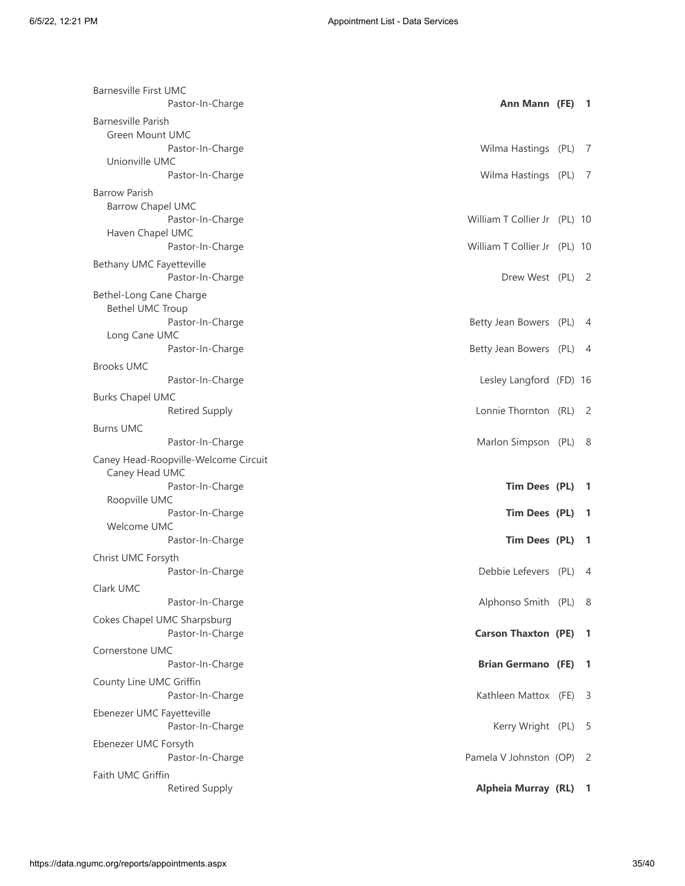Barnesville First UMC
    Pastor-In-Charge **Ann Mann (FE) 1**

Barnesville Parish
  Green Mount UMC
    Pastor-In-Charge Wilma Hastings (PL) 7
  Unionville UMC
    Pastor-In-Charge Wilma Hastings (PL) 7

Barrow Parish
  Barrow Chapel UMC
    Pastor-In-Charge William T Collier Jr (PL) 10
  Haven Chapel UMC
    Pastor-In-Charge William T Collier Jr (PL) 10

Bethany UMC Fayetteville
    Pastor-In-Charge Drew West (PL) 2

Bethel-Long Cane Charge
  Bethel UMC Troup
    Pastor-In-Charge Betty Jean Bowers (PL) 4
  Long Cane UMC
    Pastor-In-Charge Betty Jean Bowers (PL) 4

Brooks UMC
    Pastor-In-Charge Lesley Langford (FD) 16

Burks Chapel UMC
    Retired Supply Lonnie Thornton (RL) 2

Burns UMC
    Pastor-In-Charge Marlon Simpson (PL) 8

Caney Head-Roopville-Welcome Circuit
  Caney Head UMC
    Pastor-In-Charge **Tim Dees (PL) 1**
  Roopville UMC
    Pastor-In-Charge **Tim Dees (PL) 1**
  Welcome UMC
    Pastor-In-Charge **Tim Dees (PL) 1**

Christ UMC Forsyth
    Pastor-In-Charge Debbie Lefevers (PL) 4

Clark UMC
    Pastor-In-Charge Alphonso Smith (PL) 8

Cokes Chapel UMC Sharpsburg
    Pastor-In-Charge **Carson Thaxton (PE) 1**

Cornerstone UMC
    Pastor-In-Charge **Brian Germano (FE) 1**

County Line UMC Griffin
    Pastor-In-Charge Kathleen Mattox (FE) 3

Ebenezer UMC Fayetteville
    Pastor-In-Charge Kerry Wright (PL) 5

Ebenezer UMC Forsyth
    Pastor-In-Charge Pamela V Johnston (OP) 2

Faith UMC Griffin
    Retired Supply **Alpheia Murray (RL) 1**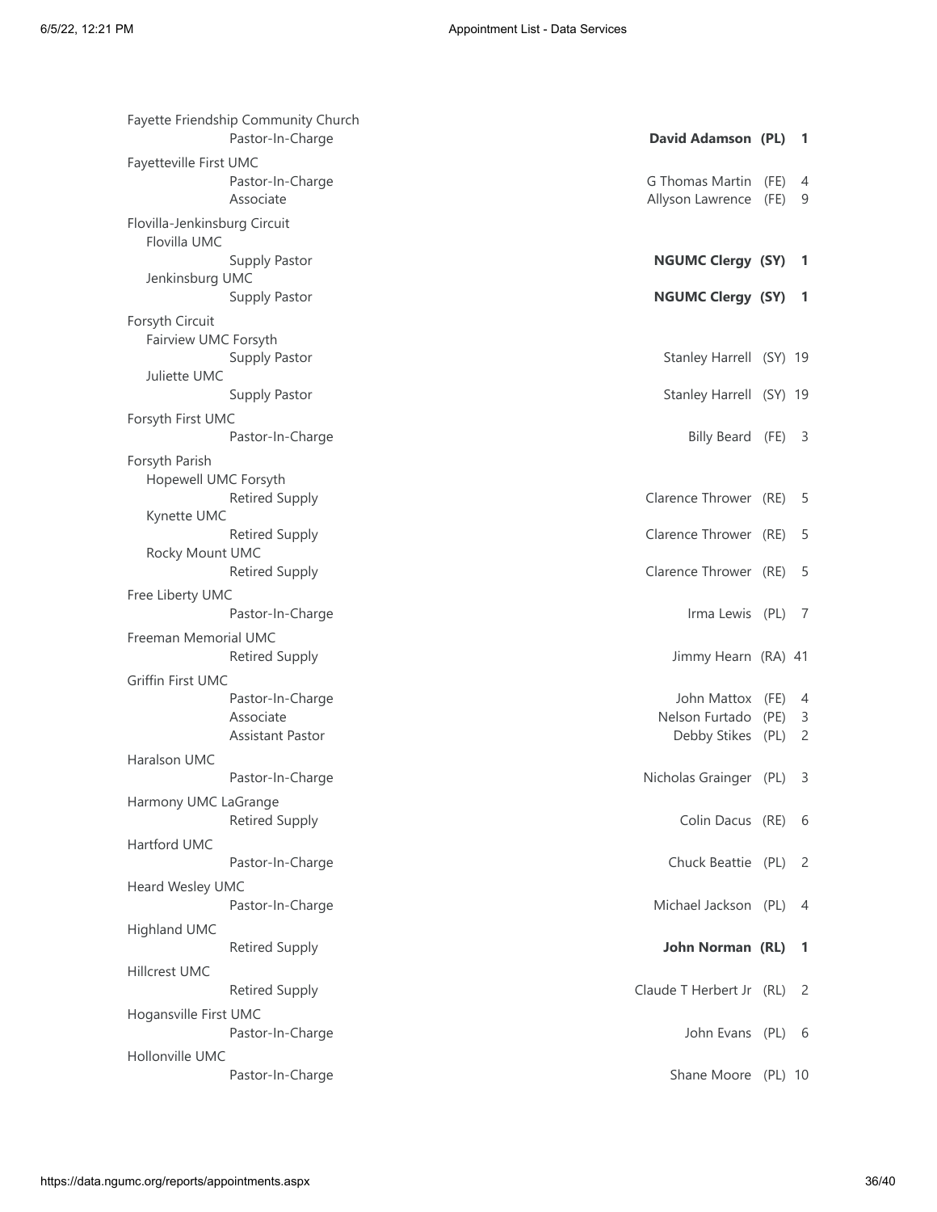| Church | Position | Pastor | Status | Years |
|---|---|---|---|---|
| Fayette Friendship Community Church | | | | |
| | Pastor-In-Charge | **David Adamson** | **(PL)** | **1** |
| Fayetteville First UMC | | | | |
| | Pastor-In-Charge | G Thomas Martin | (FE) | 4 |
| | Associate | Allyson Lawrence | (FE) | 9 |
| Flovilla-Jenkinsburg Circuit | | | | |
| Flovilla UMC | | | | |
| | Supply Pastor | **NGUMC Clergy** | **(SY)** | **1** |
| Jenkinsburg UMC | | | | |
| | Supply Pastor | **NGUMC Clergy** | **(SY)** | **1** |
| Forsyth Circuit | | | | |
| Fairview UMC Forsyth | | | | |
| | Supply Pastor | Stanley Harrell | (SY) | 19 |
| Juliette UMC | | | | |
| | Supply Pastor | Stanley Harrell | (SY) | 19 |
| Forsyth First UMC | | | | |
| | Pastor-In-Charge | Billy Beard | (FE) | 3 |
| Forsyth Parish | | | | |
| Hopewell UMC Forsyth | | | | |
| | Retired Supply | Clarence Thrower | (RE) | 5 |
| Kynette UMC | | | | |
| | Retired Supply | Clarence Thrower | (RE) | 5 |
| Rocky Mount UMC | | | | |
| | Retired Supply | Clarence Thrower | (RE) | 5 |
| Free Liberty UMC | | | | |
| | Pastor-In-Charge | Irma Lewis | (PL) | 7 |
| Freeman Memorial UMC | | | | |
| | Retired Supply | Jimmy Hearn | (RA) | 41 |
| Griffin First UMC | | | | |
| | Pastor-In-Charge | John Mattox | (FE) | 4 |
| | Associate | Nelson Furtado | (PE) | 3 |
| | Assistant Pastor | Debby Stikes | (PL) | 2 |
| Haralson UMC | | | | |
| | Pastor-In-Charge | Nicholas Grainger | (PL) | 3 |
| Harmony UMC LaGrange | | | | |
| | Retired Supply | Colin Dacus | (RE) | 6 |
| Hartford UMC | | | | |
| | Pastor-In-Charge | Chuck Beattie | (PL) | 2 |
| Heard Wesley UMC | | | | |
| | Pastor-In-Charge | Michael Jackson | (PL) | 4 |
| Highland UMC | | | | |
| | Retired Supply | **John Norman** | **(RL)** | **1** |
| Hillcrest UMC | | | | |
| | Retired Supply | Claude T Herbert Jr | (RL) | 2 |
| Hogansville First UMC | | | | |
| | Pastor-In-Charge | John Evans | (PL) | 6 |
| Hollonville UMC | | | | |
| | Pastor-In-Charge | Shane Moore | (PL) | 10 |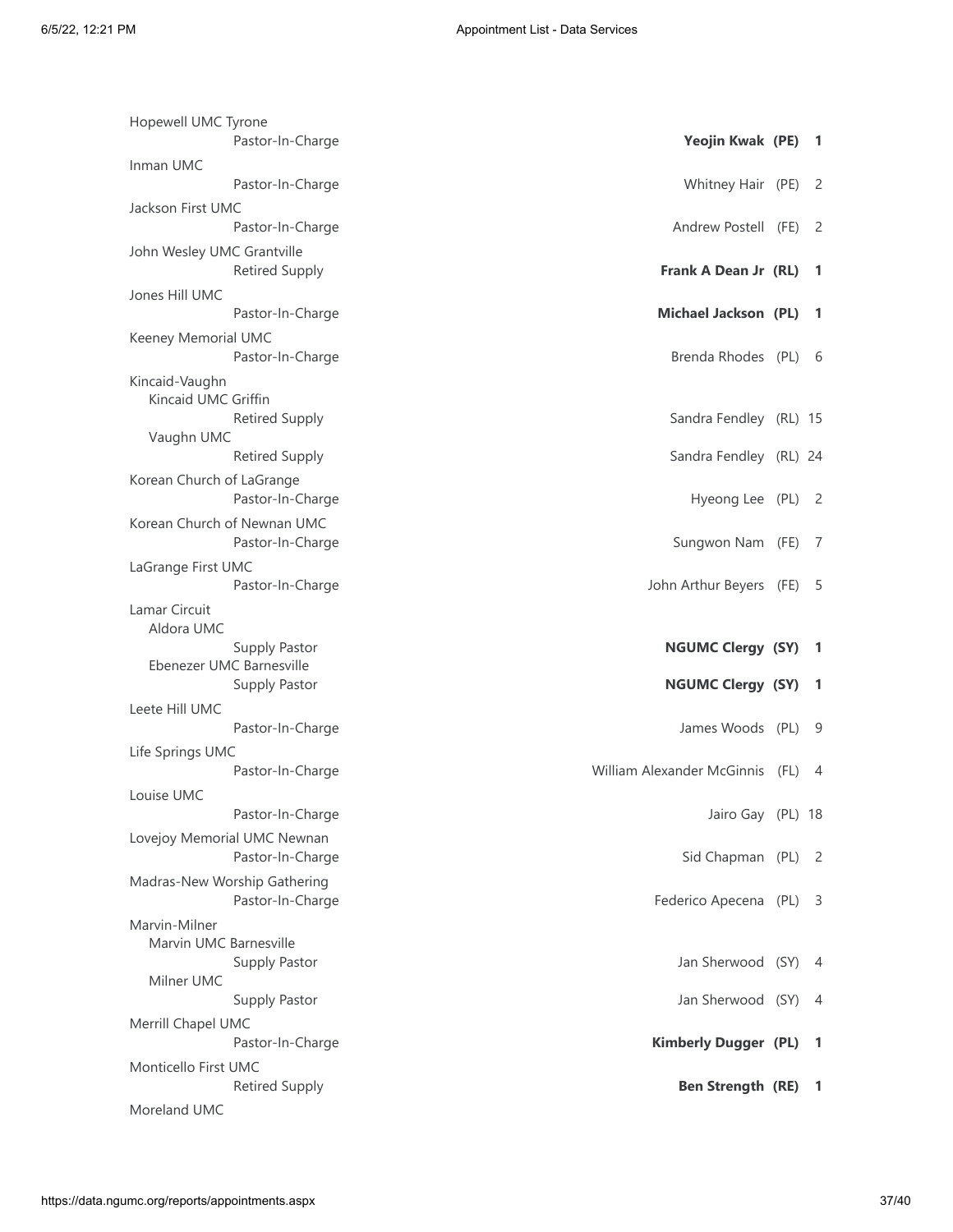Hopewell UMC Tyrone
    Pastor-In-Charge — **Yeojin Kwak (PE) 1**

Inman UMC
    Pastor-In-Charge — Whitney Hair (PE) 2

Jackson First UMC
    Pastor-In-Charge — Andrew Postell (FE) 2

John Wesley UMC Grantville
    Retired Supply — **Frank A Dean Jr (RL) 1**

Jones Hill UMC
    Pastor-In-Charge — **Michael Jackson (PL) 1**

Keeney Memorial UMC
    Pastor-In-Charge — Brenda Rhodes (PL) 6

Kincaid-Vaughn
  Kincaid UMC Griffin
    Retired Supply — Sandra Fendley (RL) 15
  Vaughn UMC
    Retired Supply — Sandra Fendley (RL) 24

Korean Church of LaGrange
    Pastor-In-Charge — Hyeong Lee (PL) 2

Korean Church of Newnan UMC
    Pastor-In-Charge — Sungwon Nam (FE) 7

LaGrange First UMC
    Pastor-In-Charge — John Arthur Beyers (FE) 5

Lamar Circuit
  Aldora UMC
    Supply Pastor — **NGUMC Clergy (SY) 1**
  Ebenezer UMC Barnesville
    Supply Pastor — **NGUMC Clergy (SY) 1**

Leete Hill UMC
    Pastor-In-Charge — James Woods (PL) 9

Life Springs UMC
    Pastor-In-Charge — William Alexander McGinnis (FL) 4

Louise UMC
    Pastor-In-Charge — Jairo Gay (PL) 18

Lovejoy Memorial UMC Newnan
    Pastor-In-Charge — Sid Chapman (PL) 2

Madras-New Worship Gathering
    Pastor-In-Charge — Federico Apecena (PL) 3

Marvin-Milner
  Marvin UMC Barnesville
    Supply Pastor — Jan Sherwood (SY) 4
  Milner UMC
    Supply Pastor — Jan Sherwood (SY) 4

Merrill Chapel UMC
    Pastor-In-Charge — **Kimberly Dugger (PL) 1**

Monticello First UMC
    Retired Supply — **Ben Strength (RE) 1**

Moreland UMC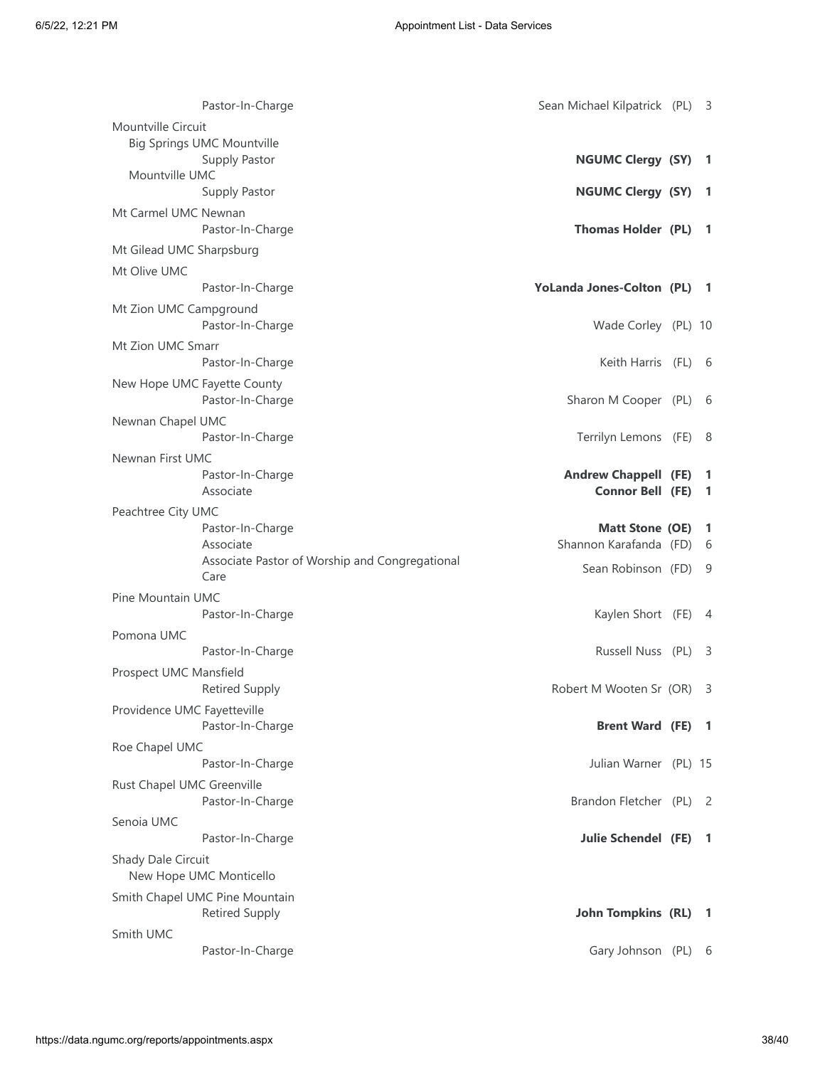| Church / Position | Appointee | Years |
|---|---|---|
| Pastor-In-Charge | Sean Michael Kilpatrick (PL) | 3 |
| **Mountville Circuit** | | |
| Big Springs UMC Mountville | | |
| Supply Pastor | **NGUMC Clergy (SY)** | **1** |
| Mountville UMC | | |
| Supply Pastor | **NGUMC Clergy (SY)** | **1** |
| **Mt Carmel UMC Newnan** | | |
| Pastor-In-Charge | **Thomas Holder (PL)** | **1** |
| **Mt Gilead UMC Sharpsburg** | | |
| **Mt Olive UMC** | | |
| Pastor-In-Charge | **YoLanda Jones-Colton (PL)** | **1** |
| **Mt Zion UMC Campground** | | |
| Pastor-In-Charge | Wade Corley (PL) | 10 |
| **Mt Zion UMC Smarr** | | |
| Pastor-In-Charge | Keith Harris (FL) | 6 |
| **New Hope UMC Fayette County** | | |
| Pastor-In-Charge | Sharon M Cooper (PL) | 6 |
| **Newnan Chapel UMC** | | |
| Pastor-In-Charge | Terrilyn Lemons (FE) | 8 |
| **Newnan First UMC** | | |
| Pastor-In-Charge | **Andrew Chappell (FE)** | **1** |
| Associate | **Connor Bell (FE)** | **1** |
| **Peachtree City UMC** | | |
| Pastor-In-Charge | **Matt Stone (OE)** | **1** |
| Associate | Shannon Karafanda (FD) | 6 |
| Associate Pastor of Worship and Congregational Care | Sean Robinson (FD) | 9 |
| **Pine Mountain UMC** | | |
| Pastor-In-Charge | Kaylen Short (FE) | 4 |
| **Pomona UMC** | | |
| Pastor-In-Charge | Russell Nuss (PL) | 3 |
| **Prospect UMC Mansfield** | | |
| Retired Supply | Robert M Wooten Sr (OR) | 3 |
| **Providence UMC Fayetteville** | | |
| Pastor-In-Charge | **Brent Ward (FE)** | **1** |
| **Roe Chapel UMC** | | |
| Pastor-In-Charge | Julian Warner (PL) | 15 |
| **Rust Chapel UMC Greenville** | | |
| Pastor-In-Charge | Brandon Fletcher (PL) | 2 |
| **Senoia UMC** | | |
| Pastor-In-Charge | **Julie Schendel (FE)** | **1** |
| **Shady Dale Circuit** | | |
| New Hope UMC Monticello | | |
| **Smith Chapel UMC Pine Mountain** | | |
| Retired Supply | **John Tompkins (RL)** | **1** |
| **Smith UMC** | | |
| Pastor-In-Charge | Gary Johnson (PL) | 6 |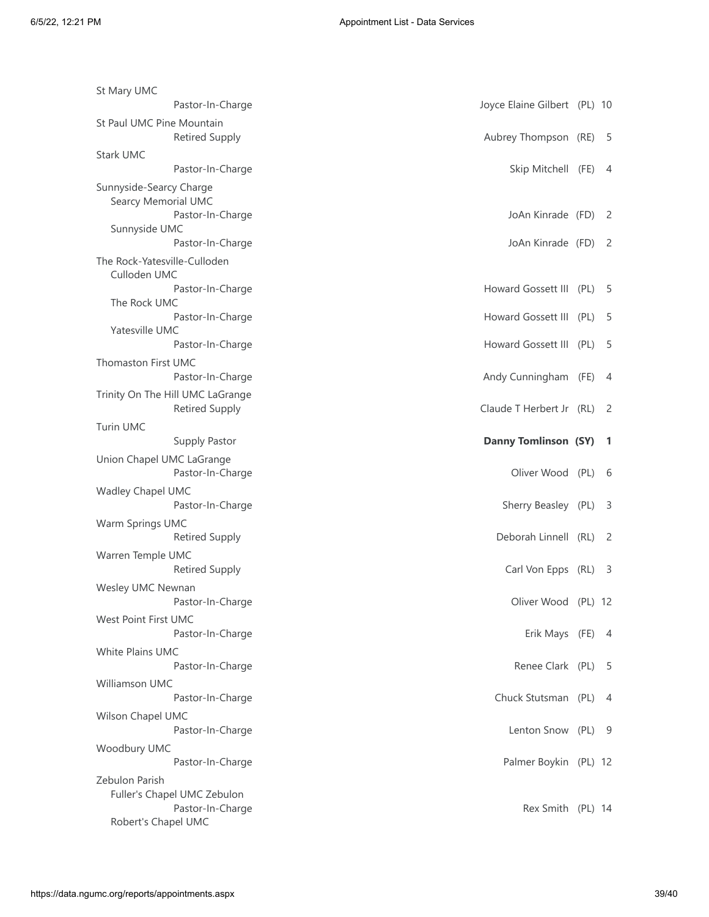St Mary UMC
    Pastor-In-Charge — Joyce Elaine Gilbert (PL) 10

St Paul UMC Pine Mountain
    Retired Supply — Aubrey Thompson (RE) 5

Stark UMC
    Pastor-In-Charge — Skip Mitchell (FE) 4

Sunnyside-Searcy Charge
  Searcy Memorial UMC
    Pastor-In-Charge — JoAn Kinrade (FD) 2
  Sunnyside UMC
    Pastor-In-Charge — JoAn Kinrade (FD) 2

The Rock-Yatesville-Culloden
  Culloden UMC
    Pastor-In-Charge — Howard Gossett III (PL) 5
  The Rock UMC
    Pastor-In-Charge — Howard Gossett III (PL) 5
  Yatesville UMC
    Pastor-In-Charge — Howard Gossett III (PL) 5

Thomaston First UMC
    Pastor-In-Charge — Andy Cunningham (FE) 4

Trinity On The Hill UMC LaGrange
    Retired Supply — Claude T Herbert Jr (RL) 2

Turin UMC
    Supply Pastor — **Danny Tomlinson (SY) 1**

Union Chapel UMC LaGrange
    Pastor-In-Charge — Oliver Wood (PL) 6

Wadley Chapel UMC
    Pastor-In-Charge — Sherry Beasley (PL) 3

Warm Springs UMC
    Retired Supply — Deborah Linnell (RL) 2

Warren Temple UMC
    Retired Supply — Carl Von Epps (RL) 3

Wesley UMC Newnan
    Pastor-In-Charge — Oliver Wood (PL) 12

West Point First UMC
    Pastor-In-Charge — Erik Mays (FE) 4

White Plains UMC
    Pastor-In-Charge — Renee Clark (PL) 5

Williamson UMC
    Pastor-In-Charge — Chuck Stutsman (PL) 4

Wilson Chapel UMC
    Pastor-In-Charge — Lenton Snow (PL) 9

Woodbury UMC
    Pastor-In-Charge — Palmer Boykin (PL) 12

Zebulon Parish
  Fuller's Chapel UMC Zebulon
    Pastor-In-Charge — Rex Smith (PL) 14
  Robert's Chapel UMC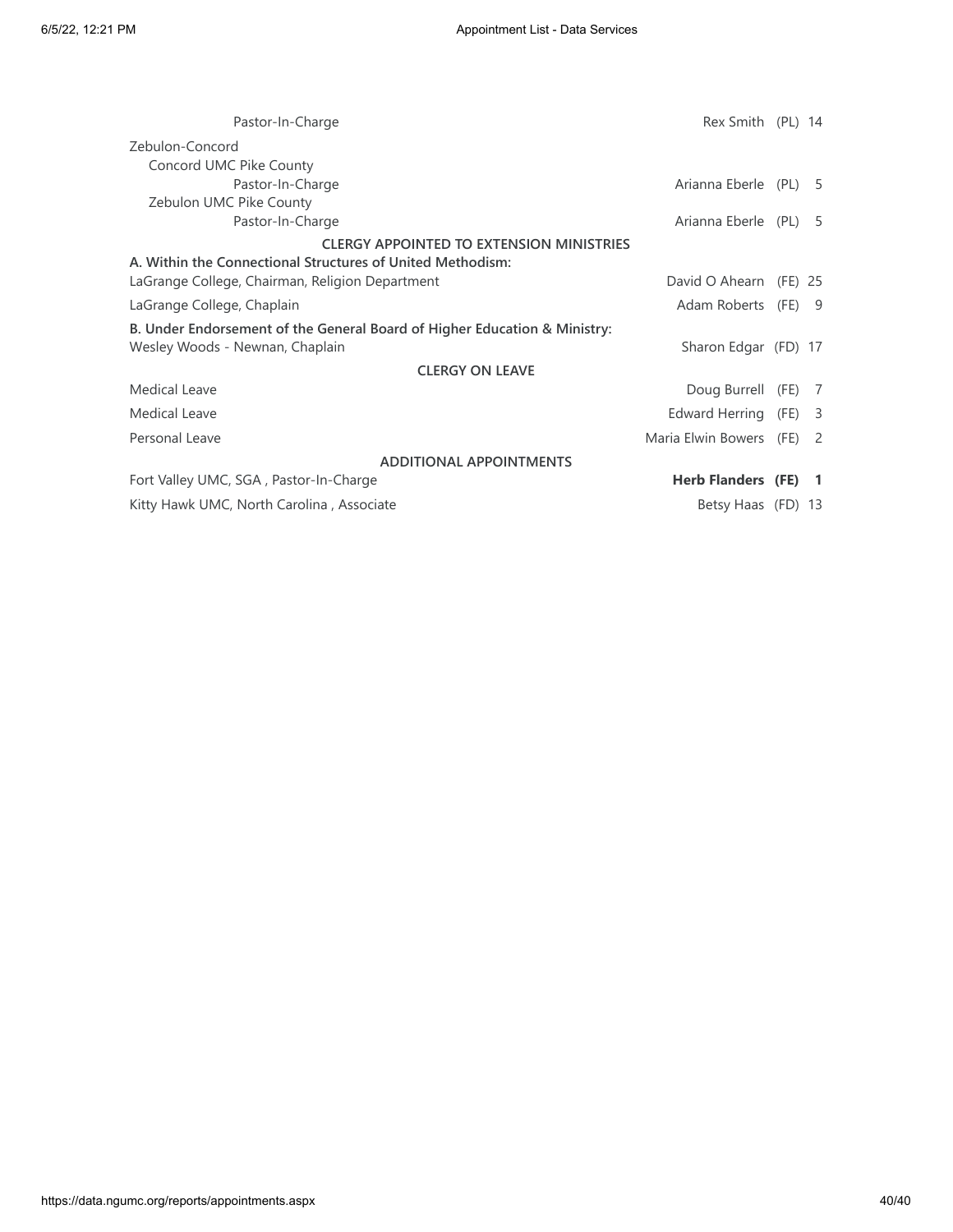| | | |
|---|---|---|
| Pastor-In-Charge | Rex Smith (PL) | 14 |
| Zebulon-Concord | | |
| Concord UMC Pike County | | |
| Pastor-In-Charge | Arianna Eberle (PL) | 5 |
| Zebulon UMC Pike County | | |
| Pastor-In-Charge | Arianna Eberle (PL) | 5 |

### CLERGY APPOINTED TO EXTENSION MINISTRIES

**A. Within the Connectional Structures of United Methodism:**

| | | |
|---|---|---|
| LaGrange College, Chairman, Religion Department | David O Ahearn (FE) | 25 |
| LaGrange College, Chaplain | Adam Roberts (FE) | 9 |

**B. Under Endorsement of the General Board of Higher Education & Ministry:**

| | | |
|---|---|---|
| Wesley Woods - Newnan, Chaplain | Sharon Edgar (FD) | 17 |

### CLERGY ON LEAVE

| | | |
|---|---|---|
| Medical Leave | Doug Burrell (FE) | 7 |
| Medical Leave | Edward Herring (FE) | 3 |
| Personal Leave | Maria Elwin Bowers (FE) | 2 |

### ADDITIONAL APPOINTMENTS

| | | |
|---|---|---|
| Fort Valley UMC, SGA , Pastor-In-Charge | **Herb Flanders (FE)** | **1** |
| Kitty Hawk UMC, North Carolina , Associate | Betsy Haas (FD) | 13 |